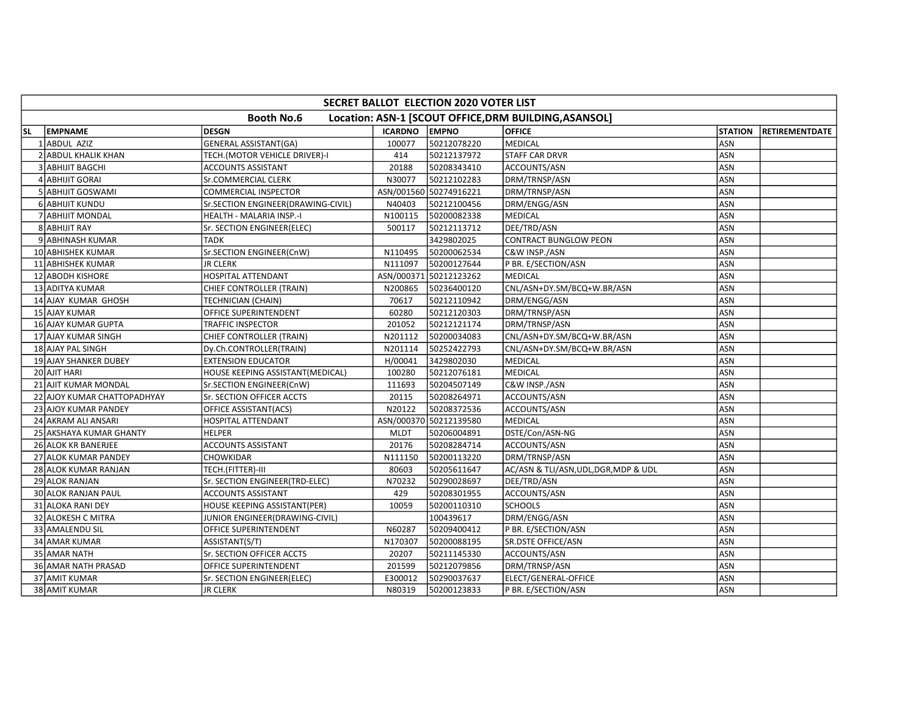# SECRET BALLOT ELECTION 2020 VOTER LIST

## Booth No.6 Location: ASN-1 [SCOUT OFFICE,DRM BUILDING,ASANSOL]

| SL | EMPNAME | DESGN | ICARDNO | EMPNO | OFFICE | STATION | RETIREMENTDATE |
|---|---|---|---|---|---|---|---|
| 1 | ABDUL AZIZ | GENERAL ASSISTANT(GA) | 100077 | 50212078220 | MEDICAL | ASN | |
| 2 | ABDUL KHALIK KHAN | TECH.(MOTOR VEHICLE DRIVER)-I | 414 | 50212137972 | STAFF CAR DRVR | ASN | |
| 3 | ABHIJIT BAGCHI | ACCOUNTS ASSISTANT | 20188 | 50208343410 | ACCOUNTS/ASN | ASN | |
| 4 | ABHIJIT GORAI | Sr.COMMERCIAL CLERK | N30077 | 50212102283 | DRM/TRNSP/ASN | ASN | |
| 5 | ABHIJIT GOSWAMI | COMMERCIAL INSPECTOR | ASN/001560 | 50274916221 | DRM/TRNSP/ASN | ASN | |
| 6 | ABHIJIT KUNDU | Sr.SECTION ENGINEER(DRAWING-CIVIL) | N40403 | 50212100456 | DRM/ENGG/ASN | ASN | |
| 7 | ABHIJIT MONDAL | HEALTH - MALARIA INSP.-I | N100115 | 50200082338 | MEDICAL | ASN | |
| 8 | ABHIJIT RAY | Sr. SECTION ENGINEER(ELEC) | 500117 | 50212113712 | DEE/TRD/ASN | ASN | |
| 9 | ABHINASH KUMAR | TADK | | 3429802025 | CONTRACT BUNGLOW PEON | ASN | |
| 10 | ABHISHEK KUMAR | Sr.SECTION ENGINEER(CnW) | N110495 | 50200062534 | C&W INSP./ASN | ASN | |
| 11 | ABHISHEK KUMAR | JR CLERK | N111097 | 50200127644 | P BR. E/SECTION/ASN | ASN | |
| 12 | ABODH KISHORE | HOSPITAL ATTENDANT | ASN/000371 | 50212123262 | MEDICAL | ASN | |
| 13 | ADITYA KUMAR | CHIEF CONTROLLER (TRAIN) | N200865 | 50236400120 | CNL/ASN+DY.SM/BCQ+W.BR/ASN | ASN | |
| 14 | AJAY KUMAR GHOSH | TECHNICIAN (CHAIN) | 70617 | 50212110942 | DRM/ENGG/ASN | ASN | |
| 15 | AJAY KUMAR | OFFICE SUPERINTENDENT | 60280 | 50212120303 | DRM/TRNSP/ASN | ASN | |
| 16 | AJAY KUMAR GUPTA | TRAFFIC INSPECTOR | 201052 | 50212121174 | DRM/TRNSP/ASN | ASN | |
| 17 | AJAY KUMAR SINGH | CHIEF CONTROLLER (TRAIN) | N201112 | 50200034083 | CNL/ASN+DY.SM/BCQ+W.BR/ASN | ASN | |
| 18 | AJAY PAL SINGH | Dy.Ch.CONTROLLER(TRAIN) | N201114 | 50252422793 | CNL/ASN+DY.SM/BCQ+W.BR/ASN | ASN | |
| 19 | AJAY SHANKER DUBEY | EXTENSION EDUCATOR | H/00041 | 3429802030 | MEDICAL | ASN | |
| 20 | AJIT HARI | HOUSE KEEPING ASSISTANT(MEDICAL) | 100280 | 50212076181 | MEDICAL | ASN | |
| 21 | AJIT KUMAR MONDAL | Sr.SECTION ENGINEER(CnW) | 111693 | 50204507149 | C&W INSP./ASN | ASN | |
| 22 | AJOY KUMAR CHATTOPADHYAY | Sr. SECTION OFFICER ACCTS | 20115 | 50208264971 | ACCOUNTS/ASN | ASN | |
| 23 | AJOY KUMAR PANDEY | OFFICE ASSISTANT(ACS) | N20122 | 50208372536 | ACCOUNTS/ASN | ASN | |
| 24 | AKRAM ALI ANSARI | HOSPITAL ATTENDANT | ASN/000370 | 50212139580 | MEDICAL | ASN | |
| 25 | AKSHAYA KUMAR GHANTY | HELPER | MLDT | 50206004891 | DSTE/Con/ASN-NG | ASN | |
| 26 | ALOK KR BANERJEE | ACCOUNTS ASSISTANT | 20176 | 50208284714 | ACCOUNTS/ASN | ASN | |
| 27 | ALOK KUMAR PANDEY | CHOWKIDAR | N111150 | 50200113220 | DRM/TRNSP/ASN | ASN | |
| 28 | ALOK KUMAR RANJAN | TECH.(FITTER)-III | 80603 | 50205611647 | AC/ASN & TLI/ASN,UDL,DGR,MDP & UDL | ASN | |
| 29 | ALOK RANJAN | Sr. SECTION ENGINEER(TRD-ELEC) | N70232 | 50290028697 | DEE/TRD/ASN | ASN | |
| 30 | ALOK RANJAN PAUL | ACCOUNTS ASSISTANT | 429 | 50208301955 | ACCOUNTS/ASN | ASN | |
| 31 | ALOKA RANI DEY | HOUSE KEEPING ASSISTANT(PER) | 10059 | 50200110310 | SCHOOLS | ASN | |
| 32 | ALOKESH C MITRA | JUNIOR ENGINEER(DRAWING-CIVIL) | | 100439617 | DRM/ENGG/ASN | ASN | |
| 33 | AMALENDU SIL | OFFICE SUPERINTENDENT | N60287 | 50209400412 | P BR. E/SECTION/ASN | ASN | |
| 34 | AMAR KUMAR | ASSISTANT(S/T) | N170307 | 50200088195 | SR.DSTE OFFICE/ASN | ASN | |
| 35 | AMAR NATH | Sr. SECTION OFFICER ACCTS | 20207 | 50211145330 | ACCOUNTS/ASN | ASN | |
| 36 | AMAR NATH PRASAD | OFFICE SUPERINTENDENT | 201599 | 50212079856 | DRM/TRNSP/ASN | ASN | |
| 37 | AMIT KUMAR | Sr. SECTION ENGINEER(ELEC) | E300012 | 50290037637 | ELECT/GENERAL-OFFICE | ASN | |
| 38 | AMIT KUMAR | JR CLERK | N80319 | 50200123833 | P BR. E/SECTION/ASN | ASN | |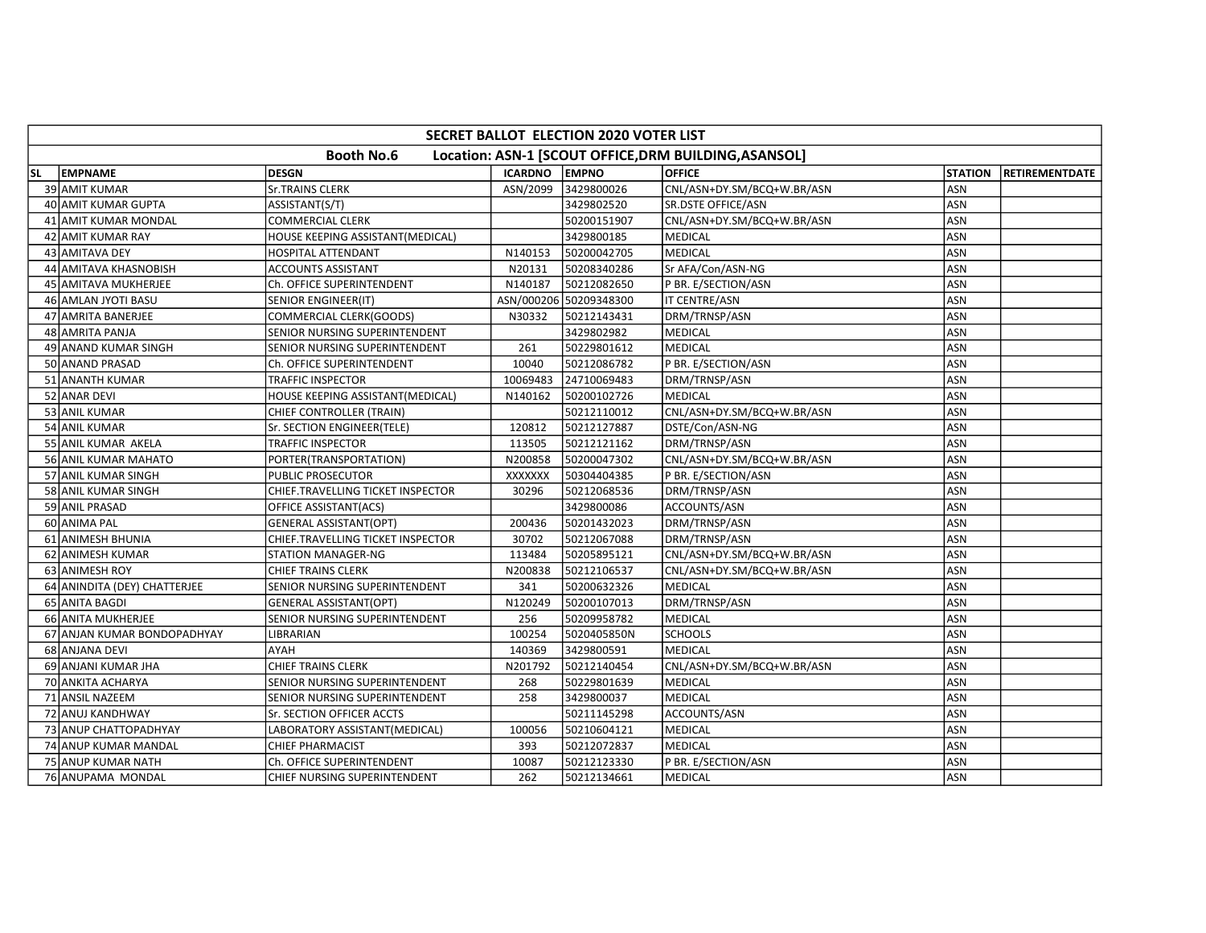| SECRET BALLOT ELECTION 2020 VOTER LIST | | | | | | | |
|---|---|---|---|---|---|---|---|
| Booth No.6 Location: ASN-1 [SCOUT OFFICE,DRM BUILDING,ASANSOL] | | | | | | | |
| **SL** | **EMPNAME** | **DESGN** | **ICARDNO** | **EMPNO** | **OFFICE** | **STATION** | **RETIREMENTDATE** |
| 39 | AMIT KUMAR | Sr.TRAINS CLERK | ASN/2099 | 3429800026 | CNL/ASN+DY.SM/BCQ+W.BR/ASN | ASN | |
| 40 | AMIT KUMAR GUPTA | ASSISTANT(S/T) | | 3429802520 | SR.DSTE OFFICE/ASN | ASN | |
| 41 | AMIT KUMAR MONDAL | COMMERCIAL CLERK | | 50200151907 | CNL/ASN+DY.SM/BCQ+W.BR/ASN | ASN | |
| 42 | AMIT KUMAR RAY | HOUSE KEEPING ASSISTANT(MEDICAL) | | 3429800185 | MEDICAL | ASN | |
| 43 | AMITAVA DEY | HOSPITAL ATTENDANT | N140153 | 50200042705 | MEDICAL | ASN | |
| 44 | AMITAVA KHASNOBISH | ACCOUNTS ASSISTANT | N20131 | 50208340286 | Sr AFA/Con/ASN-NG | ASN | |
| 45 | AMITAVA MUKHERJEE | Ch. OFFICE SUPERINTENDENT | N140187 | 50212082650 | P BR. E/SECTION/ASN | ASN | |
| 46 | AMLAN JYOTI BASU | SENIOR ENGINEER(IT) | ASN/000206 | 50209348300 | IT CENTRE/ASN | ASN | |
| 47 | AMRITA BANERJEE | COMMERCIAL CLERK(GOODS) | N30332 | 50212143431 | DRM/TRNSP/ASN | ASN | |
| 48 | AMRITA PANJA | SENIOR NURSING SUPERINTENDENT | | 3429802982 | MEDICAL | ASN | |
| 49 | ANAND KUMAR SINGH | SENIOR NURSING SUPERINTENDENT | 261 | 50229801612 | MEDICAL | ASN | |
| 50 | ANAND PRASAD | Ch. OFFICE SUPERINTENDENT | 10040 | 50212086782 | P BR. E/SECTION/ASN | ASN | |
| 51 | ANANTH KUMAR | TRAFFIC INSPECTOR | 10069483 | 24710069483 | DRM/TRNSP/ASN | ASN | |
| 52 | ANAR DEVI | HOUSE KEEPING ASSISTANT(MEDICAL) | N140162 | 50200102726 | MEDICAL | ASN | |
| 53 | ANIL KUMAR | CHIEF CONTROLLER (TRAIN) | | 50212110012 | CNL/ASN+DY.SM/BCQ+W.BR/ASN | ASN | |
| 54 | ANIL KUMAR | Sr. SECTION ENGINEER(TELE) | 120812 | 50212127887 | DSTE/Con/ASN-NG | ASN | |
| 55 | ANIL KUMAR AKELA | TRAFFIC INSPECTOR | 113505 | 50212121162 | DRM/TRNSP/ASN | ASN | |
| 56 | ANIL KUMAR MAHATO | PORTER(TRANSPORTATION) | N200858 | 50200047302 | CNL/ASN+DY.SM/BCQ+W.BR/ASN | ASN | |
| 57 | ANIL KUMAR SINGH | PUBLIC PROSECUTOR | XXXXXXX | 50304404385 | P BR. E/SECTION/ASN | ASN | |
| 58 | ANIL KUMAR SINGH | CHIEF.TRAVELLING TICKET INSPECTOR | 30296 | 50212068536 | DRM/TRNSP/ASN | ASN | |
| 59 | ANIL PRASAD | OFFICE ASSISTANT(ACS) | | 3429800086 | ACCOUNTS/ASN | ASN | |
| 60 | ANIMA PAL | GENERAL ASSISTANT(OPT) | 200436 | 50201432023 | DRM/TRNSP/ASN | ASN | |
| 61 | ANIMESH BHUNIA | CHIEF.TRAVELLING TICKET INSPECTOR | 30702 | 50212067088 | DRM/TRNSP/ASN | ASN | |
| 62 | ANIMESH KUMAR | STATION MANAGER-NG | 113484 | 50205895121 | CNL/ASN+DY.SM/BCQ+W.BR/ASN | ASN | |
| 63 | ANIMESH ROY | CHIEF TRAINS CLERK | N200838 | 50212106537 | CNL/ASN+DY.SM/BCQ+W.BR/ASN | ASN | |
| 64 | ANINDITA (DEY) CHATTERJEE | SENIOR NURSING SUPERINTENDENT | 341 | 50200632326 | MEDICAL | ASN | |
| 65 | ANITA BAGDI | GENERAL ASSISTANT(OPT) | N120249 | 50200107013 | DRM/TRNSP/ASN | ASN | |
| 66 | ANITA MUKHERJEE | SENIOR NURSING SUPERINTENDENT | 256 | 50209958782 | MEDICAL | ASN | |
| 67 | ANJAN KUMAR BONDOPADHYAY | LIBRARIAN | 100254 | 5020405850N | SCHOOLS | ASN | |
| 68 | ANJANA DEVI | AYAH | 140369 | 3429800591 | MEDICAL | ASN | |
| 69 | ANJANI KUMAR JHA | CHIEF TRAINS CLERK | N201792 | 50212140454 | CNL/ASN+DY.SM/BCQ+W.BR/ASN | ASN | |
| 70 | ANKITA ACHARYA | SENIOR NURSING SUPERINTENDENT | 268 | 50229801639 | MEDICAL | ASN | |
| 71 | ANSIL NAZEEM | SENIOR NURSING SUPERINTENDENT | 258 | 3429800037 | MEDICAL | ASN | |
| 72 | ANUJ KANDHWAY | Sr. SECTION OFFICER ACCTS | | 50211145298 | ACCOUNTS/ASN | ASN | |
| 73 | ANUP CHATTOPADHYAY | LABORATORY ASSISTANT(MEDICAL) | 100056 | 50210604121 | MEDICAL | ASN | |
| 74 | ANUP KUMAR MANDAL | CHIEF PHARMACIST | 393 | 50212072837 | MEDICAL | ASN | |
| 75 | ANUP KUMAR NATH | Ch. OFFICE SUPERINTENDENT | 10087 | 50212123330 | P BR. E/SECTION/ASN | ASN | |
| 76 | ANUPAMA MONDAL | CHIEF NURSING SUPERINTENDENT | 262 | 50212134661 | MEDICAL | ASN | |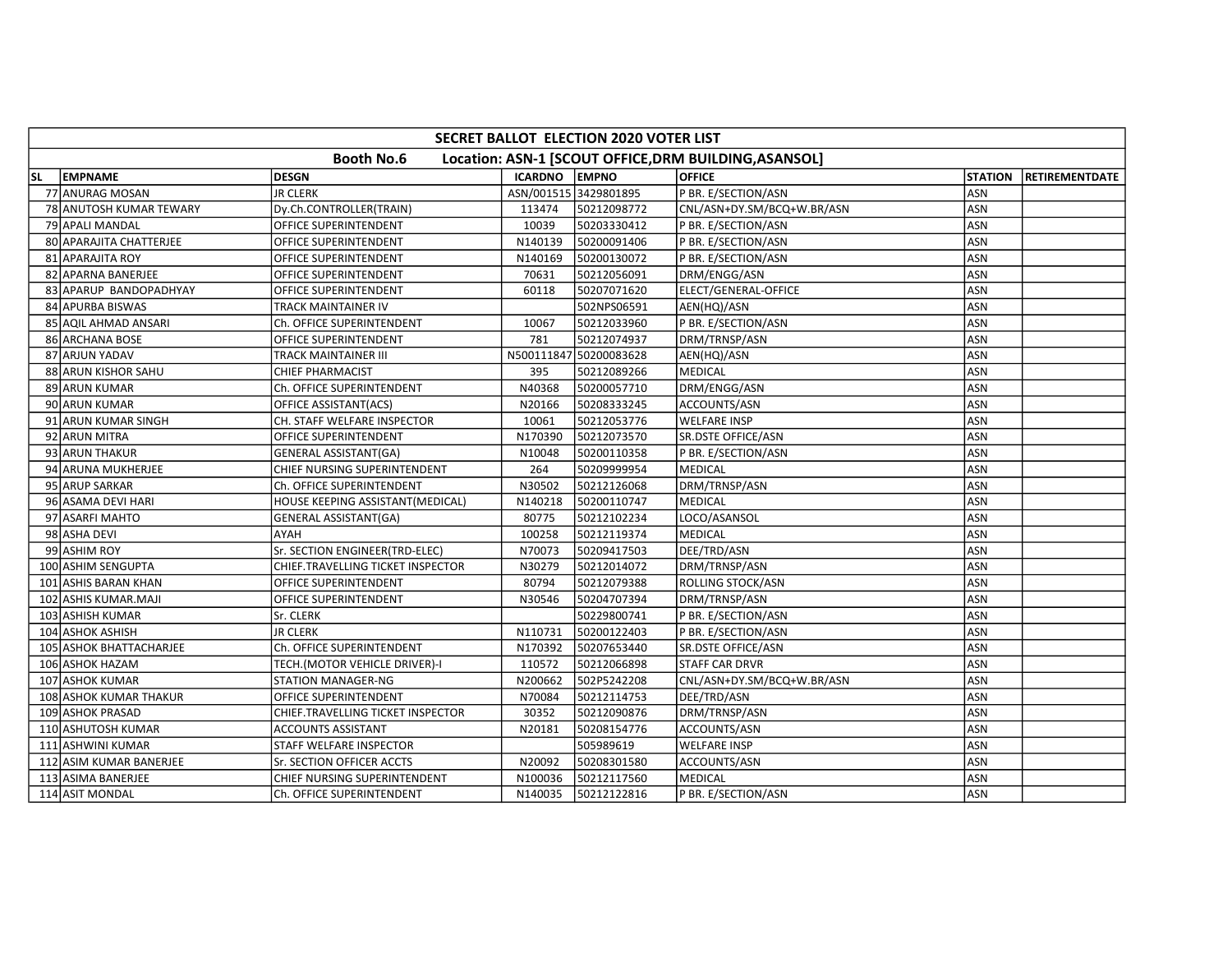| SECRET BALLOT ELECTION 2020 VOTER LIST | | | | | | | |
|---|---|---|---|---|---|---|---|
| Booth No.6 Location: ASN-1 [SCOUT OFFICE,DRM BUILDING,ASANSOL] | | | | | | | |
| **SL** | **EMPNAME** | **DESGN** | **ICARDNO** | **EMPNO** | **OFFICE** | **STATION** | **RETIREMENTDATE** |
| 77 | ANURAG MOSAN | JR CLERK | ASN/001515 | 3429801895 | P BR. E/SECTION/ASN | ASN | |
| 78 | ANUTOSH KUMAR TEWARY | Dy.Ch.CONTROLLER(TRAIN) | 113474 | 50212098772 | CNL/ASN+DY.SM/BCQ+W.BR/ASN | ASN | |
| 79 | APALI MANDAL | OFFICE SUPERINTENDENT | 10039 | 50203330412 | P BR. E/SECTION/ASN | ASN | |
| 80 | APARAJITA CHATTERJEE | OFFICE SUPERINTENDENT | N140139 | 50200091406 | P BR. E/SECTION/ASN | ASN | |
| 81 | APARAJITA ROY | OFFICE SUPERINTENDENT | N140169 | 50200130072 | P BR. E/SECTION/ASN | ASN | |
| 82 | APARNA BANERJEE | OFFICE SUPERINTENDENT | 70631 | 50212056091 | DRM/ENGG/ASN | ASN | |
| 83 | APARUP BANDOPADHYAY | OFFICE SUPERINTENDENT | 60118 | 50207071620 | ELECT/GENERAL-OFFICE | ASN | |
| 84 | APURBA BISWAS | TRACK MAINTAINER IV | | 502NPS06591 | AEN(HQ)/ASN | ASN | |
| 85 | AQIL AHMAD ANSARI | Ch. OFFICE SUPERINTENDENT | 10067 | 50212033960 | P BR. E/SECTION/ASN | ASN | |
| 86 | ARCHANA BOSE | OFFICE SUPERINTENDENT | 781 | 50212074937 | DRM/TRNSP/ASN | ASN | |
| 87 | ARJUN YADAV | TRACK MAINTAINER III | N500111847 | 50200083628 | AEN(HQ)/ASN | ASN | |
| 88 | ARUN KISHOR SAHU | CHIEF PHARMACIST | 395 | 50212089266 | MEDICAL | ASN | |
| 89 | ARUN KUMAR | Ch. OFFICE SUPERINTENDENT | N40368 | 50200057710 | DRM/ENGG/ASN | ASN | |
| 90 | ARUN KUMAR | OFFICE ASSISTANT(ACS) | N20166 | 50208333245 | ACCOUNTS/ASN | ASN | |
| 91 | ARUN KUMAR SINGH | CH. STAFF WELFARE INSPECTOR | 10061 | 50212053776 | WELFARE INSP | ASN | |
| 92 | ARUN MITRA | OFFICE SUPERINTENDENT | N170390 | 50212073570 | SR.DSTE OFFICE/ASN | ASN | |
| 93 | ARUN THAKUR | GENERAL ASSISTANT(GA) | N10048 | 50200110358 | P BR. E/SECTION/ASN | ASN | |
| 94 | ARUNA MUKHERJEE | CHIEF NURSING SUPERINTENDENT | 264 | 50209999954 | MEDICAL | ASN | |
| 95 | ARUP SARKAR | Ch. OFFICE SUPERINTENDENT | N30502 | 50212126068 | DRM/TRNSP/ASN | ASN | |
| 96 | ASAMA DEVI HARI | HOUSE KEEPING ASSISTANT(MEDICAL) | N140218 | 50200110747 | MEDICAL | ASN | |
| 97 | ASARFI MAHTO | GENERAL ASSISTANT(GA) | 80775 | 50212102234 | LOCO/ASANSOL | ASN | |
| 98 | ASHA DEVI | AYAH | 100258 | 50212119374 | MEDICAL | ASN | |
| 99 | ASHIM ROY | Sr. SECTION ENGINEER(TRD-ELEC) | N70073 | 50209417503 | DEE/TRD/ASN | ASN | |
| 100 | ASHIM SENGUPTA | CHIEF.TRAVELLING TICKET INSPECTOR | N30279 | 50212014072 | DRM/TRNSP/ASN | ASN | |
| 101 | ASHIS BARAN KHAN | OFFICE SUPERINTENDENT | 80794 | 50212079388 | ROLLING STOCK/ASN | ASN | |
| 102 | ASHIS KUMAR.MAJI | OFFICE SUPERINTENDENT | N30546 | 50204707394 | DRM/TRNSP/ASN | ASN | |
| 103 | ASHISH KUMAR | Sr. CLERK | | 50229800741 | P BR. E/SECTION/ASN | ASN | |
| 104 | ASHOK ASHISH | JR CLERK | N110731 | 50200122403 | P BR. E/SECTION/ASN | ASN | |
| 105 | ASHOK BHATTACHARJEE | Ch. OFFICE SUPERINTENDENT | N170392 | 50207653440 | SR.DSTE OFFICE/ASN | ASN | |
| 106 | ASHOK HAZAM | TECH.(MOTOR VEHICLE DRIVER)-I | 110572 | 50212066898 | STAFF CAR DRVR | ASN | |
| 107 | ASHOK KUMAR | STATION MANAGER-NG | N200662 | 502P5242208 | CNL/ASN+DY.SM/BCQ+W.BR/ASN | ASN | |
| 108 | ASHOK KUMAR THAKUR | OFFICE SUPERINTENDENT | N70084 | 50212114753 | DEE/TRD/ASN | ASN | |
| 109 | ASHOK PRASAD | CHIEF.TRAVELLING TICKET INSPECTOR | 30352 | 50212090876 | DRM/TRNSP/ASN | ASN | |
| 110 | ASHUTOSH KUMAR | ACCOUNTS ASSISTANT | N20181 | 50208154776 | ACCOUNTS/ASN | ASN | |
| 111 | ASHWINI KUMAR | STAFF WELFARE INSPECTOR | | 505989619 | WELFARE INSP | ASN | |
| 112 | ASIM KUMAR BANERJEE | Sr. SECTION OFFICER ACCTS | N20092 | 50208301580 | ACCOUNTS/ASN | ASN | |
| 113 | ASIMA BANERJEE | CHIEF NURSING SUPERINTENDENT | N100036 | 50212117560 | MEDICAL | ASN | |
| 114 | ASIT MONDAL | Ch. OFFICE SUPERINTENDENT | N140035 | 50212122816 | P BR. E/SECTION/ASN | ASN | |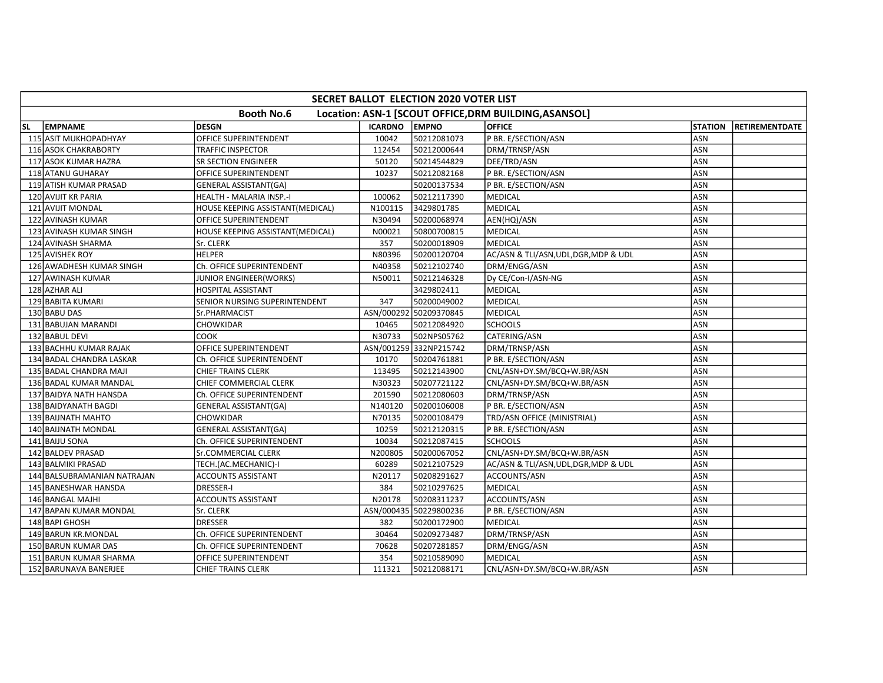| SECRET BALLOT ELECTION 2020 VOTER LIST | | | | | | | |
|---|---|---|---|---|---|---|---|
| Booth No.6 Location: ASN-1 [SCOUT OFFICE,DRM BUILDING,ASANSOL] | | | | | | | |
| SL | EMPNAME | DESGN | ICARDNO | EMPNO | OFFICE | STATION | RETIREMENTDATE |
| 115 | ASIT MUKHOPADHYAY | OFFICE SUPERINTENDENT | 10042 | 50212081073 | P BR. E/SECTION/ASN | ASN | |
| 116 | ASOK CHAKRABORTY | TRAFFIC INSPECTOR | 112454 | 50212000644 | DRM/TRNSP/ASN | ASN | |
| 117 | ASOK KUMAR HAZRA | SR SECTION ENGINEER | 50120 | 50214544829 | DEE/TRD/ASN | ASN | |
| 118 | ATANU GUHARAY | OFFICE SUPERINTENDENT | 10237 | 50212082168 | P BR. E/SECTION/ASN | ASN | |
| 119 | ATISH KUMAR PRASAD | GENERAL ASSISTANT(GA) | | 50200137534 | P BR. E/SECTION/ASN | ASN | |
| 120 | AVIJIT KR PARIA | HEALTH - MALARIA INSP.-I | 100062 | 50212117390 | MEDICAL | ASN | |
| 121 | AVIJIT MONDAL | HOUSE KEEPING ASSISTANT(MEDICAL) | N100115 | 3429801785 | MEDICAL | ASN | |
| 122 | AVINASH KUMAR | OFFICE SUPERINTENDENT | N30494 | 50200068974 | AEN(HQ)/ASN | ASN | |
| 123 | AVINASH KUMAR SINGH | HOUSE KEEPING ASSISTANT(MEDICAL) | N00021 | 50800700815 | MEDICAL | ASN | |
| 124 | AVINASH SHARMA | Sr. CLERK | 357 | 50200018909 | MEDICAL | ASN | |
| 125 | AVISHEK ROY | HELPER | N80396 | 50200120704 | AC/ASN & TLI/ASN,UDL,DGR,MDP & UDL | ASN | |
| 126 | AWADHESH KUMAR SINGH | Ch. OFFICE SUPERINTENDENT | N40358 | 50212102740 | DRM/ENGG/ASN | ASN | |
| 127 | AWINASH KUMAR | JUNIOR ENGINEER(WORKS) | N50011 | 50212146328 | Dy CE/Con-I/ASN-NG | ASN | |
| 128 | AZHAR ALI | HOSPITAL ASSISTANT | | 3429802411 | MEDICAL | ASN | |
| 129 | BABITA KUMARI | SENIOR NURSING SUPERINTENDENT | 347 | 50200049002 | MEDICAL | ASN | |
| 130 | BABU DAS | Sr.PHARMACIST | ASN/000292 | 50209370845 | MEDICAL | ASN | |
| 131 | BABUJAN MARANDI | CHOWKIDAR | 10465 | 50212084920 | SCHOOLS | ASN | |
| 132 | BABUL DEVI | COOK | N30733 | 502NPS05762 | CATERING/ASN | ASN | |
| 133 | BACHHU KUMAR RAJAK | OFFICE SUPERINTENDENT | ASN/001259 | 332NP215742 | DRM/TRNSP/ASN | ASN | |
| 134 | BADAL CHANDRA LASKAR | Ch. OFFICE SUPERINTENDENT | 10170 | 50204761881 | P BR. E/SECTION/ASN | ASN | |
| 135 | BADAL CHANDRA MAJI | CHIEF TRAINS CLERK | 113495 | 50212143900 | CNL/ASN+DY.SM/BCQ+W.BR/ASN | ASN | |
| 136 | BADAL KUMAR MANDAL | CHIEF COMMERCIAL CLERK | N30323 | 50207721122 | CNL/ASN+DY.SM/BCQ+W.BR/ASN | ASN | |
| 137 | BAIDYA NATH HANSDA | Ch. OFFICE SUPERINTENDENT | 201590 | 50212080603 | DRM/TRNSP/ASN | ASN | |
| 138 | BAIDYANATH BAGDI | GENERAL ASSISTANT(GA) | N140120 | 50200106008 | P BR. E/SECTION/ASN | ASN | |
| 139 | BAIJNATH MAHTO | CHOWKIDAR | N70135 | 50200108479 | TRD/ASN OFFICE (MINISTRIAL) | ASN | |
| 140 | BAIJNATH MONDAL | GENERAL ASSISTANT(GA) | 10259 | 50212120315 | P BR. E/SECTION/ASN | ASN | |
| 141 | BAIJU SONA | Ch. OFFICE SUPERINTENDENT | 10034 | 50212087415 | SCHOOLS | ASN | |
| 142 | BALDEV PRASAD | Sr.COMMERCIAL CLERK | N200805 | 50200067052 | CNL/ASN+DY.SM/BCQ+W.BR/ASN | ASN | |
| 143 | BALMIKI PRASAD | TECH.(AC.MECHANIC)-I | 60289 | 50212107529 | AC/ASN & TLI/ASN,UDL,DGR,MDP & UDL | ASN | |
| 144 | BALSUBRAMANIAN NATRAJAN | ACCOUNTS ASSISTANT | N20117 | 50208291627 | ACCOUNTS/ASN | ASN | |
| 145 | BANESHWAR HANSDA | DRESSER-I | 384 | 50210297625 | MEDICAL | ASN | |
| 146 | BANGAL MAJHI | ACCOUNTS ASSISTANT | N20178 | 50208311237 | ACCOUNTS/ASN | ASN | |
| 147 | BAPAN KUMAR MONDAL | Sr. CLERK | ASN/000435 | 50229800236 | P BR. E/SECTION/ASN | ASN | |
| 148 | BAPI GHOSH | DRESSER | 382 | 50200172900 | MEDICAL | ASN | |
| 149 | BARUN KR.MONDAL | Ch. OFFICE SUPERINTENDENT | 30464 | 50209273487 | DRM/TRNSP/ASN | ASN | |
| 150 | BARUN KUMAR DAS | Ch. OFFICE SUPERINTENDENT | 70628 | 50207281857 | DRM/ENGG/ASN | ASN | |
| 151 | BARUN KUMAR SHARMA | OFFICE SUPERINTENDENT | 354 | 50210589090 | MEDICAL | ASN | |
| 152 | BARUNAVA BANERJEE | CHIEF TRAINS CLERK | 111321 | 50212088171 | CNL/ASN+DY.SM/BCQ+W.BR/ASN | ASN | |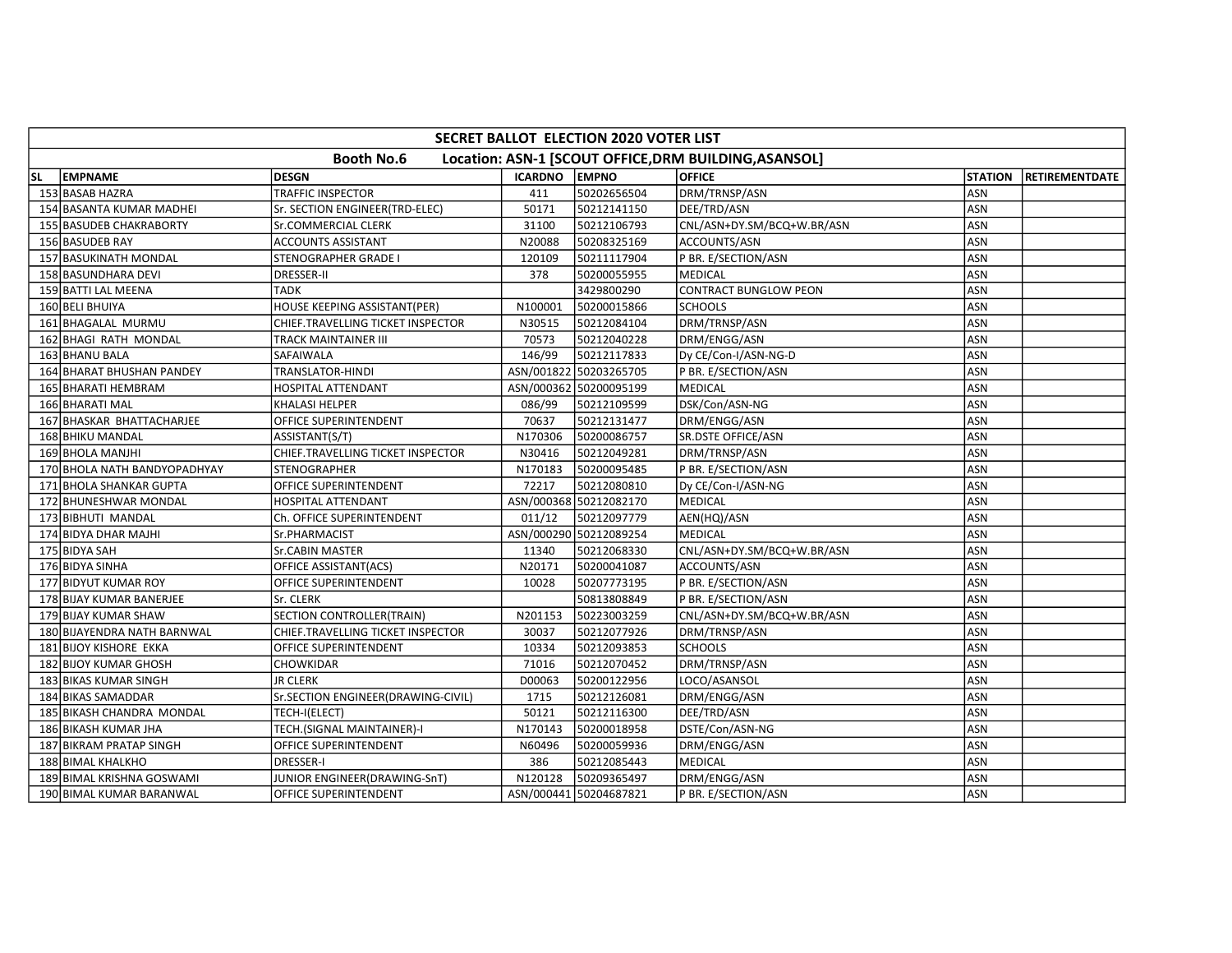| SECRET BALLOT ELECTION 2020 VOTER LIST | | | | | | | |
|---|---|---|---|---|---|---|---|
| Booth No.6 Location: ASN-1 [SCOUT OFFICE,DRM BUILDING,ASANSOL] | | | | | | | |
| SL | EMPNAME | DESGN | ICARDNO | EMPNO | OFFICE | STATION | RETIREMENTDATE |
| 153 | BASAB HAZRA | TRAFFIC INSPECTOR | 411 | 50202656504 | DRM/TRNSP/ASN | ASN | |
| 154 | BASANTA KUMAR MADHEI | Sr. SECTION ENGINEER(TRD-ELEC) | 50171 | 50212141150 | DEE/TRD/ASN | ASN | |
| 155 | BASUDEB CHAKRABORTY | Sr.COMMERCIAL CLERK | 31100 | 50212106793 | CNL/ASN+DY.SM/BCQ+W.BR/ASN | ASN | |
| 156 | BASUDEB RAY | ACCOUNTS ASSISTANT | N20088 | 50208325169 | ACCOUNTS/ASN | ASN | |
| 157 | BASUKINATH MONDAL | STENOGRAPHER GRADE I | 120109 | 50211117904 | P BR. E/SECTION/ASN | ASN | |
| 158 | BASUNDHARA DEVI | DRESSER-II | 378 | 50200055955 | MEDICAL | ASN | |
| 159 | BATTI LAL MEENA | TADK | | 3429800290 | CONTRACT BUNGLOW PEON | ASN | |
| 160 | BELI BHUIYA | HOUSE KEEPING ASSISTANT(PER) | N100001 | 50200015866 | SCHOOLS | ASN | |
| 161 | BHAGALAL MURMU | CHIEF.TRAVELLING TICKET INSPECTOR | N30515 | 50212084104 | DRM/TRNSP/ASN | ASN | |
| 162 | BHAGI RATH MONDAL | TRACK MAINTAINER III | 70573 | 50212040228 | DRM/ENGG/ASN | ASN | |
| 163 | BHANU BALA | SAFAIWALA | 146/99 | 50212117833 | Dy CE/Con-I/ASN-NG-D | ASN | |
| 164 | BHARAT BHUSHAN PANDEY | TRANSLATOR-HINDI | ASN/001822 | 50203265705 | P BR. E/SECTION/ASN | ASN | |
| 165 | BHARATI HEMBRAM | HOSPITAL ATTENDANT | ASN/000362 | 50200095199 | MEDICAL | ASN | |
| 166 | BHARATI MAL | KHALASI HELPER | 086/99 | 50212109599 | DSK/Con/ASN-NG | ASN | |
| 167 | BHASKAR BHATTACHARJEE | OFFICE SUPERINTENDENT | 70637 | 50212131477 | DRM/ENGG/ASN | ASN | |
| 168 | BHIKU MANDAL | ASSISTANT(S/T) | N170306 | 50200086757 | SR.DSTE OFFICE/ASN | ASN | |
| 169 | BHOLA MANJHI | CHIEF.TRAVELLING TICKET INSPECTOR | N30416 | 50212049281 | DRM/TRNSP/ASN | ASN | |
| 170 | BHOLA NATH BANDYOPADHYAY | STENOGRAPHER | N170183 | 50200095485 | P BR. E/SECTION/ASN | ASN | |
| 171 | BHOLA SHANKAR GUPTA | OFFICE SUPERINTENDENT | 72217 | 50212080810 | Dy CE/Con-I/ASN-NG | ASN | |
| 172 | BHUNESHWAR MONDAL | HOSPITAL ATTENDANT | ASN/000368 | 50212082170 | MEDICAL | ASN | |
| 173 | BIBHUTI MANDAL | Ch. OFFICE SUPERINTENDENT | 011/12 | 50212097779 | AEN(HQ)/ASN | ASN | |
| 174 | BIDYA DHAR MAJHI | Sr.PHARMACIST | ASN/000290 | 50212089254 | MEDICAL | ASN | |
| 175 | BIDYA SAH | Sr.CABIN MASTER | 11340 | 50212068330 | CNL/ASN+DY.SM/BCQ+W.BR/ASN | ASN | |
| 176 | BIDYA SINHA | OFFICE ASSISTANT(ACS) | N20171 | 50200041087 | ACCOUNTS/ASN | ASN | |
| 177 | BIDYUT KUMAR ROY | OFFICE SUPERINTENDENT | 10028 | 50207773195 | P BR. E/SECTION/ASN | ASN | |
| 178 | BIJAY KUMAR BANERJEE | Sr. CLERK | | 50813808849 | P BR. E/SECTION/ASN | ASN | |
| 179 | BIJAY KUMAR SHAW | SECTION CONTROLLER(TRAIN) | N201153 | 50223003259 | CNL/ASN+DY.SM/BCQ+W.BR/ASN | ASN | |
| 180 | BIJAYENDRA NATH BARNWAL | CHIEF.TRAVELLING TICKET INSPECTOR | 30037 | 50212077926 | DRM/TRNSP/ASN | ASN | |
| 181 | BIJOY KISHORE EKKA | OFFICE SUPERINTENDENT | 10334 | 50212093853 | SCHOOLS | ASN | |
| 182 | BIJOY KUMAR GHOSH | CHOWKIDAR | 71016 | 50212070452 | DRM/TRNSP/ASN | ASN | |
| 183 | BIKAS KUMAR SINGH | JR CLERK | D00063 | 50200122956 | LOCO/ASANSOL | ASN | |
| 184 | BIKAS SAMADDAR | Sr.SECTION ENGINEER(DRAWING-CIVIL) | 1715 | 50212126081 | DRM/ENGG/ASN | ASN | |
| 185 | BIKASH CHANDRA MONDAL | TECH-I(ELECT) | 50121 | 50212116300 | DEE/TRD/ASN | ASN | |
| 186 | BIKASH KUMAR JHA | TECH.(SIGNAL MAINTAINER)-I | N170143 | 50200018958 | DSTE/Con/ASN-NG | ASN | |
| 187 | BIKRAM PRATAP SINGH | OFFICE SUPERINTENDENT | N60496 | 50200059936 | DRM/ENGG/ASN | ASN | |
| 188 | BIMAL KHALKHO | DRESSER-I | 386 | 50212085443 | MEDICAL | ASN | |
| 189 | BIMAL KRISHNA GOSWAMI | JUNIOR ENGINEER(DRAWING-SnT) | N120128 | 50209365497 | DRM/ENGG/ASN | ASN | |
| 190 | BIMAL KUMAR BARANWAL | OFFICE SUPERINTENDENT | ASN/000441 | 50204687821 | P BR. E/SECTION/ASN | ASN | |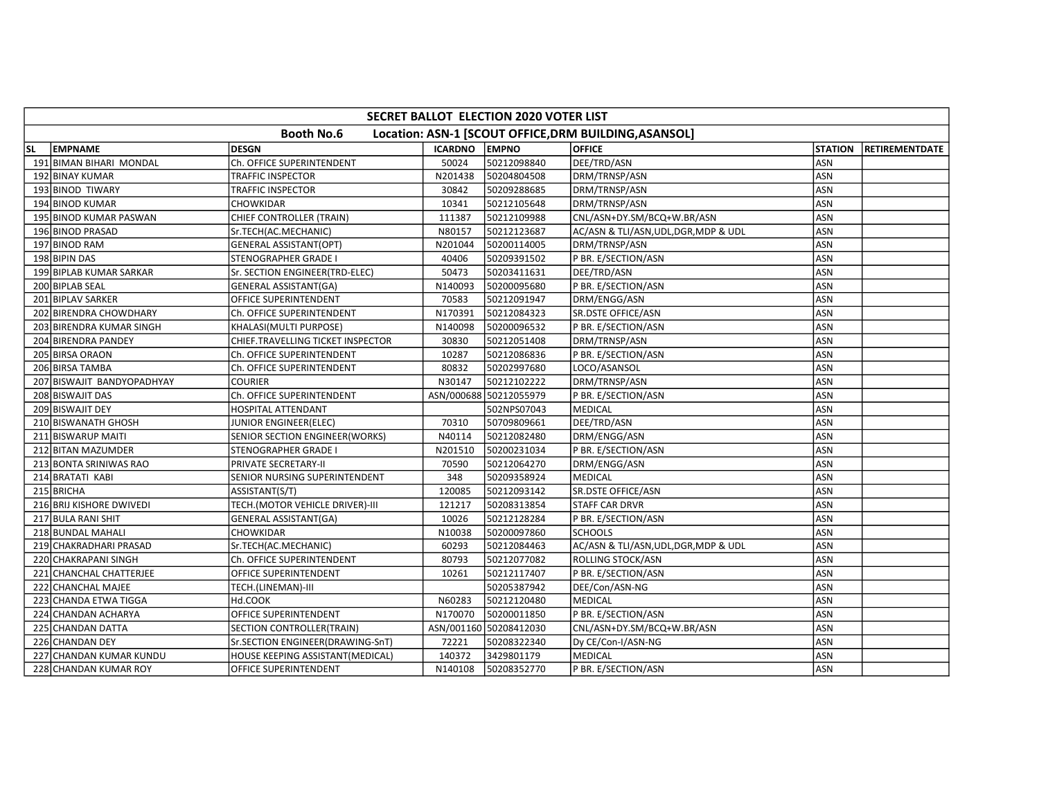| SECRET BALLOT ELECTION 2020 VOTER LIST | | | | | | | |
|---|---|---|---|---|---|---|---|
| Booth No.6 Location: ASN-1 [SCOUT OFFICE,DRM BUILDING,ASANSOL] | | | | | | | |
| SL | EMPNAME | DESGN | ICARDNO | EMPNO | OFFICE | STATION | RETIREMENTDATE |
| 191 | BIMAN BIHARI MONDAL | Ch. OFFICE SUPERINTENDENT | 50024 | 50212098840 | DEE/TRD/ASN | ASN | |
| 192 | BINAY KUMAR | TRAFFIC INSPECTOR | N201438 | 50204804508 | DRM/TRNSP/ASN | ASN | |
| 193 | BINOD TIWARY | TRAFFIC INSPECTOR | 30842 | 50209288685 | DRM/TRNSP/ASN | ASN | |
| 194 | BINOD KUMAR | CHOWKIDAR | 10341 | 50212105648 | DRM/TRNSP/ASN | ASN | |
| 195 | BINOD KUMAR PASWAN | CHIEF CONTROLLER (TRAIN) | 111387 | 50212109988 | CNL/ASN+DY.SM/BCQ+W.BR/ASN | ASN | |
| 196 | BINOD PRASAD | Sr.TECH(AC.MECHANIC) | N80157 | 50212123687 | AC/ASN & TLI/ASN,UDL,DGR,MDP & UDL | ASN | |
| 197 | BINOD RAM | GENERAL ASSISTANT(OPT) | N201044 | 50200114005 | DRM/TRNSP/ASN | ASN | |
| 198 | BIPIN DAS | STENOGRAPHER GRADE I | 40406 | 50209391502 | P BR. E/SECTION/ASN | ASN | |
| 199 | BIPLAB KUMAR SARKAR | Sr. SECTION ENGINEER(TRD-ELEC) | 50473 | 50203411631 | DEE/TRD/ASN | ASN | |
| 200 | BIPLAB SEAL | GENERAL ASSISTANT(GA) | N140093 | 50200095680 | P BR. E/SECTION/ASN | ASN | |
| 201 | BIPLAV SARKER | OFFICE SUPERINTENDENT | 70583 | 50212091947 | DRM/ENGG/ASN | ASN | |
| 202 | BIRENDRA CHOWDHARY | Ch. OFFICE SUPERINTENDENT | N170391 | 50212084323 | SR.DSTE OFFICE/ASN | ASN | |
| 203 | BIRENDRA KUMAR SINGH | KHALASI(MULTI PURPOSE) | N140098 | 50200096532 | P BR. E/SECTION/ASN | ASN | |
| 204 | BIRENDRA PANDEY | CHIEF.TRAVELLING TICKET INSPECTOR | 30830 | 50212051408 | DRM/TRNSP/ASN | ASN | |
| 205 | BIRSA ORAON | Ch. OFFICE SUPERINTENDENT | 10287 | 50212086836 | P BR. E/SECTION/ASN | ASN | |
| 206 | BIRSA TAMBA | Ch. OFFICE SUPERINTENDENT | 80832 | 50202997680 | LOCO/ASANSOL | ASN | |
| 207 | BISWAJIT BANDYOPADHYAY | COURIER | N30147 | 50212102222 | DRM/TRNSP/ASN | ASN | |
| 208 | BISWAJIT DAS | Ch. OFFICE SUPERINTENDENT | ASN/000688 | 50212055979 | P BR. E/SECTION/ASN | ASN | |
| 209 | BISWAJIT DEY | HOSPITAL ATTENDANT | | 502NPS07043 | MEDICAL | ASN | |
| 210 | BISWANATH GHOSH | JUNIOR ENGINEER(ELEC) | 70310 | 50709809661 | DEE/TRD/ASN | ASN | |
| 211 | BISWARUP MAITI | SENIOR SECTION ENGINEER(WORKS) | N40114 | 50212082480 | DRM/ENGG/ASN | ASN | |
| 212 | BITAN MAZUMDER | STENOGRAPHER GRADE I | N201510 | 50200231034 | P BR. E/SECTION/ASN | ASN | |
| 213 | BONTA SRINIWAS RAO | PRIVATE SECRETARY-II | 70590 | 50212064270 | DRM/ENGG/ASN | ASN | |
| 214 | BRATATI KABI | SENIOR NURSING SUPERINTENDENT | 348 | 50209358924 | MEDICAL | ASN | |
| 215 | BRICHA | ASSISTANT(S/T) | 120085 | 50212093142 | SR.DSTE OFFICE/ASN | ASN | |
| 216 | BRIJ KISHORE DWIVEDI | TECH.(MOTOR VEHICLE DRIVER)-III | 121217 | 50208313854 | STAFF CAR DRVR | ASN | |
| 217 | BULA RANI SHIT | GENERAL ASSISTANT(GA) | 10026 | 50212128284 | P BR. E/SECTION/ASN | ASN | |
| 218 | BUNDAL MAHALI | CHOWKIDAR | N10038 | 50200097860 | SCHOOLS | ASN | |
| 219 | CHAKRADHARI PRASAD | Sr.TECH(AC.MECHANIC) | 60293 | 50212084463 | AC/ASN & TLI/ASN,UDL,DGR,MDP & UDL | ASN | |
| 220 | CHAKRAPANI SINGH | Ch. OFFICE SUPERINTENDENT | 80793 | 50212077082 | ROLLING STOCK/ASN | ASN | |
| 221 | CHANCHAL CHATTERJEE | OFFICE SUPERINTENDENT | 10261 | 50212117407 | P BR. E/SECTION/ASN | ASN | |
| 222 | CHANCHAL MAJEE | TECH.(LINEMAN)-III | | 50205387942 | DEE/Con/ASN-NG | ASN | |
| 223 | CHANDA ETWA TIGGA | Hd.COOK | N60283 | 50212120480 | MEDICAL | ASN | |
| 224 | CHANDAN ACHARYA | OFFICE SUPERINTENDENT | N170070 | 50200011850 | P BR. E/SECTION/ASN | ASN | |
| 225 | CHANDAN DATTA | SECTION CONTROLLER(TRAIN) | ASN/001160 | 50208412030 | CNL/ASN+DY.SM/BCQ+W.BR/ASN | ASN | |
| 226 | CHANDAN DEY | Sr.SECTION ENGINEER(DRAWING-SnT) | 72221 | 50208322340 | Dy CE/Con-I/ASN-NG | ASN | |
| 227 | CHANDAN KUMAR KUNDU | HOUSE KEEPING ASSISTANT(MEDICAL) | 140372 | 3429801179 | MEDICAL | ASN | |
| 228 | CHANDAN KUMAR ROY | OFFICE SUPERINTENDENT | N140108 | 50208352770 | P BR. E/SECTION/ASN | ASN | |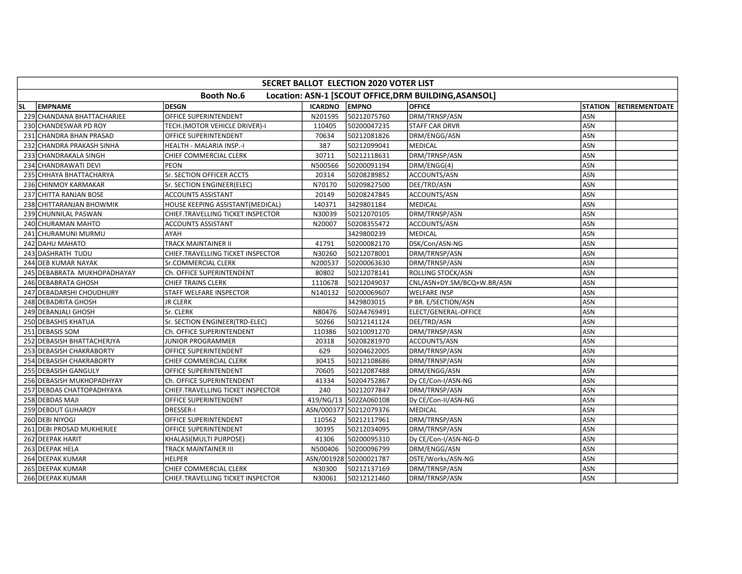| SECRET BALLOT ELECTION 2020 VOTER LIST | | | | | | | |
|---|---|---|---|---|---|---|---|
| Booth No.6 Location: ASN-1 [SCOUT OFFICE,DRM BUILDING,ASANSOL] | | | | | | | |
| **SL** | **EMPNAME** | **DESGN** | **ICARDNO** | **EMPNO** | **OFFICE** | **STATION** | **RETIREMENTDATE** |
| 229 | CHANDANA BHATTACHARJEE | OFFICE SUPERINTENDENT | N201595 | 50212075760 | DRM/TRNSP/ASN | ASN | |
| 230 | CHANDESWAR PD ROY | TECH.(MOTOR VEHICLE DRIVER)-I | 110405 | 50200047235 | STAFF CAR DRVR | ASN | |
| 231 | CHANDRA BHAN PRASAD | OFFICE SUPERINTENDENT | 70634 | 50212081826 | DRM/ENGG/ASN | ASN | |
| 232 | CHANDRA PRAKASH SINHA | HEALTH - MALARIA INSP.-I | 387 | 50212099041 | MEDICAL | ASN | |
| 233 | CHANDRAKALA SINGH | CHIEF COMMERCIAL CLERK | 30711 | 50212118631 | DRM/TRNSP/ASN | ASN | |
| 234 | CHANDRAWATI DEVI | PEON | N500566 | 50200091194 | DRM/ENGG(4) | ASN | |
| 235 | CHHAYA BHATTACHARYA | Sr. SECTION OFFICER ACCTS | 20314 | 50208289852 | ACCOUNTS/ASN | ASN | |
| 236 | CHINMOY KARMAKAR | Sr. SECTION ENGINEER(ELEC) | N70170 | 50209827500 | DEE/TRD/ASN | ASN | |
| 237 | CHITTA RANJAN BOSE | ACCOUNTS ASSISTANT | 20149 | 50208247845 | ACCOUNTS/ASN | ASN | |
| 238 | CHITTARANJAN BHOWMIK | HOUSE KEEPING ASSISTANT(MEDICAL) | 140371 | 3429801184 | MEDICAL | ASN | |
| 239 | CHUNNILAL PASWAN | CHIEF.TRAVELLING TICKET INSPECTOR | N30039 | 50212070105 | DRM/TRNSP/ASN | ASN | |
| 240 | CHURAMAN MAHTO | ACCOUNTS ASSISTANT | N20007 | 50208355472 | ACCOUNTS/ASN | ASN | |
| 241 | CHURAMUNI MURMU | AYAH | | 3429800239 | MEDICAL | ASN | |
| 242 | DAHU MAHATO | TRACK MAINTAINER II | 41791 | 50200082170 | DSK/Con/ASN-NG | ASN | |
| 243 | DASHRATH TUDU | CHIEF.TRAVELLING TICKET INSPECTOR | N30260 | 50212078001 | DRM/TRNSP/ASN | ASN | |
| 244 | DEB KUMAR NAYAK | Sr.COMMERCIAL CLERK | N200537 | 50200063630 | DRM/TRNSP/ASN | ASN | |
| 245 | DEBABRATA MUKHOPADHAYAY | Ch. OFFICE SUPERINTENDENT | 80802 | 50212078141 | ROLLING STOCK/ASN | ASN | |
| 246 | DEBABRATA GHOSH | CHIEF TRAINS CLERK | 1110678 | 50212049037 | CNL/ASN+DY.SM/BCQ+W.BR/ASN | ASN | |
| 247 | DEBADARSHI CHOUDHURY | STAFF WELFARE INSPECTOR | N140132 | 50200069607 | WELFARE INSP | ASN | |
| 248 | DEBADRITA GHOSH | JR CLERK | | 3429803015 | P BR. E/SECTION/ASN | ASN | |
| 249 | DEBANJALI GHOSH | Sr. CLERK | N80476 | 502A4769491 | ELECT/GENERAL-OFFICE | ASN | |
| 250 | DEBASHIS KHATUA | Sr. SECTION ENGINEER(TRD-ELEC) | 50266 | 50212141124 | DEE/TRD/ASN | ASN | |
| 251 | DEBASIS SOM | Ch. OFFICE SUPERINTENDENT | 110386 | 50210091270 | DRM/TRNSP/ASN | ASN | |
| 252 | DEBASISH BHATTACHERJYA | JUNIOR PROGRAMMER | 20318 | 50208281970 | ACCOUNTS/ASN | ASN | |
| 253 | DEBASISH CHAKRABORTY | OFFICE SUPERINTENDENT | 629 | 50204622005 | DRM/TRNSP/ASN | ASN | |
| 254 | DEBASISH CHAKRABORTY | CHIEF COMMERCIAL CLERK | 30415 | 50212108686 | DRM/TRNSP/ASN | ASN | |
| 255 | DEBASISH GANGULY | OFFICE SUPERINTENDENT | 70605 | 50212087488 | DRM/ENGG/ASN | ASN | |
| 256 | DEBASISH MUKHOPADHYAY | Ch. OFFICE SUPERINTENDENT | 41334 | 50204752867 | Dy CE/Con-I/ASN-NG | ASN | |
| 257 | DEBDAS CHATTOPADHYAYA | CHIEF.TRAVELLING TICKET INSPECTOR | 240 | 50212077847 | DRM/TRNSP/ASN | ASN | |
| 258 | DEBDAS MAJI | OFFICE SUPERINTENDENT | 419/NG/13 | 502ZA060108 | Dy CE/Con-II/ASN-NG | ASN | |
| 259 | DEBDUT GUHAROY | DRESSER-I | ASN/000377 | 50212079376 | MEDICAL | ASN | |
| 260 | DEBI NIYOGI | OFFICE SUPERINTENDENT | 110562 | 50212117961 | DRM/TRNSP/ASN | ASN | |
| 261 | DEBI PROSAD MUKHERJEE | OFFICE SUPERINTENDENT | 30395 | 50212034095 | DRM/TRNSP/ASN | ASN | |
| 262 | DEEPAK HARIT | KHALASI(MULTI PURPOSE) | 41306 | 50200095310 | Dy CE/Con-I/ASN-NG-D | ASN | |
| 263 | DEEPAK HELA | TRACK MAINTAINER III | N500406 | 50200096799 | DRM/ENGG/ASN | ASN | |
| 264 | DEEPAK KUMAR | HELPER | ASN/001928 | 50200021787 | DSTE/Works/ASN-NG | ASN | |
| 265 | DEEPAK KUMAR | CHIEF COMMERCIAL CLERK | N30300 | 50212137169 | DRM/TRNSP/ASN | ASN | |
| 266 | DEEPAK KUMAR | CHIEF.TRAVELLING TICKET INSPECTOR | N30061 | 50212121460 | DRM/TRNSP/ASN | ASN | |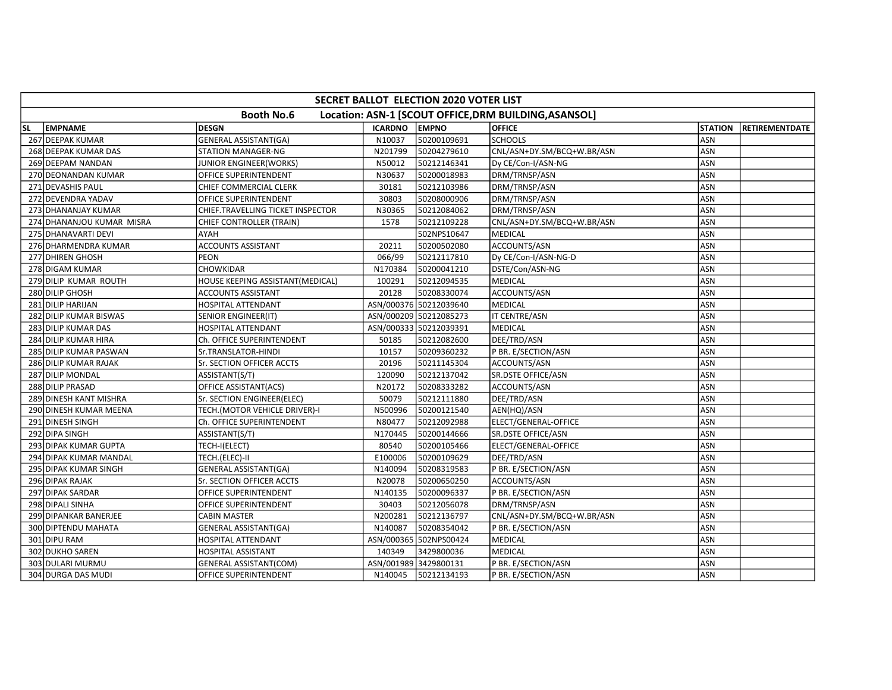| SECRET BALLOT ELECTION 2020 VOTER LIST | | | | | | | |
|---|---|---|---|---|---|---|---|
| Booth No.6 Location: ASN-1 [SCOUT OFFICE,DRM BUILDING,ASANSOL] | | | | | | | |
| SL | EMPNAME | DESGN | ICARDNO | EMPNO | OFFICE | STATION | RETIREMENTDATE |
| 267 | DEEPAK KUMAR | GENERAL ASSISTANT(GA) | N10037 | 50200109691 | SCHOOLS | ASN | |
| 268 | DEEPAK KUMAR DAS | STATION MANAGER-NG | N201799 | 50204279610 | CNL/ASN+DY.SM/BCQ+W.BR/ASN | ASN | |
| 269 | DEEPAM NANDAN | JUNIOR ENGINEER(WORKS) | N50012 | 50212146341 | Dy CE/Con-I/ASN-NG | ASN | |
| 270 | DEONANDAN KUMAR | OFFICE SUPERINTENDENT | N30637 | 50200018983 | DRM/TRNSP/ASN | ASN | |
| 271 | DEVASHIS PAUL | CHIEF COMMERCIAL CLERK | 30181 | 50212103986 | DRM/TRNSP/ASN | ASN | |
| 272 | DEVENDRA YADAV | OFFICE SUPERINTENDENT | 30803 | 50208000906 | DRM/TRNSP/ASN | ASN | |
| 273 | DHANANJAY KUMAR | CHIEF.TRAVELLING TICKET INSPECTOR | N30365 | 50212084062 | DRM/TRNSP/ASN | ASN | |
| 274 | DHANANJOU KUMAR MISRA | CHIEF CONTROLLER (TRAIN) | 1578 | 50212109228 | CNL/ASN+DY.SM/BCQ+W.BR/ASN | ASN | |
| 275 | DHANAVARTI DEVI | AYAH | | 502NPS10647 | MEDICAL | ASN | |
| 276 | DHARMENDRA KUMAR | ACCOUNTS ASSISTANT | 20211 | 50200502080 | ACCOUNTS/ASN | ASN | |
| 277 | DHIREN GHOSH | PEON | 066/99 | 50212117810 | Dy CE/Con-I/ASN-NG-D | ASN | |
| 278 | DIGAM KUMAR | CHOWKIDAR | N170384 | 50200041210 | DSTE/Con/ASN-NG | ASN | |
| 279 | DILIP KUMAR ROUTH | HOUSE KEEPING ASSISTANT(MEDICAL) | 100291 | 50212094535 | MEDICAL | ASN | |
| 280 | DILIP GHOSH | ACCOUNTS ASSISTANT | 20128 | 50208330074 | ACCOUNTS/ASN | ASN | |
| 281 | DILIP HARIJAN | HOSPITAL ATTENDANT | ASN/000376 | 50212039640 | MEDICAL | ASN | |
| 282 | DILIP KUMAR BISWAS | SENIOR ENGINEER(IT) | ASN/000209 | 50212085273 | IT CENTRE/ASN | ASN | |
| 283 | DILIP KUMAR DAS | HOSPITAL ATTENDANT | ASN/000333 | 50212039391 | MEDICAL | ASN | |
| 284 | DILIP KUMAR HIRA | Ch. OFFICE SUPERINTENDENT | 50185 | 50212082600 | DEE/TRD/ASN | ASN | |
| 285 | DILIP KUMAR PASWAN | Sr.TRANSLATOR-HINDI | 10157 | 50209360232 | P BR. E/SECTION/ASN | ASN | |
| 286 | DILIP KUMAR RAJAK | Sr. SECTION OFFICER ACCTS | 20196 | 50211145304 | ACCOUNTS/ASN | ASN | |
| 287 | DILIP MONDAL | ASSISTANT(S/T) | 120090 | 50212137042 | SR.DSTE OFFICE/ASN | ASN | |
| 288 | DILIP PRASAD | OFFICE ASSISTANT(ACS) | N20172 | 50208333282 | ACCOUNTS/ASN | ASN | |
| 289 | DINESH KANT MISHRA | Sr. SECTION ENGINEER(ELEC) | 50079 | 50212111880 | DEE/TRD/ASN | ASN | |
| 290 | DINESH KUMAR MEENA | TECH.(MOTOR VEHICLE DRIVER)-I | N500996 | 50200121540 | AEN(HQ)/ASN | ASN | |
| 291 | DINESH SINGH | Ch. OFFICE SUPERINTENDENT | N80477 | 50212092988 | ELECT/GENERAL-OFFICE | ASN | |
| 292 | DIPA SINGH | ASSISTANT(S/T) | N170445 | 50200144666 | SR.DSTE OFFICE/ASN | ASN | |
| 293 | DIPAK KUMAR GUPTA | TECH-I(ELECT) | 80540 | 50200105466 | ELECT/GENERAL-OFFICE | ASN | |
| 294 | DIPAK KUMAR MANDAL | TECH.(ELEC)-II | E100006 | 50200109629 | DEE/TRD/ASN | ASN | |
| 295 | DIPAK KUMAR SINGH | GENERAL ASSISTANT(GA) | N140094 | 50208319583 | P BR. E/SECTION/ASN | ASN | |
| 296 | DIPAK RAJAK | Sr. SECTION OFFICER ACCTS | N20078 | 50200650250 | ACCOUNTS/ASN | ASN | |
| 297 | DIPAK SARDAR | OFFICE SUPERINTENDENT | N140135 | 50200096337 | P BR. E/SECTION/ASN | ASN | |
| 298 | DIPALI SINHA | OFFICE SUPERINTENDENT | 30403 | 50212056078 | DRM/TRNSP/ASN | ASN | |
| 299 | DIPANKAR BANERJEE | CABIN MASTER | N200281 | 50212136797 | CNL/ASN+DY.SM/BCQ+W.BR/ASN | ASN | |
| 300 | DIPTENDU MAHATA | GENERAL ASSISTANT(GA) | N140087 | 50208354042 | P BR. E/SECTION/ASN | ASN | |
| 301 | DIPU RAM | HOSPITAL ATTENDANT | ASN/000365 | 502NPS00424 | MEDICAL | ASN | |
| 302 | DUKHO SAREN | HOSPITAL ASSISTANT | 140349 | 3429800036 | MEDICAL | ASN | |
| 303 | DULARI MURMU | GENERAL ASSISTANT(COM) | ASN/001989 | 3429800131 | P BR. E/SECTION/ASN | ASN | |
| 304 | DURGA DAS MUDI | OFFICE SUPERINTENDENT | N140045 | 50212134193 | P BR. E/SECTION/ASN | ASN | |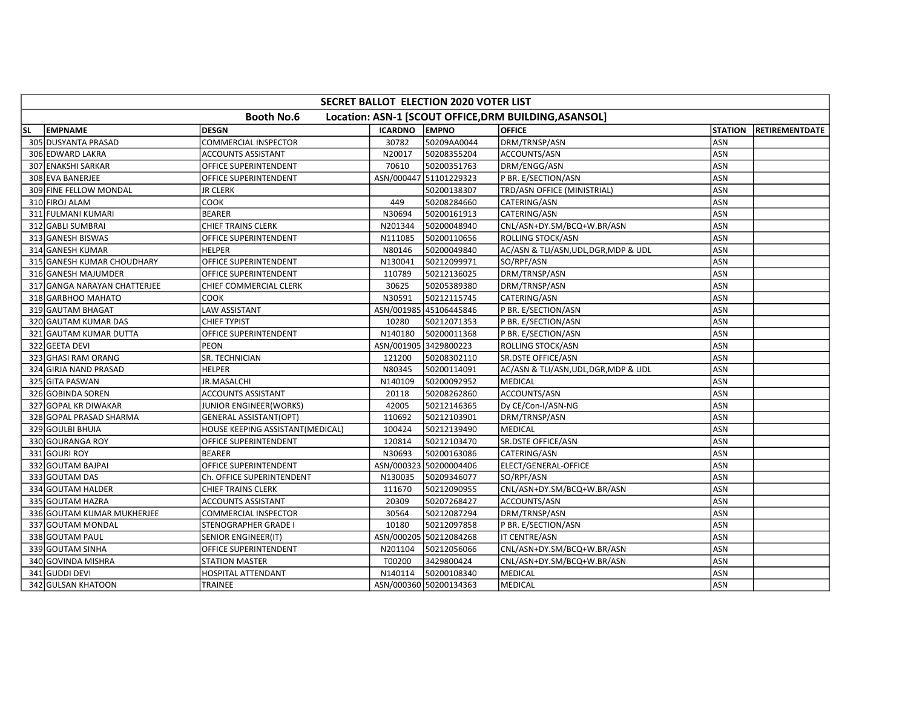| SECRET BALLOT ELECTION 2020 VOTER LIST | | | | | | | |
|---|---|---|---|---|---|---|---|
| Booth No.6 Location: ASN-1 [SCOUT OFFICE,DRM BUILDING,ASANSOL] | | | | | | | |
| SL | EMPNAME | DESGN | ICARDNO | EMPNO | OFFICE | STATION | RETIREMENTDATE |
| 305 | DUSYANTA PRASAD | COMMERCIAL INSPECTOR | 30782 | 50209AA0044 | DRM/TRNSP/ASN | ASN | |
| 306 | EDWARD LAKRA | ACCOUNTS ASSISTANT | N20017 | 50208355204 | ACCOUNTS/ASN | ASN | |
| 307 | ENAKSHI SARKAR | OFFICE SUPERINTENDENT | 70610 | 50200351763 | DRM/ENGG/ASN | ASN | |
| 308 | EVA BANERJEE | OFFICE SUPERINTENDENT | ASN/000447 | 51101229323 | P BR. E/SECTION/ASN | ASN | |
| 309 | FINE FELLOW MONDAL | JR CLERK | | 50200138307 | TRD/ASN OFFICE (MINISTRIAL) | ASN | |
| 310 | FIROJ ALAM | COOK | 449 | 50208284660 | CATERING/ASN | ASN | |
| 311 | FULMANI KUMARI | BEARER | N30694 | 50200161913 | CATERING/ASN | ASN | |
| 312 | GABLI SUMBRAI | CHIEF TRAINS CLERK | N201344 | 50200048940 | CNL/ASN+DY.SM/BCQ+W.BR/ASN | ASN | |
| 313 | GANESH BISWAS | OFFICE SUPERINTENDENT | N111085 | 50200110656 | ROLLING STOCK/ASN | ASN | |
| 314 | GANESH KUMAR | HELPER | N80146 | 50200049840 | AC/ASN & TLI/ASN,UDL,DGR,MDP & UDL | ASN | |
| 315 | GANESH KUMAR CHOUDHARY | OFFICE SUPERINTENDENT | N130041 | 50212099971 | SO/RPF/ASN | ASN | |
| 316 | GANESH MAJUMDER | OFFICE SUPERINTENDENT | 110789 | 50212136025 | DRM/TRNSP/ASN | ASN | |
| 317 | GANGA NARAYAN CHATTERJEE | CHIEF COMMERCIAL CLERK | 30625 | 50205389380 | DRM/TRNSP/ASN | ASN | |
| 318 | GARBHOO MAHATO | COOK | N30591 | 50212115745 | CATERING/ASN | ASN | |
| 319 | GAUTAM BHAGAT | LAW ASSISTANT | ASN/001985 | 45106445846 | P BR. E/SECTION/ASN | ASN | |
| 320 | GAUTAM KUMAR DAS | CHIEF TYPIST | 10280 | 50212071353 | P BR. E/SECTION/ASN | ASN | |
| 321 | GAUTAM KUMAR DUTTA | OFFICE SUPERINTENDENT | N140180 | 50200011368 | P BR. E/SECTION/ASN | ASN | |
| 322 | GEETA DEVI | PEON | ASN/001905 | 3429800223 | ROLLING STOCK/ASN | ASN | |
| 323 | GHASI RAM ORANG | SR. TECHNICIAN | 121200 | 50208302110 | SR.DSTE OFFICE/ASN | ASN | |
| 324 | GIRJA NAND PRASAD | HELPER | N80345 | 50200114091 | AC/ASN & TLI/ASN,UDL,DGR,MDP & UDL | ASN | |
| 325 | GITA PASWAN | JR.MASALCHI | N140109 | 50200092952 | MEDICAL | ASN | |
| 326 | GOBINDA SOREN | ACCOUNTS ASSISTANT | 20118 | 50208262860 | ACCOUNTS/ASN | ASN | |
| 327 | GOPAL KR DIWAKAR | JUNIOR ENGINEER(WORKS) | 42005 | 50212146365 | Dy CE/Con-I/ASN-NG | ASN | |
| 328 | GOPAL PRASAD SHARMA | GENERAL ASSISTANT(OPT) | 110692 | 50212103901 | DRM/TRNSP/ASN | ASN | |
| 329 | GOULBI BHUIA | HOUSE KEEPING ASSISTANT(MEDICAL) | 100424 | 50212139490 | MEDICAL | ASN | |
| 330 | GOURANGA ROY | OFFICE SUPERINTENDENT | 120814 | 50212103470 | SR.DSTE OFFICE/ASN | ASN | |
| 331 | GOURI ROY | BEARER | N30693 | 50200163086 | CATERING/ASN | ASN | |
| 332 | GOUTAM BAJPAI | OFFICE SUPERINTENDENT | ASN/000323 | 50200004406 | ELECT/GENERAL-OFFICE | ASN | |
| 333 | GOUTAM DAS | Ch. OFFICE SUPERINTENDENT | N130035 | 50209346077 | SO/RPF/ASN | ASN | |
| 334 | GOUTAM HALDER | CHIEF TRAINS CLERK | 111670 | 50212090955 | CNL/ASN+DY.SM/BCQ+W.BR/ASN | ASN | |
| 335 | GOUTAM HAZRA | ACCOUNTS ASSISTANT | 20309 | 50207268427 | ACCOUNTS/ASN | ASN | |
| 336 | GOUTAM KUMAR MUKHERJEE | COMMERCIAL INSPECTOR | 30564 | 50212087294 | DRM/TRNSP/ASN | ASN | |
| 337 | GOUTAM MONDAL | STENOGRAPHER GRADE I | 10180 | 50212097858 | P BR. E/SECTION/ASN | ASN | |
| 338 | GOUTAM PAUL | SENIOR ENGINEER(IT) | ASN/000205 | 50212084268 | IT CENTRE/ASN | ASN | |
| 339 | GOUTAM SINHA | OFFICE SUPERINTENDENT | N201104 | 50212056066 | CNL/ASN+DY.SM/BCQ+W.BR/ASN | ASN | |
| 340 | GOVINDA MISHRA | STATION MASTER | T00200 | 3429800424 | CNL/ASN+DY.SM/BCQ+W.BR/ASN | ASN | |
| 341 | GUDDI DEVI | HOSPITAL ATTENDANT | N140114 | 50200108340 | MEDICAL | ASN | |
| 342 | GULSAN KHATOON | TRAINEE | ASN/000360 | 50200134363 | MEDICAL | ASN | |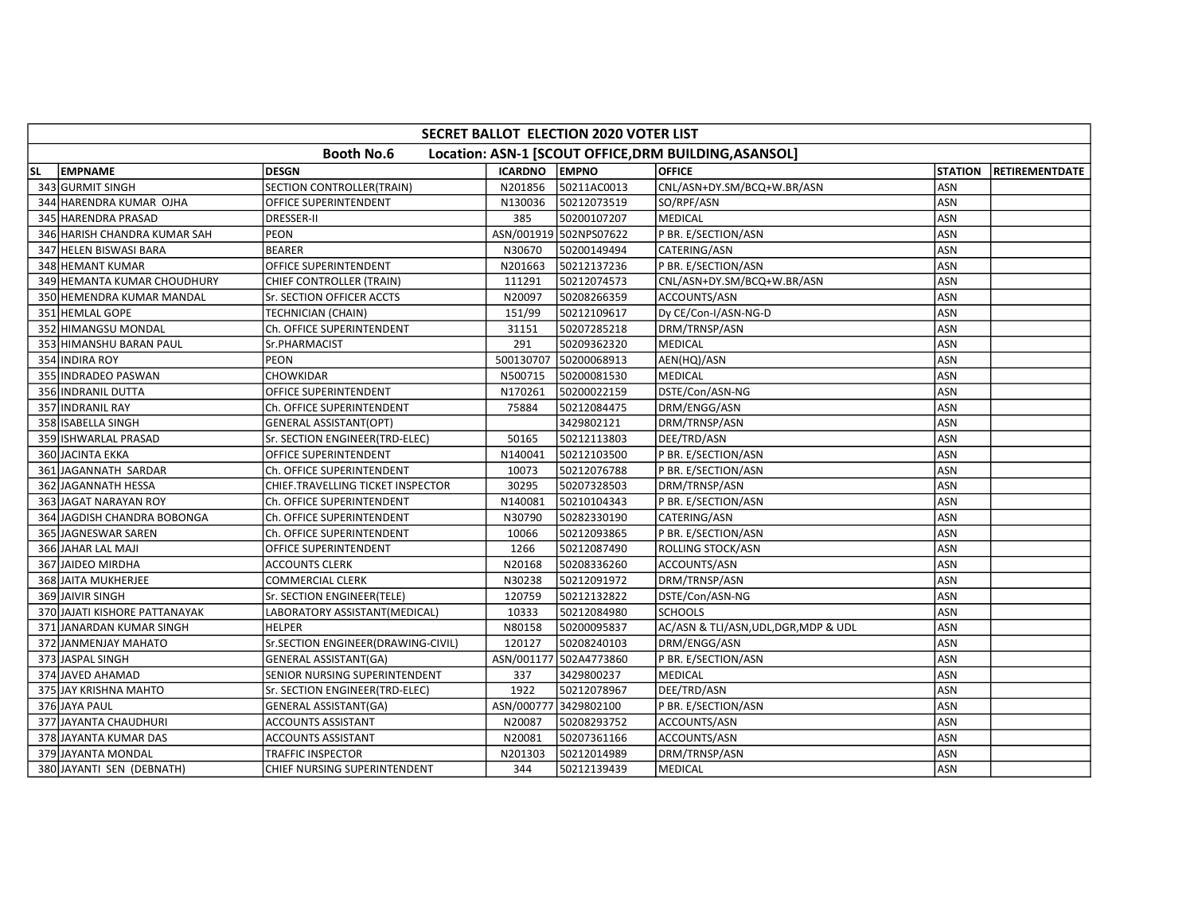| SECRET BALLOT ELECTION 2020 VOTER LIST | | | | | | | |
|---|---|---|---|---|---|---|---|
| Booth No.6 Location: ASN-1 [SCOUT OFFICE,DRM BUILDING,ASANSOL] | | | | | | | |
| SL | EMPNAME | DESGN | ICARDNO | EMPNO | OFFICE | STATION | RETIREMENTDATE |
| 343 | GURMIT SINGH | SECTION CONTROLLER(TRAIN) | N201856 | 50211AC0013 | CNL/ASN+DY.SM/BCQ+W.BR/ASN | ASN | |
| 344 | HARENDRA KUMAR OJHA | OFFICE SUPERINTENDENT | N130036 | 50212073519 | SO/RPF/ASN | ASN | |
| 345 | HARENDRA PRASAD | DRESSER-II | 385 | 50200107207 | MEDICAL | ASN | |
| 346 | HARISH CHANDRA KUMAR SAH | PEON | ASN/001919 | 502NPS07622 | P BR. E/SECTION/ASN | ASN | |
| 347 | HELEN BISWASI BARA | BEARER | N30670 | 50200149494 | CATERING/ASN | ASN | |
| 348 | HEMANT KUMAR | OFFICE SUPERINTENDENT | N201663 | 50212137236 | P BR. E/SECTION/ASN | ASN | |
| 349 | HEMANTA KUMAR CHOUDHURY | CHIEF CONTROLLER (TRAIN) | 111291 | 50212074573 | CNL/ASN+DY.SM/BCQ+W.BR/ASN | ASN | |
| 350 | HEMENDRA KUMAR MANDAL | Sr. SECTION OFFICER ACCTS | N20097 | 50208266359 | ACCOUNTS/ASN | ASN | |
| 351 | HEMLAL GOPE | TECHNICIAN (CHAIN) | 151/99 | 50212109617 | Dy CE/Con-I/ASN-NG-D | ASN | |
| 352 | HIMANGSU MONDAL | Ch. OFFICE SUPERINTENDENT | 31151 | 50207285218 | DRM/TRNSP/ASN | ASN | |
| 353 | HIMANSHU BARAN PAUL | Sr.PHARMACIST | 291 | 50209362320 | MEDICAL | ASN | |
| 354 | INDIRA ROY | PEON | 500130707 | 50200068913 | AEN(HQ)/ASN | ASN | |
| 355 | INDRADEO PASWAN | CHOWKIDAR | N500715 | 50200081530 | MEDICAL | ASN | |
| 356 | INDRANIL DUTTA | OFFICE SUPERINTENDENT | N170261 | 50200022159 | DSTE/Con/ASN-NG | ASN | |
| 357 | INDRANIL RAY | Ch. OFFICE SUPERINTENDENT | 75884 | 50212084475 | DRM/ENGG/ASN | ASN | |
| 358 | ISABELLA SINGH | GENERAL ASSISTANT(OPT) | | 3429802121 | DRM/TRNSP/ASN | ASN | |
| 359 | ISHWARLAL PRASAD | Sr. SECTION ENGINEER(TRD-ELEC) | 50165 | 50212113803 | DEE/TRD/ASN | ASN | |
| 360 | JACINTA EKKA | OFFICE SUPERINTENDENT | N140041 | 50212103500 | P BR. E/SECTION/ASN | ASN | |
| 361 | JAGANNATH SARDAR | Ch. OFFICE SUPERINTENDENT | 10073 | 50212076788 | P BR. E/SECTION/ASN | ASN | |
| 362 | JAGANNATH HESSA | CHIEF.TRAVELLING TICKET INSPECTOR | 30295 | 50207328503 | DRM/TRNSP/ASN | ASN | |
| 363 | JAGAT NARAYAN ROY | Ch. OFFICE SUPERINTENDENT | N140081 | 50210104343 | P BR. E/SECTION/ASN | ASN | |
| 364 | JAGDISH CHANDRA BOBONGA | Ch. OFFICE SUPERINTENDENT | N30790 | 50282330190 | CATERING/ASN | ASN | |
| 365 | JAGNESWAR SAREN | Ch. OFFICE SUPERINTENDENT | 10066 | 50212093865 | P BR. E/SECTION/ASN | ASN | |
| 366 | JAHAR LAL MAJI | OFFICE SUPERINTENDENT | 1266 | 50212087490 | ROLLING STOCK/ASN | ASN | |
| 367 | JAIDEO MIRDHA | ACCOUNTS CLERK | N20168 | 50208336260 | ACCOUNTS/ASN | ASN | |
| 368 | JAITA MUKHERJEE | COMMERCIAL CLERK | N30238 | 50212091972 | DRM/TRNSP/ASN | ASN | |
| 369 | JAIVIR SINGH | Sr. SECTION ENGINEER(TELE) | 120759 | 50212132822 | DSTE/Con/ASN-NG | ASN | |
| 370 | JAJATI KISHORE PATTANAYAK | LABORATORY ASSISTANT(MEDICAL) | 10333 | 50212084980 | SCHOOLS | ASN | |
| 371 | JANARDAN KUMAR SINGH | HELPER | N80158 | 50200095837 | AC/ASN & TLI/ASN,UDL,DGR,MDP & UDL | ASN | |
| 372 | JANMENJAY MAHATO | Sr.SECTION ENGINEER(DRAWING-CIVIL) | 120127 | 50208240103 | DRM/ENGG/ASN | ASN | |
| 373 | JASPAL SINGH | GENERAL ASSISTANT(GA) | ASN/001177 | 502A4773860 | P BR. E/SECTION/ASN | ASN | |
| 374 | JAVED AHAMAD | SENIOR NURSING SUPERINTENDENT | 337 | 3429800237 | MEDICAL | ASN | |
| 375 | JAY KRISHNA MAHTO | Sr. SECTION ENGINEER(TRD-ELEC) | 1922 | 50212078967 | DEE/TRD/ASN | ASN | |
| 376 | JAYA PAUL | GENERAL ASSISTANT(GA) | ASN/000777 | 3429802100 | P BR. E/SECTION/ASN | ASN | |
| 377 | JAYANTA CHAUDHURI | ACCOUNTS ASSISTANT | N20087 | 50208293752 | ACCOUNTS/ASN | ASN | |
| 378 | JAYANTA KUMAR DAS | ACCOUNTS ASSISTANT | N20081 | 50207361166 | ACCOUNTS/ASN | ASN | |
| 379 | JAYANTA MONDAL | TRAFFIC INSPECTOR | N201303 | 50212014989 | DRM/TRNSP/ASN | ASN | |
| 380 | JAYANTI SEN (DEBNATH) | CHIEF NURSING SUPERINTENDENT | 344 | 50212139439 | MEDICAL | ASN | |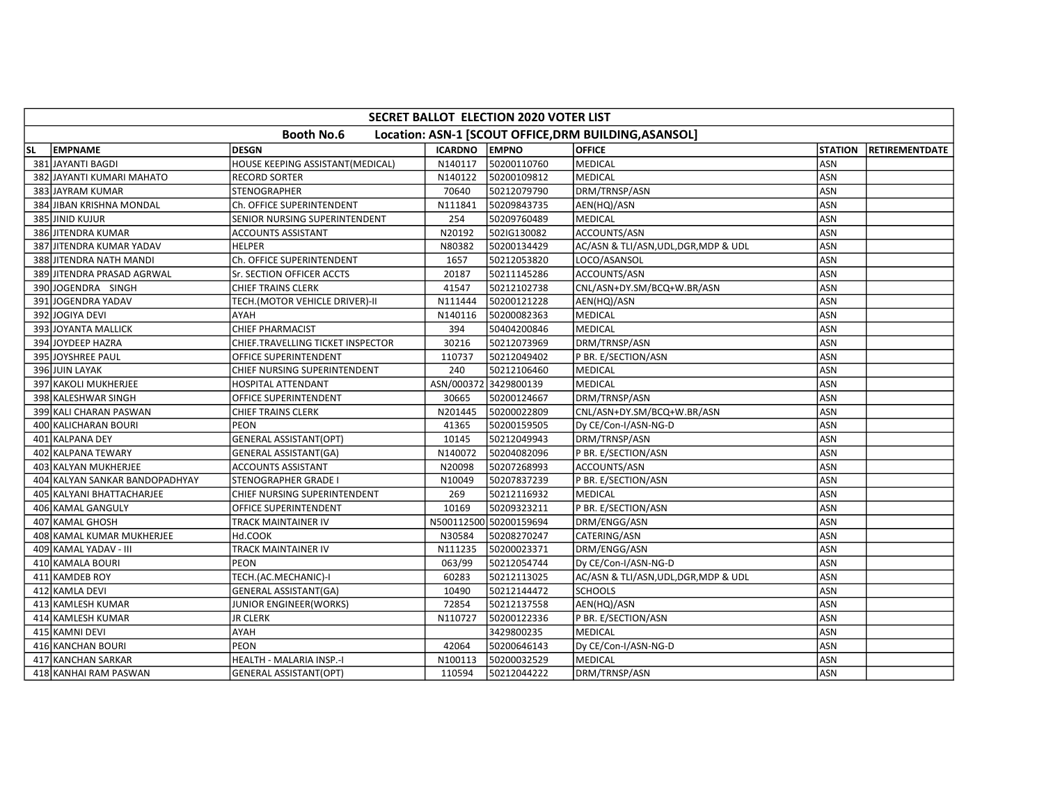| SECRET BALLOT ELECTION 2020 VOTER LIST | | | | | | | |
|---|---|---|---|---|---|---|---|
| Booth No.6 Location: ASN-1 [SCOUT OFFICE,DRM BUILDING,ASANSOL] | | | | | | | |
| SL EMPNAME | DESGN | ICARDNO | EMPNO | OFFICE | STATION | RETIREMENTDATE | |
| 381 JAYANTI BAGDI | HOUSE KEEPING ASSISTANT(MEDICAL) | N140117 | 50200110760 | MEDICAL | ASN | | |
| 382 JAYANTI KUMARI MAHATO | RECORD SORTER | N140122 | 50200109812 | MEDICAL | ASN | | |
| 383 JAYRAM KUMAR | STENOGRAPHER | 70640 | 50212079790 | DRM/TRNSP/ASN | ASN | | |
| 384 JIBAN KRISHNA MONDAL | Ch. OFFICE SUPERINTENDENT | N111841 | 50209843735 | AEN(HQ)/ASN | ASN | | |
| 385 JINID KUJUR | SENIOR NURSING SUPERINTENDENT | 254 | 50209760489 | MEDICAL | ASN | | |
| 386 JITENDRA KUMAR | ACCOUNTS ASSISTANT | N20192 | 502IG130082 | ACCOUNTS/ASN | ASN | | |
| 387 JITENDRA KUMAR YADAV | HELPER | N80382 | 50200134429 | AC/ASN & TLI/ASN,UDL,DGR,MDP & UDL | ASN | | |
| 388 JITENDRA NATH MANDI | Ch. OFFICE SUPERINTENDENT | 1657 | 50212053820 | LOCO/ASANSOL | ASN | | |
| 389 JITENDRA PRASAD AGRWAL | Sr. SECTION OFFICER ACCTS | 20187 | 50211145286 | ACCOUNTS/ASN | ASN | | |
| 390 JOGENDRA SINGH | CHIEF TRAINS CLERK | 41547 | 50212102738 | CNL/ASN+DY.SM/BCQ+W.BR/ASN | ASN | | |
| 391 JOGENDRA YADAV | TECH.(MOTOR VEHICLE DRIVER)-II | N111444 | 50200121228 | AEN(HQ)/ASN | ASN | | |
| 392 JOGIYA DEVI | AYAH | N140116 | 50200082363 | MEDICAL | ASN | | |
| 393 JOYANTA MALLICK | CHIEF PHARMACIST | 394 | 50404200846 | MEDICAL | ASN | | |
| 394 JOYDEEP HAZRA | CHIEF.TRAVELLING TICKET INSPECTOR | 30216 | 50212073969 | DRM/TRNSP/ASN | ASN | | |
| 395 JOYSHREE PAUL | OFFICE SUPERINTENDENT | 110737 | 50212049402 | P BR. E/SECTION/ASN | ASN | | |
| 396 JUIN LAYAK | CHIEF NURSING SUPERINTENDENT | 240 | 50212106460 | MEDICAL | ASN | | |
| 397 KAKOLI MUKHERJEE | HOSPITAL ATTENDANT | ASN/000372 | 3429800139 | MEDICAL | ASN | | |
| 398 KALESHWAR SINGH | OFFICE SUPERINTENDENT | 30665 | 50200124667 | DRM/TRNSP/ASN | ASN | | |
| 399 KALI CHARAN PASWAN | CHIEF TRAINS CLERK | N201445 | 50200022809 | CNL/ASN+DY.SM/BCQ+W.BR/ASN | ASN | | |
| 400 KALICHARAN BOURI | PEON | 41365 | 50200159505 | Dy CE/Con-I/ASN-NG-D | ASN | | |
| 401 KALPANA DEY | GENERAL ASSISTANT(OPT) | 10145 | 50212049943 | DRM/TRNSP/ASN | ASN | | |
| 402 KALPANA TEWARY | GENERAL ASSISTANT(GA) | N140072 | 50204082096 | P BR. E/SECTION/ASN | ASN | | |
| 403 KALYAN MUKHERJEE | ACCOUNTS ASSISTANT | N20098 | 50207268993 | ACCOUNTS/ASN | ASN | | |
| 404 KALYAN SANKAR BANDOPADHYAY | STENOGRAPHER GRADE I | N10049 | 50207837239 | P BR. E/SECTION/ASN | ASN | | |
| 405 KALYANI BHATTACHARJEE | CHIEF NURSING SUPERINTENDENT | 269 | 50212116932 | MEDICAL | ASN | | |
| 406 KAMAL GANGULY | OFFICE SUPERINTENDENT | 10169 | 50209323211 | P BR. E/SECTION/ASN | ASN | | |
| 407 KAMAL GHOSH | TRACK MAINTAINER IV | N500112500 | 50200159694 | DRM/ENGG/ASN | ASN | | |
| 408 KAMAL KUMAR MUKHERJEE | Hd.COOK | N30584 | 50208270247 | CATERING/ASN | ASN | | |
| 409 KAMAL YADAV - III | TRACK MAINTAINER IV | N111235 | 50200023371 | DRM/ENGG/ASN | ASN | | |
| 410 KAMALA BOURI | PEON | 063/99 | 50212054744 | Dy CE/Con-I/ASN-NG-D | ASN | | |
| 411 KAMDEB ROY | TECH.(AC.MECHANIC)-I | 60283 | 50212113025 | AC/ASN & TLI/ASN,UDL,DGR,MDP & UDL | ASN | | |
| 412 KAMLA DEVI | GENERAL ASSISTANT(GA) | 10490 | 50212144472 | SCHOOLS | ASN | | |
| 413 KAMLESH KUMAR | JUNIOR ENGINEER(WORKS) | 72854 | 50212137558 | AEN(HQ)/ASN | ASN | | |
| 414 KAMLESH KUMAR | JR CLERK | N110727 | 50200122336 | P BR. E/SECTION/ASN | ASN | | |
| 415 KAMNI DEVI | AYAH | | 3429800235 | MEDICAL | ASN | | |
| 416 KANCHAN BOURI | PEON | 42064 | 50200646143 | Dy CE/Con-I/ASN-NG-D | ASN | | |
| 417 KANCHAN SARKAR | HEALTH - MALARIA INSP.-I | N100113 | 50200032529 | MEDICAL | ASN | | |
| 418 KANHAI RAM PASWAN | GENERAL ASSISTANT(OPT) | 110594 | 50212044222 | DRM/TRNSP/ASN | ASN | | |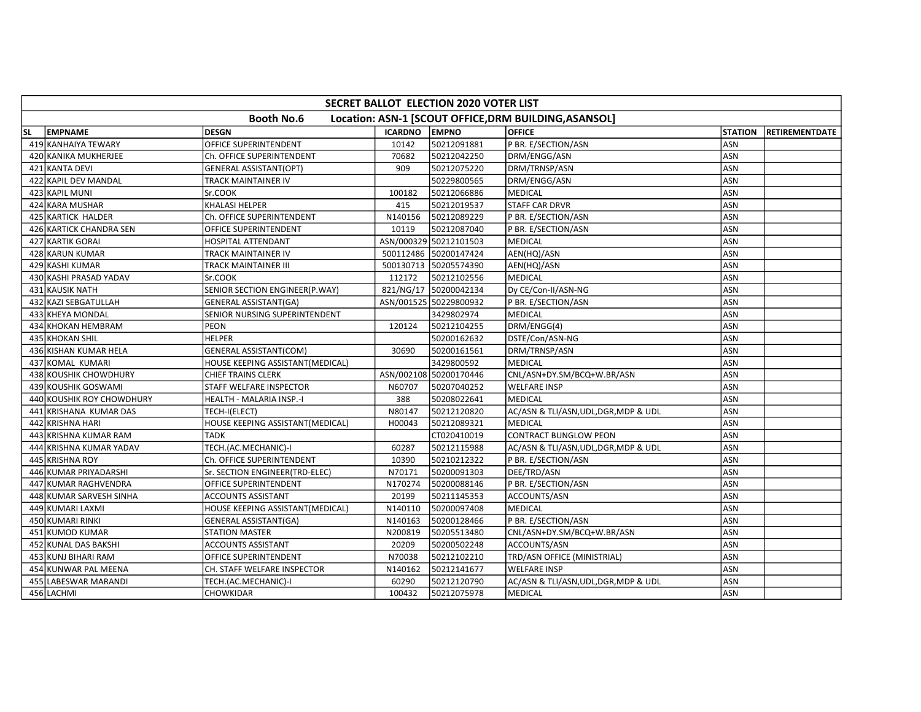| SECRET BALLOT ELECTION 2020 VOTER LIST | | | | | | | |
|---|---|---|---|---|---|---|---|
| Booth No.6 Location: ASN-1 [SCOUT OFFICE,DRM BUILDING,ASANSOL] | | | | | | | |
| SL | EMPNAME | DESGN | ICARDNO | EMPNO | OFFICE | STATION | RETIREMENTDATE |
| 419 | KANHAIYA TEWARY | OFFICE SUPERINTENDENT | 10142 | 50212091881 | P BR. E/SECTION/ASN | ASN | |
| 420 | KANIKA MUKHERJEE | Ch. OFFICE SUPERINTENDENT | 70682 | 50212042250 | DRM/ENGG/ASN | ASN | |
| 421 | KANTA DEVI | GENERAL ASSISTANT(OPT) | 909 | 50212075220 | DRM/TRNSP/ASN | ASN | |
| 422 | KAPIL DEV MANDAL | TRACK MAINTAINER IV | | 50229800565 | DRM/ENGG/ASN | ASN | |
| 423 | KAPIL MUNI | Sr.COOK | 100182 | 50212066886 | MEDICAL | ASN | |
| 424 | KARA MUSHAR | KHALASI HELPER | 415 | 50212019537 | STAFF CAR DRVR | ASN | |
| 425 | KARTICK HALDER | Ch. OFFICE SUPERINTENDENT | N140156 | 50212089229 | P BR. E/SECTION/ASN | ASN | |
| 426 | KARTICK CHANDRA SEN | OFFICE SUPERINTENDENT | 10119 | 50212087040 | P BR. E/SECTION/ASN | ASN | |
| 427 | KARTIK GORAI | HOSPITAL ATTENDANT | ASN/000329 | 50212101503 | MEDICAL | ASN | |
| 428 | KARUN KUMAR | TRACK MAINTAINER IV | 500112486 | 50200147424 | AEN(HQ)/ASN | ASN | |
| 429 | KASHI KUMAR | TRACK MAINTAINER III | 500130713 | 50205574390 | AEN(HQ)/ASN | ASN | |
| 430 | KASHI PRASAD YADAV | Sr.COOK | 112172 | 50212102556 | MEDICAL | ASN | |
| 431 | KAUSIK NATH | SENIOR SECTION ENGINEER(P.WAY) | 821/NG/17 | 50200042134 | Dy CE/Con-II/ASN-NG | ASN | |
| 432 | KAZI SEBGATULLAH | GENERAL ASSISTANT(GA) | ASN/001525 | 50229800932 | P BR. E/SECTION/ASN | ASN | |
| 433 | KHEYA MONDAL | SENIOR NURSING SUPERINTENDENT | | 3429802974 | MEDICAL | ASN | |
| 434 | KHOKAN HEMBRAM | PEON | 120124 | 50212104255 | DRM/ENGG(4) | ASN | |
| 435 | KHOKAN SHIL | HELPER | | 50200162632 | DSTE/Con/ASN-NG | ASN | |
| 436 | KISHAN KUMAR HELA | GENERAL ASSISTANT(COM) | 30690 | 50200161561 | DRM/TRNSP/ASN | ASN | |
| 437 | KOMAL KUMARI | HOUSE KEEPING ASSISTANT(MEDICAL) | | 3429800592 | MEDICAL | ASN | |
| 438 | KOUSHIK CHOWDHURY | CHIEF TRAINS CLERK | ASN/002108 | 50200170446 | CNL/ASN+DY.SM/BCQ+W.BR/ASN | ASN | |
| 439 | KOUSHIK GOSWAMI | STAFF WELFARE INSPECTOR | N60707 | 50207040252 | WELFARE INSP | ASN | |
| 440 | KOUSHIK ROY CHOWDHURY | HEALTH - MALARIA INSP.-I | 388 | 50208022641 | MEDICAL | ASN | |
| 441 | KRISHANA KUMAR DAS | TECH-I(ELECT) | N80147 | 50212120820 | AC/ASN & TLI/ASN,UDL,DGR,MDP & UDL | ASN | |
| 442 | KRISHNA HARI | HOUSE KEEPING ASSISTANT(MEDICAL) | H00043 | 50212089321 | MEDICAL | ASN | |
| 443 | KRISHNA KUMAR RAM | TADK | | CT020410019 | CONTRACT BUNGLOW PEON | ASN | |
| 444 | KRISHNA KUMAR YADAV | TECH.(AC.MECHANIC)-I | 60287 | 50212115988 | AC/ASN & TLI/ASN,UDL,DGR,MDP & UDL | ASN | |
| 445 | KRISHNA ROY | Ch. OFFICE SUPERINTENDENT | 10390 | 50210212322 | P BR. E/SECTION/ASN | ASN | |
| 446 | KUMAR PRIYADARSHI | Sr. SECTION ENGINEER(TRD-ELEC) | N70171 | 50200091303 | DEE/TRD/ASN | ASN | |
| 447 | KUMAR RAGHVENDRA | OFFICE SUPERINTENDENT | N170274 | 50200088146 | P BR. E/SECTION/ASN | ASN | |
| 448 | KUMAR SARVESH SINHA | ACCOUNTS ASSISTANT | 20199 | 50211145353 | ACCOUNTS/ASN | ASN | |
| 449 | KUMARI LAXMI | HOUSE KEEPING ASSISTANT(MEDICAL) | N140110 | 50200097408 | MEDICAL | ASN | |
| 450 | KUMARI RINKI | GENERAL ASSISTANT(GA) | N140163 | 50200128466 | P BR. E/SECTION/ASN | ASN | |
| 451 | KUMOD KUMAR | STATION MASTER | N200819 | 50205513480 | CNL/ASN+DY.SM/BCQ+W.BR/ASN | ASN | |
| 452 | KUNAL DAS BAKSHI | ACCOUNTS ASSISTANT | 20209 | 50200502248 | ACCOUNTS/ASN | ASN | |
| 453 | KUNJ BIHARI RAM | OFFICE SUPERINTENDENT | N70038 | 50212102210 | TRD/ASN OFFICE (MINISTRIAL) | ASN | |
| 454 | KUNWAR PAL MEENA | CH. STAFF WELFARE INSPECTOR | N140162 | 50212141677 | WELFARE INSP | ASN | |
| 455 | LABESWAR MARANDI | TECH.(AC.MECHANIC)-I | 60290 | 50212120790 | AC/ASN & TLI/ASN,UDL,DGR,MDP & UDL | ASN | |
| 456 | LACHMI | CHOWKIDAR | 100432 | 50212075978 | MEDICAL | ASN | |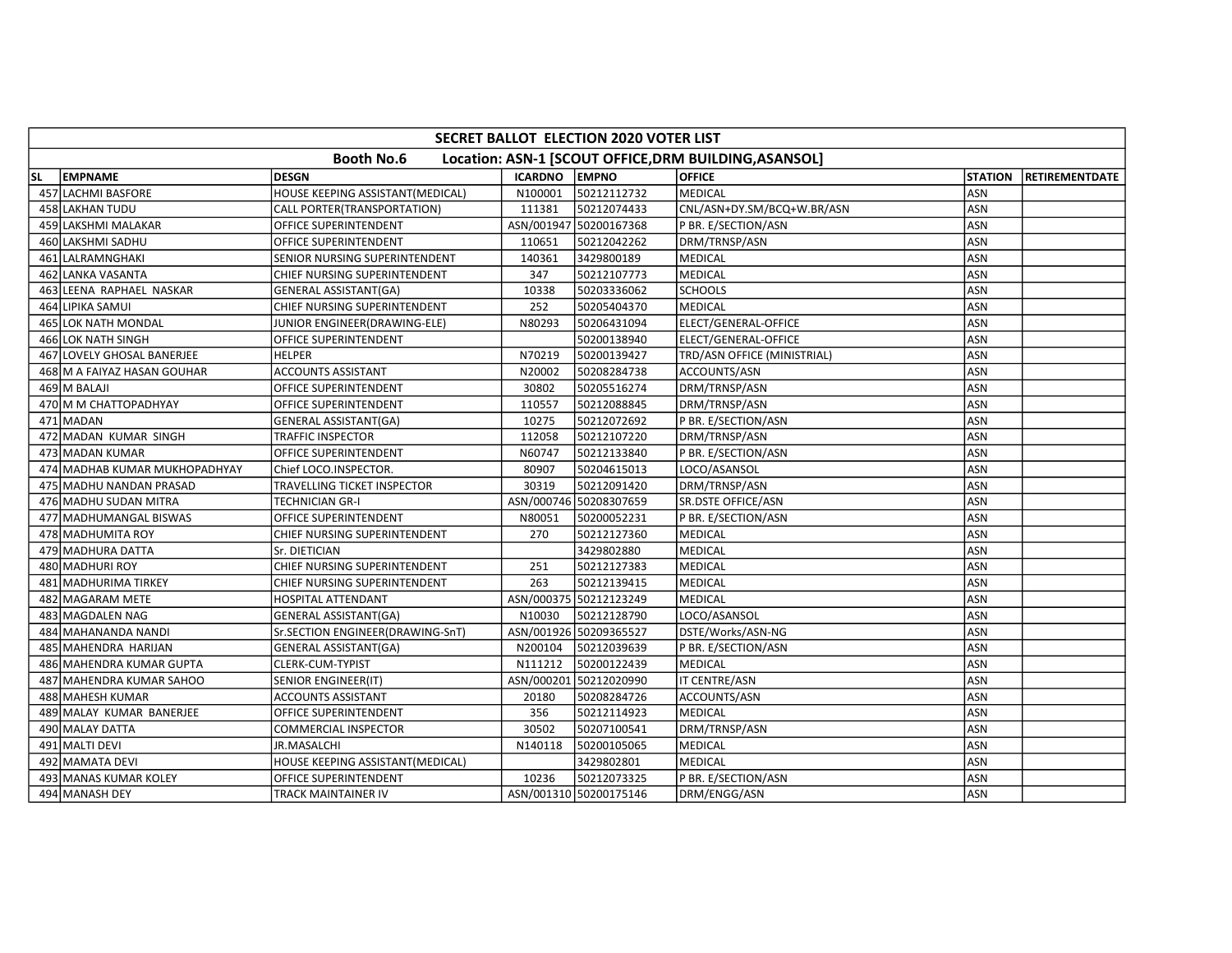| SECRET BALLOT ELECTION 2020 VOTER LIST | | | | | | | |
|---|---|---|---|---|---|---|---|
| Booth No.6 Location: ASN-1 [SCOUT OFFICE,DRM BUILDING,ASANSOL] | | | | | | | |
| SL | EMPNAME | DESGN | ICARDNO | EMPNO | OFFICE | STATION | RETIREMENTDATE |
| 457 | LACHMI BASFORE | HOUSE KEEPING ASSISTANT(MEDICAL) | N100001 | 50212112732 | MEDICAL | ASN | |
| 458 | LAKHAN TUDU | CALL PORTER(TRANSPORTATION) | 111381 | 50212074433 | CNL/ASN+DY.SM/BCQ+W.BR/ASN | ASN | |
| 459 | LAKSHMI MALAKAR | OFFICE SUPERINTENDENT | ASN/001947 | 50200167368 | P BR. E/SECTION/ASN | ASN | |
| 460 | LAKSHMI SADHU | OFFICE SUPERINTENDENT | 110651 | 50212042262 | DRM/TRNSP/ASN | ASN | |
| 461 | LALRAMNGHAKI | SENIOR NURSING SUPERINTENDENT | 140361 | 3429800189 | MEDICAL | ASN | |
| 462 | LANKA VASANTA | CHIEF NURSING SUPERINTENDENT | 347 | 50212107773 | MEDICAL | ASN | |
| 463 | LEENA RAPHAEL NASKAR | GENERAL ASSISTANT(GA) | 10338 | 50203336062 | SCHOOLS | ASN | |
| 464 | LIPIKA SAMUI | CHIEF NURSING SUPERINTENDENT | 252 | 50205404370 | MEDICAL | ASN | |
| 465 | LOK NATH MONDAL | JUNIOR ENGINEER(DRAWING-ELE) | N80293 | 50206431094 | ELECT/GENERAL-OFFICE | ASN | |
| 466 | LOK NATH SINGH | OFFICE SUPERINTENDENT | | 50200138940 | ELECT/GENERAL-OFFICE | ASN | |
| 467 | LOVELY GHOSAL BANERJEE | HELPER | N70219 | 50200139427 | TRD/ASN OFFICE (MINISTRIAL) | ASN | |
| 468 | M A FAIYAZ HASAN GOUHAR | ACCOUNTS ASSISTANT | N20002 | 50208284738 | ACCOUNTS/ASN | ASN | |
| 469 | M BALAJI | OFFICE SUPERINTENDENT | 30802 | 50205516274 | DRM/TRNSP/ASN | ASN | |
| 470 | M M CHATTOPADHYAY | OFFICE SUPERINTENDENT | 110557 | 50212088845 | DRM/TRNSP/ASN | ASN | |
| 471 | MADAN | GENERAL ASSISTANT(GA) | 10275 | 50212072692 | P BR. E/SECTION/ASN | ASN | |
| 472 | MADAN KUMAR SINGH | TRAFFIC INSPECTOR | 112058 | 50212107220 | DRM/TRNSP/ASN | ASN | |
| 473 | MADAN KUMAR | OFFICE SUPERINTENDENT | N60747 | 50212133840 | P BR. E/SECTION/ASN | ASN | |
| 474 | MADHAB KUMAR MUKHOPADHYAY | Chief LOCO.INSPECTOR. | 80907 | 50204615013 | LOCO/ASANSOL | ASN | |
| 475 | MADHU NANDAN PRASAD | TRAVELLING TICKET INSPECTOR | 30319 | 50212091420 | DRM/TRNSP/ASN | ASN | |
| 476 | MADHU SUDAN MITRA | TECHNICIAN GR-I | ASN/000746 | 50208307659 | SR.DSTE OFFICE/ASN | ASN | |
| 477 | MADHUMANGAL BISWAS | OFFICE SUPERINTENDENT | N80051 | 50200052231 | P BR. E/SECTION/ASN | ASN | |
| 478 | MADHUMITA ROY | CHIEF NURSING SUPERINTENDENT | 270 | 50212127360 | MEDICAL | ASN | |
| 479 | MADHURA DATTA | Sr. DIETICIAN | | 3429802880 | MEDICAL | ASN | |
| 480 | MADHURI ROY | CHIEF NURSING SUPERINTENDENT | 251 | 50212127383 | MEDICAL | ASN | |
| 481 | MADHURIMA TIRKEY | CHIEF NURSING SUPERINTENDENT | 263 | 50212139415 | MEDICAL | ASN | |
| 482 | MAGARAM METE | HOSPITAL ATTENDANT | ASN/000375 | 50212123249 | MEDICAL | ASN | |
| 483 | MAGDALEN NAG | GENERAL ASSISTANT(GA) | N10030 | 50212128790 | LOCO/ASANSOL | ASN | |
| 484 | MAHANANDA NANDI | Sr.SECTION ENGINEER(DRAWING-SnT) | ASN/001926 | 50209365527 | DSTE/Works/ASN-NG | ASN | |
| 485 | MAHENDRA HARIJAN | GENERAL ASSISTANT(GA) | N200104 | 50212039639 | P BR. E/SECTION/ASN | ASN | |
| 486 | MAHENDRA KUMAR GUPTA | CLERK-CUM-TYPIST | N111212 | 50200122439 | MEDICAL | ASN | |
| 487 | MAHENDRA KUMAR SAHOO | SENIOR ENGINEER(IT) | ASN/000201 | 50212020990 | IT CENTRE/ASN | ASN | |
| 488 | MAHESH KUMAR | ACCOUNTS ASSISTANT | 20180 | 50208284726 | ACCOUNTS/ASN | ASN | |
| 489 | MALAY KUMAR BANERJEE | OFFICE SUPERINTENDENT | 356 | 50212114923 | MEDICAL | ASN | |
| 490 | MALAY DATTA | COMMERCIAL INSPECTOR | 30502 | 50207100541 | DRM/TRNSP/ASN | ASN | |
| 491 | MALTI DEVI | JR.MASALCHI | N140118 | 50200105065 | MEDICAL | ASN | |
| 492 | MAMATA DEVI | HOUSE KEEPING ASSISTANT(MEDICAL) | | 3429802801 | MEDICAL | ASN | |
| 493 | MANAS KUMAR KOLEY | OFFICE SUPERINTENDENT | 10236 | 50212073325 | P BR. E/SECTION/ASN | ASN | |
| 494 | MANASH DEY | TRACK MAINTAINER IV | ASN/001310 | 50200175146 | DRM/ENGG/ASN | ASN | |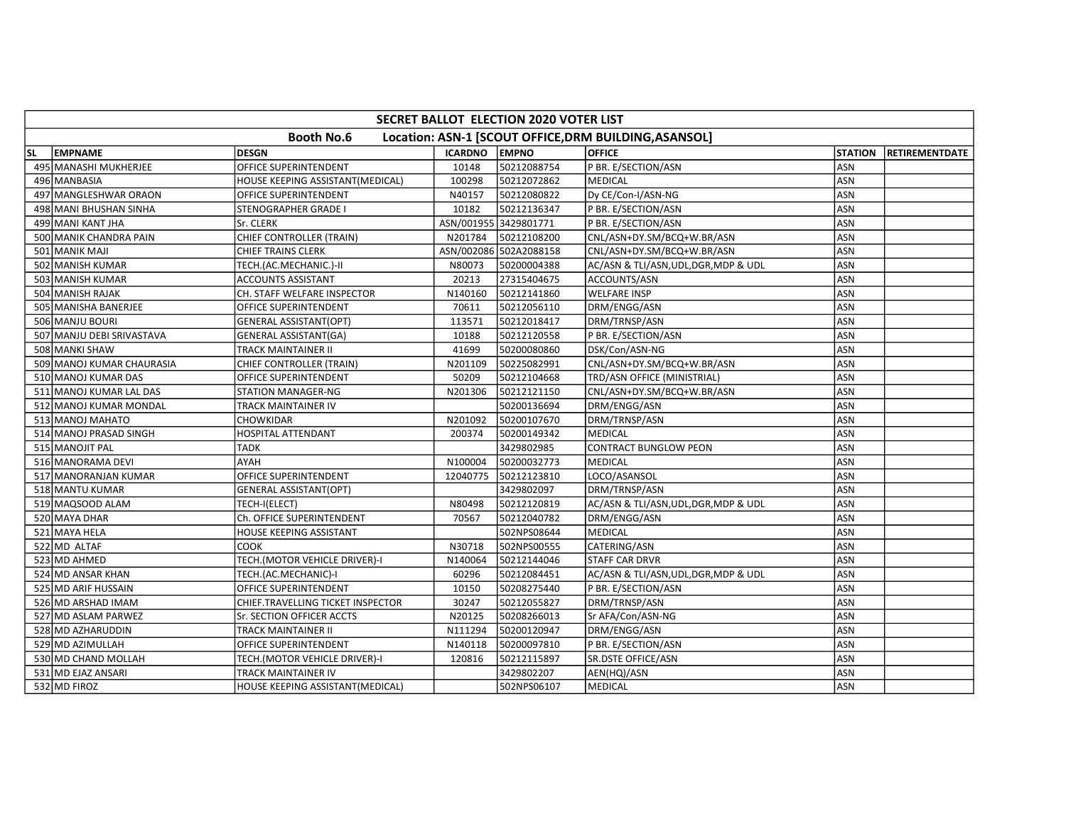| SECRET BALLOT ELECTION 2020 VOTER LIST | | | | | | | |
|---|---|---|---|---|---|---|---|
| Booth No.6 Location: ASN-1 [SCOUT OFFICE,DRM BUILDING,ASANSOL] | | | | | | | |
| SL | EMPNAME | DESGN | ICARDNO | EMPNO | OFFICE | STATION | RETIREMENTDATE |
| 495 | MANASHI MUKHERJEE | OFFICE SUPERINTENDENT | 10148 | 50212088754 | P BR. E/SECTION/ASN | ASN | |
| 496 | MANBASIA | HOUSE KEEPING ASSISTANT(MEDICAL) | 100298 | 50212072862 | MEDICAL | ASN | |
| 497 | MANGLESHWAR ORAON | OFFICE SUPERINTENDENT | N40157 | 50212080822 | Dy CE/Con-I/ASN-NG | ASN | |
| 498 | MANI BHUSHAN SINHA | STENOGRAPHER GRADE I | 10182 | 50212136347 | P BR. E/SECTION/ASN | ASN | |
| 499 | MANI KANT JHA | Sr. CLERK | ASN/001955 | 3429801771 | P BR. E/SECTION/ASN | ASN | |
| 500 | MANIK CHANDRA PAIN | CHIEF CONTROLLER (TRAIN) | N201784 | 50212108200 | CNL/ASN+DY.SM/BCQ+W.BR/ASN | ASN | |
| 501 | MANIK MAJI | CHIEF TRAINS CLERK | ASN/002086 | 502A2088158 | CNL/ASN+DY.SM/BCQ+W.BR/ASN | ASN | |
| 502 | MANISH KUMAR | TECH.(AC.MECHANIC.)-II | N80073 | 50200004388 | AC/ASN & TLI/ASN,UDL,DGR,MDP & UDL | ASN | |
| 503 | MANISH KUMAR | ACCOUNTS ASSISTANT | 20213 | 27315404675 | ACCOUNTS/ASN | ASN | |
| 504 | MANISH RAJAK | CH. STAFF WELFARE INSPECTOR | N140160 | 50212141860 | WELFARE INSP | ASN | |
| 505 | MANISHA BANERJEE | OFFICE SUPERINTENDENT | 70611 | 50212056110 | DRM/ENGG/ASN | ASN | |
| 506 | MANJU BOURI | GENERAL ASSISTANT(OPT) | 113571 | 50212018417 | DRM/TRNSP/ASN | ASN | |
| 507 | MANJU DEBI SRIVASTAVA | GENERAL ASSISTANT(GA) | 10188 | 50212120558 | P BR. E/SECTION/ASN | ASN | |
| 508 | MANKI SHAW | TRACK MAINTAINER II | 41699 | 50200080860 | DSK/Con/ASN-NG | ASN | |
| 509 | MANOJ KUMAR CHAURASIA | CHIEF CONTROLLER (TRAIN) | N201109 | 50225082991 | CNL/ASN+DY.SM/BCQ+W.BR/ASN | ASN | |
| 510 | MANOJ KUMAR DAS | OFFICE SUPERINTENDENT | 50209 | 50212104668 | TRD/ASN OFFICE (MINISTRIAL) | ASN | |
| 511 | MANOJ KUMAR LAL DAS | STATION MANAGER-NG | N201306 | 50212121150 | CNL/ASN+DY.SM/BCQ+W.BR/ASN | ASN | |
| 512 | MANOJ KUMAR MONDAL | TRACK MAINTAINER IV | | 50200136694 | DRM/ENGG/ASN | ASN | |
| 513 | MANOJ MAHATO | CHOWKIDAR | N201092 | 50200107670 | DRM/TRNSP/ASN | ASN | |
| 514 | MANOJ PRASAD SINGH | HOSPITAL ATTENDANT | 200374 | 50200149342 | MEDICAL | ASN | |
| 515 | MANOJIT PAL | TADK | | 3429802985 | CONTRACT BUNGLOW PEON | ASN | |
| 516 | MANORAMA DEVI | AYAH | N100004 | 50200032773 | MEDICAL | ASN | |
| 517 | MANORANJAN KUMAR | OFFICE SUPERINTENDENT | 12040775 | 50212123810 | LOCO/ASANSOL | ASN | |
| 518 | MANTU KUMAR | GENERAL ASSISTANT(OPT) | | 3429802097 | DRM/TRNSP/ASN | ASN | |
| 519 | MAQSOOD ALAM | TECH-I(ELECT) | N80498 | 50212120819 | AC/ASN & TLI/ASN,UDL,DGR,MDP & UDL | ASN | |
| 520 | MAYA DHAR | Ch. OFFICE SUPERINTENDENT | 70567 | 50212040782 | DRM/ENGG/ASN | ASN | |
| 521 | MAYA HELA | HOUSE KEEPING ASSISTANT | | 502NPS08644 | MEDICAL | ASN | |
| 522 | MD ALTAF | COOK | N30718 | 502NPS00555 | CATERING/ASN | ASN | |
| 523 | MD AHMED | TECH.(MOTOR VEHICLE DRIVER)-I | N140064 | 50212144046 | STAFF CAR DRVR | ASN | |
| 524 | MD ANSAR KHAN | TECH.(AC.MECHANIC)-I | 60296 | 50212084451 | AC/ASN & TLI/ASN,UDL,DGR,MDP & UDL | ASN | |
| 525 | MD ARIF HUSSAIN | OFFICE SUPERINTENDENT | 10150 | 50208275440 | P BR. E/SECTION/ASN | ASN | |
| 526 | MD ARSHAD IMAM | CHIEF.TRAVELLING TICKET INSPECTOR | 30247 | 50212055827 | DRM/TRNSP/ASN | ASN | |
| 527 | MD ASLAM PARWEZ | Sr. SECTION OFFICER ACCTS | N20125 | 50208266013 | Sr AFA/Con/ASN-NG | ASN | |
| 528 | MD AZHARUDDIN | TRACK MAINTAINER II | N111294 | 50200120947 | DRM/ENGG/ASN | ASN | |
| 529 | MD AZIMULLAH | OFFICE SUPERINTENDENT | N140118 | 50200097810 | P BR. E/SECTION/ASN | ASN | |
| 530 | MD CHAND MOLLAH | TECH.(MOTOR VEHICLE DRIVER)-I | 120816 | 50212115897 | SR.DSTE OFFICE/ASN | ASN | |
| 531 | MD EJAZ ANSARI | TRACK MAINTAINER IV | | 3429802207 | AEN(HQ)/ASN | ASN | |
| 532 | MD FIROZ | HOUSE KEEPING ASSISTANT(MEDICAL) | | 502NPS06107 | MEDICAL | ASN | |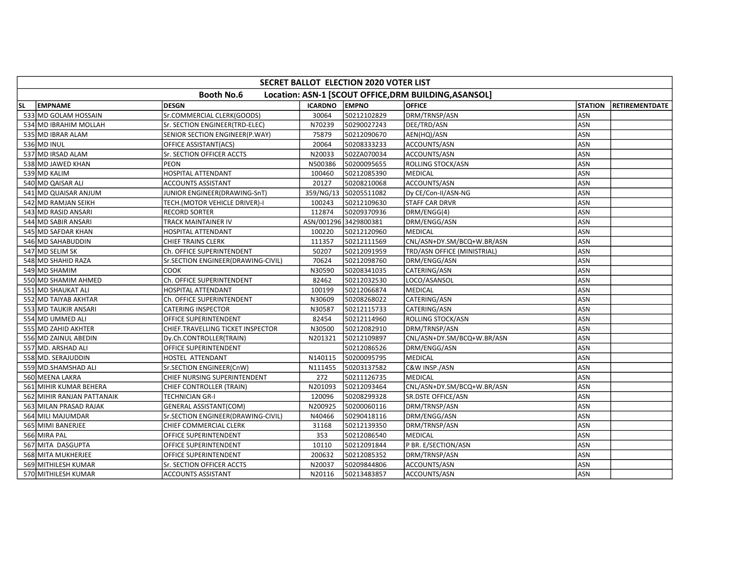## SECRET BALLOT ELECTION 2020 VOTER LIST

### Booth No.6 Location: ASN-1 [SCOUT OFFICE,DRM BUILDING,ASANSOL]

| SL | EMPNAME | DESGN | ICARDNO | EMPNO | OFFICE | STATION | RETIREMENTDATE |
|---|---|---|---|---|---|---|---|
| 533 | MD GOLAM HOSSAIN | Sr.COMMERCIAL CLERK(GOODS) | 30064 | 50212102829 | DRM/TRNSP/ASN | ASN | |
| 534 | MD IBRAHIM MOLLAH | Sr. SECTION ENGINEER(TRD-ELEC) | N70239 | 50290027243 | DEE/TRD/ASN | ASN | |
| 535 | MD IBRAR ALAM | SENIOR SECTION ENGINEER(P.WAY) | 75879 | 50212090670 | AEN(HQ)/ASN | ASN | |
| 536 | MD INUL | OFFICE ASSISTANT(ACS) | 20064 | 50208333233 | ACCOUNTS/ASN | ASN | |
| 537 | MD IRSAD ALAM | Sr. SECTION OFFICER ACCTS | N20033 | 502ZA070034 | ACCOUNTS/ASN | ASN | |
| 538 | MD JAWED KHAN | PEON | N500386 | 50200095655 | ROLLING STOCK/ASN | ASN | |
| 539 | MD KALIM | HOSPITAL ATTENDANT | 100460 | 50212085390 | MEDICAL | ASN | |
| 540 | MD QAISAR ALI | ACCOUNTS ASSISTANT | 20127 | 50208210068 | ACCOUNTS/ASN | ASN | |
| 541 | MD QUAISAR ANJUM | JUNIOR ENGINEER(DRAWING-SnT) | 359/NG/13 | 50205511082 | Dy CE/Con-II/ASN-NG | ASN | |
| 542 | MD RAMJAN SEIKH | TECH.(MOTOR VEHICLE DRIVER)-I | 100243 | 50212109630 | STAFF CAR DRVR | ASN | |
| 543 | MD RASID ANSARI | RECORD SORTER | 112874 | 50209370936 | DRM/ENGG(4) | ASN | |
| 544 | MD SABIR ANSARI | TRACK MAINTAINER IV | ASN/001296 | 3429800381 | DRM/ENGG/ASN | ASN | |
| 545 | MD SAFDAR KHAN | HOSPITAL ATTENDANT | 100220 | 50212120960 | MEDICAL | ASN | |
| 546 | MD SAHABUDDIN | CHIEF TRAINS CLERK | 111357 | 50212111569 | CNL/ASN+DY.SM/BCQ+W.BR/ASN | ASN | |
| 547 | MD SELIM SK | Ch. OFFICE SUPERINTENDENT | 50207 | 50212091959 | TRD/ASN OFFICE (MINISTRIAL) | ASN | |
| 548 | MD SHAHID RAZA | Sr.SECTION ENGINEER(DRAWING-CIVIL) | 70624 | 50212098760 | DRM/ENGG/ASN | ASN | |
| 549 | MD SHAMIM | COOK | N30590 | 50208341035 | CATERING/ASN | ASN | |
| 550 | MD SHAMIM AHMED | Ch. OFFICE SUPERINTENDENT | 82462 | 50212032530 | LOCO/ASANSOL | ASN | |
| 551 | MD SHAUKAT ALI | HOSPITAL ATTENDANT | 100199 | 50212066874 | MEDICAL | ASN | |
| 552 | MD TAIYAB AKHTAR | Ch. OFFICE SUPERINTENDENT | N30609 | 50208268022 | CATERING/ASN | ASN | |
| 553 | MD TAUKIR ANSARI | CATERING INSPECTOR | N30587 | 50212115733 | CATERING/ASN | ASN | |
| 554 | MD UMMED ALI | OFFICE SUPERINTENDENT | 82454 | 50212114960 | ROLLING STOCK/ASN | ASN | |
| 555 | MD ZAHID AKHTER | CHIEF.TRAVELLING TICKET INSPECTOR | N30500 | 50212082910 | DRM/TRNSP/ASN | ASN | |
| 556 | MD ZAINUL ABEDIN | Dy.Ch.CONTROLLER(TRAIN) | N201321 | 50212109897 | CNL/ASN+DY.SM/BCQ+W.BR/ASN | ASN | |
| 557 | MD. ARSHAD ALI | OFFICE SUPERINTENDENT | | 50212086526 | DRM/ENGG/ASN | ASN | |
| 558 | MD. SERAJUDDIN | HOSTEL ATTENDANT | N140115 | 50200095795 | MEDICAL | ASN | |
| 559 | MD.SHAMSHAD ALI | Sr.SECTION ENGINEER(CnW) | N111455 | 50203137582 | C&W INSP./ASN | ASN | |
| 560 | MEENA LAKRA | CHIEF NURSING SUPERINTENDENT | 272 | 50211126735 | MEDICAL | ASN | |
| 561 | MIHIR KUMAR BEHERA | CHIEF CONTROLLER (TRAIN) | N201093 | 50212093464 | CNL/ASN+DY.SM/BCQ+W.BR/ASN | ASN | |
| 562 | MIHIR RANJAN PATTANAIK | TECHNICIAN GR-I | 120096 | 50208299328 | SR.DSTE OFFICE/ASN | ASN | |
| 563 | MILAN PRASAD RAJAK | GENERAL ASSISTANT(COM) | N200925 | 50200060116 | DRM/TRNSP/ASN | ASN | |
| 564 | MILI MAJUMDAR | Sr.SECTION ENGINEER(DRAWING-CIVIL) | N40466 | 50290418116 | DRM/ENGG/ASN | ASN | |
| 565 | MIMI BANERJEE | CHIEF COMMERCIAL CLERK | 31168 | 50212139350 | DRM/TRNSP/ASN | ASN | |
| 566 | MIRA PAL | OFFICE SUPERINTENDENT | 353 | 50212086540 | MEDICAL | ASN | |
| 567 | MITA DASGUPTA | OFFICE SUPERINTENDENT | 10110 | 50212091844 | P BR. E/SECTION/ASN | ASN | |
| 568 | MITA MUKHERJEE | OFFICE SUPERINTENDENT | 200632 | 50212085352 | DRM/TRNSP/ASN | ASN | |
| 569 | MITHILESH KUMAR | Sr. SECTION OFFICER ACCTS | N20037 | 50209844806 | ACCOUNTS/ASN | ASN | |
| 570 | MITHILESH KUMAR | ACCOUNTS ASSISTANT | N20116 | 50213483857 | ACCOUNTS/ASN | ASN | |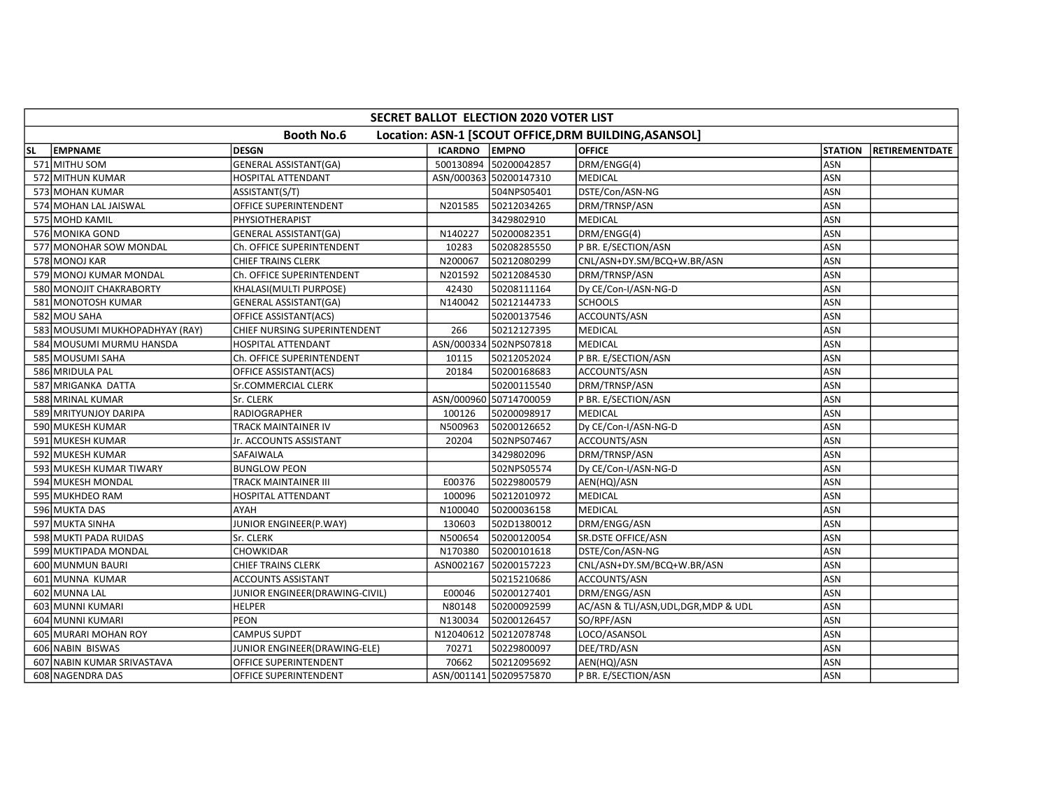| SECRET BALLOT ELECTION 2020 VOTER LIST | | | | | | | |
|---|---|---|---|---|---|---|---|
| Booth No.6 Location: ASN-1 [SCOUT OFFICE,DRM BUILDING,ASANSOL] | | | | | | | |
| SL | EMPNAME | DESGN | ICARDNO | EMPNO | OFFICE | STATION | RETIREMENTDATE |
| 571 | MITHU SOM | GENERAL ASSISTANT(GA) | 500130894 | 50200042857 | DRM/ENGG(4) | ASN | |
| 572 | MITHUN KUMAR | HOSPITAL ATTENDANT | ASN/000363 | 50200147310 | MEDICAL | ASN | |
| 573 | MOHAN KUMAR | ASSISTANT(S/T) | | 504NPS05401 | DSTE/Con/ASN-NG | ASN | |
| 574 | MOHAN LAL JAISWAL | OFFICE SUPERINTENDENT | N201585 | 50212034265 | DRM/TRNSP/ASN | ASN | |
| 575 | MOHD KAMIL | PHYSIOTHERAPIST | | 3429802910 | MEDICAL | ASN | |
| 576 | MONIKA GOND | GENERAL ASSISTANT(GA) | N140227 | 50200082351 | DRM/ENGG(4) | ASN | |
| 577 | MONOHAR SOW MONDAL | Ch. OFFICE SUPERINTENDENT | 10283 | 50208285550 | P BR. E/SECTION/ASN | ASN | |
| 578 | MONOJ KAR | CHIEF TRAINS CLERK | N200067 | 50212080299 | CNL/ASN+DY.SM/BCQ+W.BR/ASN | ASN | |
| 579 | MONOJ KUMAR MONDAL | Ch. OFFICE SUPERINTENDENT | N201592 | 50212084530 | DRM/TRNSP/ASN | ASN | |
| 580 | MONOJIT CHAKRABORTY | KHALASI(MULTI PURPOSE) | 42430 | 50208111164 | Dy CE/Con-I/ASN-NG-D | ASN | |
| 581 | MONOTOSH KUMAR | GENERAL ASSISTANT(GA) | N140042 | 50212144733 | SCHOOLS | ASN | |
| 582 | MOU SAHA | OFFICE ASSISTANT(ACS) | | 50200137546 | ACCOUNTS/ASN | ASN | |
| 583 | MOUSUMI MUKHOPADHYAY (RAY) | CHIEF NURSING SUPERINTENDENT | 266 | 50212127395 | MEDICAL | ASN | |
| 584 | MOUSUMI MURMU HANSDA | HOSPITAL ATTENDANT | ASN/000334 | 502NPS07818 | MEDICAL | ASN | |
| 585 | MOUSUMI SAHA | Ch. OFFICE SUPERINTENDENT | 10115 | 50212052024 | P BR. E/SECTION/ASN | ASN | |
| 586 | MRIDULA PAL | OFFICE ASSISTANT(ACS) | 20184 | 50200168683 | ACCOUNTS/ASN | ASN | |
| 587 | MRIGANKA DATTA | Sr.COMMERCIAL CLERK | | 50200115540 | DRM/TRNSP/ASN | ASN | |
| 588 | MRINAL KUMAR | Sr. CLERK | ASN/000960 | 50714700059 | P BR. E/SECTION/ASN | ASN | |
| 589 | MRITYUNJOY DARIPA | RADIOGRAPHER | 100126 | 50200098917 | MEDICAL | ASN | |
| 590 | MUKESH KUMAR | TRACK MAINTAINER IV | N500963 | 50200126652 | Dy CE/Con-I/ASN-NG-D | ASN | |
| 591 | MUKESH KUMAR | Jr. ACCOUNTS ASSISTANT | 20204 | 502NPS07467 | ACCOUNTS/ASN | ASN | |
| 592 | MUKESH KUMAR | SAFAIWALA | | 3429802096 | DRM/TRNSP/ASN | ASN | |
| 593 | MUKESH KUMAR TIWARY | BUNGLOW PEON | | 502NPS05574 | Dy CE/Con-I/ASN-NG-D | ASN | |
| 594 | MUKESH MONDAL | TRACK MAINTAINER III | E00376 | 50229800579 | AEN(HQ)/ASN | ASN | |
| 595 | MUKHDEO RAM | HOSPITAL ATTENDANT | 100096 | 50212010972 | MEDICAL | ASN | |
| 596 | MUKTA DAS | AYAH | N100040 | 50200036158 | MEDICAL | ASN | |
| 597 | MUKTA SINHA | JUNIOR ENGINEER(P.WAY) | 130603 | 502D1380012 | DRM/ENGG/ASN | ASN | |
| 598 | MUKTI PADA RUIDAS | Sr. CLERK | N500654 | 50200120054 | SR.DSTE OFFICE/ASN | ASN | |
| 599 | MUKTIPADA MONDAL | CHOWKIDAR | N170380 | 50200101618 | DSTE/Con/ASN-NG | ASN | |
| 600 | MUNMUN BAURI | CHIEF TRAINS CLERK | ASN002167 | 50200157223 | CNL/ASN+DY.SM/BCQ+W.BR/ASN | ASN | |
| 601 | MUNNA KUMAR | ACCOUNTS ASSISTANT | | 50215210686 | ACCOUNTS/ASN | ASN | |
| 602 | MUNNA LAL | JUNIOR ENGINEER(DRAWING-CIVIL) | E00046 | 50200127401 | DRM/ENGG/ASN | ASN | |
| 603 | MUNNI KUMARI | HELPER | N80148 | 50200092599 | AC/ASN & TLI/ASN,UDL,DGR,MDP & UDL | ASN | |
| 604 | MUNNI KUMARI | PEON | N130034 | 50200126457 | SO/RPF/ASN | ASN | |
| 605 | MURARI MOHAN ROY | CAMPUS SUPDT | N12040612 | 50212078748 | LOCO/ASANSOL | ASN | |
| 606 | NABIN BISWAS | JUNIOR ENGINEER(DRAWING-ELE) | 70271 | 50229800097 | DEE/TRD/ASN | ASN | |
| 607 | NABIN KUMAR SRIVASTAVA | OFFICE SUPERINTENDENT | 70662 | 50212095692 | AEN(HQ)/ASN | ASN | |
| 608 | NAGENDRA DAS | OFFICE SUPERINTENDENT | ASN/001141 | 50209575870 | P BR. E/SECTION/ASN | ASN | |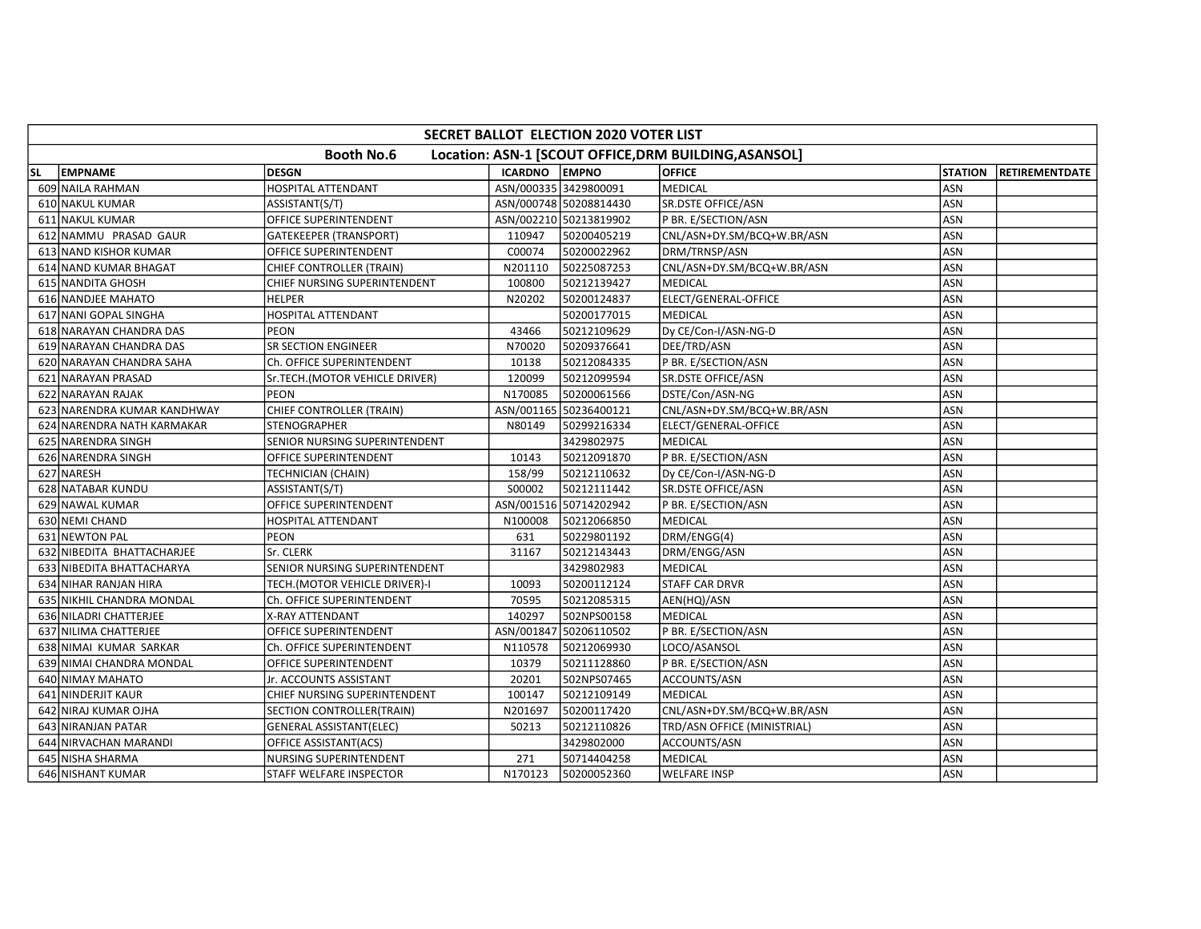| SECRET BALLOT ELECTION 2020 VOTER LIST | | | | | | | |
|---|---|---|---|---|---|---|---|
| Booth No.6 Location: ASN-1 [SCOUT OFFICE,DRM BUILDING,ASANSOL] | | | | | | | |
| SL | EMPNAME | DESGN | ICARDNO | EMPNO | OFFICE | STATION | RETIREMENTDATE |
| 609 | NAILA RAHMAN | HOSPITAL ATTENDANT | ASN/000335 | 3429800091 | MEDICAL | ASN | |
| 610 | NAKUL KUMAR | ASSISTANT(S/T) | ASN/000748 | 50208814430 | SR.DSTE OFFICE/ASN | ASN | |
| 611 | NAKUL KUMAR | OFFICE SUPERINTENDENT | ASN/002210 | 50213819902 | P BR. E/SECTION/ASN | ASN | |
| 612 | NAMMU PRASAD GAUR | GATEKEEPER (TRANSPORT) | 110947 | 50200405219 | CNL/ASN+DY.SM/BCQ+W.BR/ASN | ASN | |
| 613 | NAND KISHOR KUMAR | OFFICE SUPERINTENDENT | C00074 | 50200022962 | DRM/TRNSP/ASN | ASN | |
| 614 | NAND KUMAR BHAGAT | CHIEF CONTROLLER (TRAIN) | N201110 | 50225087253 | CNL/ASN+DY.SM/BCQ+W.BR/ASN | ASN | |
| 615 | NANDITA GHOSH | CHIEF NURSING SUPERINTENDENT | 100800 | 50212139427 | MEDICAL | ASN | |
| 616 | NANDJEE MAHATO | HELPER | N20202 | 50200124837 | ELECT/GENERAL-OFFICE | ASN | |
| 617 | NANI GOPAL SINGHA | HOSPITAL ATTENDANT | | 50200177015 | MEDICAL | ASN | |
| 618 | NARAYAN CHANDRA DAS | PEON | 43466 | 50212109629 | Dy CE/Con-I/ASN-NG-D | ASN | |
| 619 | NARAYAN CHANDRA DAS | SR SECTION ENGINEER | N70020 | 50209376641 | DEE/TRD/ASN | ASN | |
| 620 | NARAYAN CHANDRA SAHA | Ch. OFFICE SUPERINTENDENT | 10138 | 50212084335 | P BR. E/SECTION/ASN | ASN | |
| 621 | NARAYAN PRASAD | Sr.TECH.(MOTOR VEHICLE DRIVER) | 120099 | 50212099594 | SR.DSTE OFFICE/ASN | ASN | |
| 622 | NARAYAN RAJAK | PEON | N170085 | 50200061566 | DSTE/Con/ASN-NG | ASN | |
| 623 | NARENDRA KUMAR KANDHWAY | CHIEF CONTROLLER (TRAIN) | ASN/001165 | 50236400121 | CNL/ASN+DY.SM/BCQ+W.BR/ASN | ASN | |
| 624 | NARENDRA NATH KARMAKAR | STENOGRAPHER | N80149 | 50299216334 | ELECT/GENERAL-OFFICE | ASN | |
| 625 | NARENDRA SINGH | SENIOR NURSING SUPERINTENDENT | | 3429802975 | MEDICAL | ASN | |
| 626 | NARENDRA SINGH | OFFICE SUPERINTENDENT | 10143 | 50212091870 | P BR. E/SECTION/ASN | ASN | |
| 627 | NARESH | TECHNICIAN (CHAIN) | 158/99 | 50212110632 | Dy CE/Con-I/ASN-NG-D | ASN | |
| 628 | NATABAR KUNDU | ASSISTANT(S/T) | S00002 | 50212111442 | SR.DSTE OFFICE/ASN | ASN | |
| 629 | NAWAL KUMAR | OFFICE SUPERINTENDENT | ASN/001516 | 50714202942 | P BR. E/SECTION/ASN | ASN | |
| 630 | NEMI CHAND | HOSPITAL ATTENDANT | N100008 | 50212066850 | MEDICAL | ASN | |
| 631 | NEWTON PAL | PEON | 631 | 50229801192 | DRM/ENGG(4) | ASN | |
| 632 | NIBEDITA BHATTACHARJEE | Sr. CLERK | 31167 | 50212143443 | DRM/ENGG/ASN | ASN | |
| 633 | NIBEDITA BHATTACHARYA | SENIOR NURSING SUPERINTENDENT | | 3429802983 | MEDICAL | ASN | |
| 634 | NIHAR RANJAN HIRA | TECH.(MOTOR VEHICLE DRIVER)-I | 10093 | 50200112124 | STAFF CAR DRVR | ASN | |
| 635 | NIKHIL CHANDRA MONDAL | Ch. OFFICE SUPERINTENDENT | 70595 | 50212085315 | AEN(HQ)/ASN | ASN | |
| 636 | NILADRI CHATTERJEE | X-RAY ATTENDANT | 140297 | 502NPS00158 | MEDICAL | ASN | |
| 637 | NILIMA CHATTERJEE | OFFICE SUPERINTENDENT | ASN/001847 | 50206110502 | P BR. E/SECTION/ASN | ASN | |
| 638 | NIMAI KUMAR SARKAR | Ch. OFFICE SUPERINTENDENT | N110578 | 50212069930 | LOCO/ASANSOL | ASN | |
| 639 | NIMAI CHANDRA MONDAL | OFFICE SUPERINTENDENT | 10379 | 50211128860 | P BR. E/SECTION/ASN | ASN | |
| 640 | NIMAY MAHATO | Jr. ACCOUNTS ASSISTANT | 20201 | 502NPS07465 | ACCOUNTS/ASN | ASN | |
| 641 | NINDERJIT KAUR | CHIEF NURSING SUPERINTENDENT | 100147 | 50212109149 | MEDICAL | ASN | |
| 642 | NIRAJ KUMAR OJHA | SECTION CONTROLLER(TRAIN) | N201697 | 50200117420 | CNL/ASN+DY.SM/BCQ+W.BR/ASN | ASN | |
| 643 | NIRANJAN PATAR | GENERAL ASSISTANT(ELEC) | 50213 | 50212110826 | TRD/ASN OFFICE (MINISTRIAL) | ASN | |
| 644 | NIRVACHAN MARANDI | OFFICE ASSISTANT(ACS) | | 3429802000 | ACCOUNTS/ASN | ASN | |
| 645 | NISHA SHARMA | NURSING SUPERINTENDENT | 271 | 50714404258 | MEDICAL | ASN | |
| 646 | NISHANT KUMAR | STAFF WELFARE INSPECTOR | N170123 | 50200052360 | WELFARE INSP | ASN | |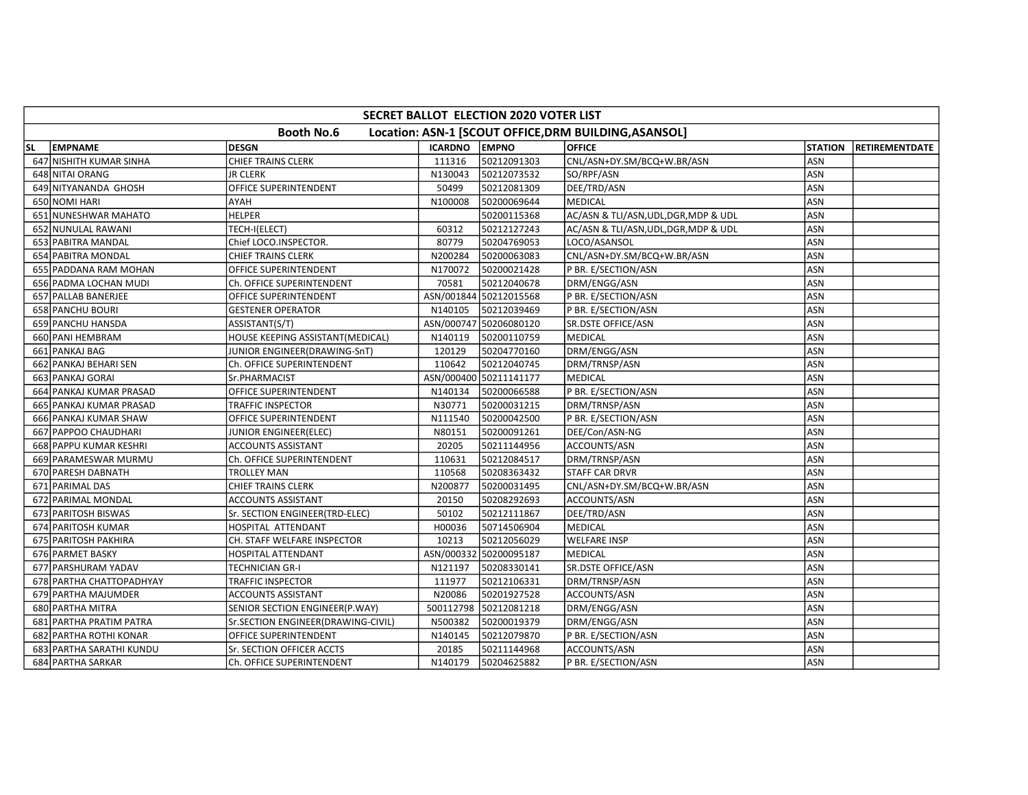| SECRET BALLOT ELECTION 2020 VOTER LIST | | | | | | | |
|---|---|---|---|---|---|---|---|
| Booth No.6 Location: ASN-1 [SCOUT OFFICE,DRM BUILDING,ASANSOL] | | | | | | | |
| SL | EMPNAME | DESGN | ICARDNO | EMPNO | OFFICE | STATION | RETIREMENTDATE |
| 647 | NISHITH KUMAR SINHA | CHIEF TRAINS CLERK | 111316 | 50212091303 | CNL/ASN+DY.SM/BCQ+W.BR/ASN | ASN | |
| 648 | NITAI ORANG | JR CLERK | N130043 | 50212073532 | SO/RPF/ASN | ASN | |
| 649 | NITYANANDA GHOSH | OFFICE SUPERINTENDENT | 50499 | 50212081309 | DEE/TRD/ASN | ASN | |
| 650 | NOMI HARI | AYAH | N100008 | 50200069644 | MEDICAL | ASN | |
| 651 | NUNESHWAR MAHATO | HELPER | | 50200115368 | AC/ASN & TLI/ASN,UDL,DGR,MDP & UDL | ASN | |
| 652 | NUNULAL RAWANI | TECH-I(ELECT) | 60312 | 50212127243 | AC/ASN & TLI/ASN,UDL,DGR,MDP & UDL | ASN | |
| 653 | PABITRA MANDAL | Chief LOCO.INSPECTOR. | 80779 | 50204769053 | LOCO/ASANSOL | ASN | |
| 654 | PABITRA MONDAL | CHIEF TRAINS CLERK | N200284 | 50200063083 | CNL/ASN+DY.SM/BCQ+W.BR/ASN | ASN | |
| 655 | PADDANA RAM MOHAN | OFFICE SUPERINTENDENT | N170072 | 50200021428 | P BR. E/SECTION/ASN | ASN | |
| 656 | PADMA LOCHAN MUDI | Ch. OFFICE SUPERINTENDENT | 70581 | 50212040678 | DRM/ENGG/ASN | ASN | |
| 657 | PALLAB BANERJEE | OFFICE SUPERINTENDENT | ASN/001844 | 50212015568 | P BR. E/SECTION/ASN | ASN | |
| 658 | PANCHU BOURI | GESTENER OPERATOR | N140105 | 50212039469 | P BR. E/SECTION/ASN | ASN | |
| 659 | PANCHU HANSDA | ASSISTANT(S/T) | ASN/000747 | 50206080120 | SR.DSTE OFFICE/ASN | ASN | |
| 660 | PANI HEMBRAM | HOUSE KEEPING ASSISTANT(MEDICAL) | N140119 | 50200110759 | MEDICAL | ASN | |
| 661 | PANKAJ BAG | JUNIOR ENGINEER(DRAWING-SnT) | 120129 | 50204770160 | DRM/ENGG/ASN | ASN | |
| 662 | PANKAJ BEHARI SEN | Ch. OFFICE SUPERINTENDENT | 110642 | 50212040745 | DRM/TRNSP/ASN | ASN | |
| 663 | PANKAJ GORAI | Sr.PHARMACIST | ASN/000400 | 50211141177 | MEDICAL | ASN | |
| 664 | PANKAJ KUMAR PRASAD | OFFICE SUPERINTENDENT | N140134 | 50200066588 | P BR. E/SECTION/ASN | ASN | |
| 665 | PANKAJ KUMAR PRASAD | TRAFFIC INSPECTOR | N30771 | 50200031215 | DRM/TRNSP/ASN | ASN | |
| 666 | PANKAJ KUMAR SHAW | OFFICE SUPERINTENDENT | N111540 | 50200042500 | P BR. E/SECTION/ASN | ASN | |
| 667 | PAPPOO CHAUDHARI | JUNIOR ENGINEER(ELEC) | N80151 | 50200091261 | DEE/Con/ASN-NG | ASN | |
| 668 | PAPPU KUMAR KESHRI | ACCOUNTS ASSISTANT | 20205 | 50211144956 | ACCOUNTS/ASN | ASN | |
| 669 | PARAMESWAR MURMU | Ch. OFFICE SUPERINTENDENT | 110631 | 50212084517 | DRM/TRNSP/ASN | ASN | |
| 670 | PARESH DABNATH | TROLLEY MAN | 110568 | 50208363432 | STAFF CAR DRVR | ASN | |
| 671 | PARIMAL DAS | CHIEF TRAINS CLERK | N200877 | 50200031495 | CNL/ASN+DY.SM/BCQ+W.BR/ASN | ASN | |
| 672 | PARIMAL MONDAL | ACCOUNTS ASSISTANT | 20150 | 50208292693 | ACCOUNTS/ASN | ASN | |
| 673 | PARITOSH BISWAS | Sr. SECTION ENGINEER(TRD-ELEC) | 50102 | 50212111867 | DEE/TRD/ASN | ASN | |
| 674 | PARITOSH KUMAR | HOSPITAL ATTENDANT | H00036 | 50714506904 | MEDICAL | ASN | |
| 675 | PARITOSH PAKHIRA | CH. STAFF WELFARE INSPECTOR | 10213 | 50212056029 | WELFARE INSP | ASN | |
| 676 | PARMET BASKY | HOSPITAL ATTENDANT | ASN/000332 | 50200095187 | MEDICAL | ASN | |
| 677 | PARSHURAM YADAV | TECHNICIAN GR-I | N121197 | 50208330141 | SR.DSTE OFFICE/ASN | ASN | |
| 678 | PARTHA CHATTOPADHYAY | TRAFFIC INSPECTOR | 111977 | 50212106331 | DRM/TRNSP/ASN | ASN | |
| 679 | PARTHA MAJUMDER | ACCOUNTS ASSISTANT | N20086 | 50201927528 | ACCOUNTS/ASN | ASN | |
| 680 | PARTHA MITRA | SENIOR SECTION ENGINEER(P.WAY) | 500112798 | 50212081218 | DRM/ENGG/ASN | ASN | |
| 681 | PARTHA PRATIM PATRA | Sr.SECTION ENGINEER(DRAWING-CIVIL) | N500382 | 50200019379 | DRM/ENGG/ASN | ASN | |
| 682 | PARTHA ROTHI KONAR | OFFICE SUPERINTENDENT | N140145 | 50212079870 | P BR. E/SECTION/ASN | ASN | |
| 683 | PARTHA SARATHI KUNDU | Sr. SECTION OFFICER ACCTS | 20185 | 50211144968 | ACCOUNTS/ASN | ASN | |
| 684 | PARTHA SARKAR | Ch. OFFICE SUPERINTENDENT | N140179 | 50204625882 | P BR. E/SECTION/ASN | ASN | |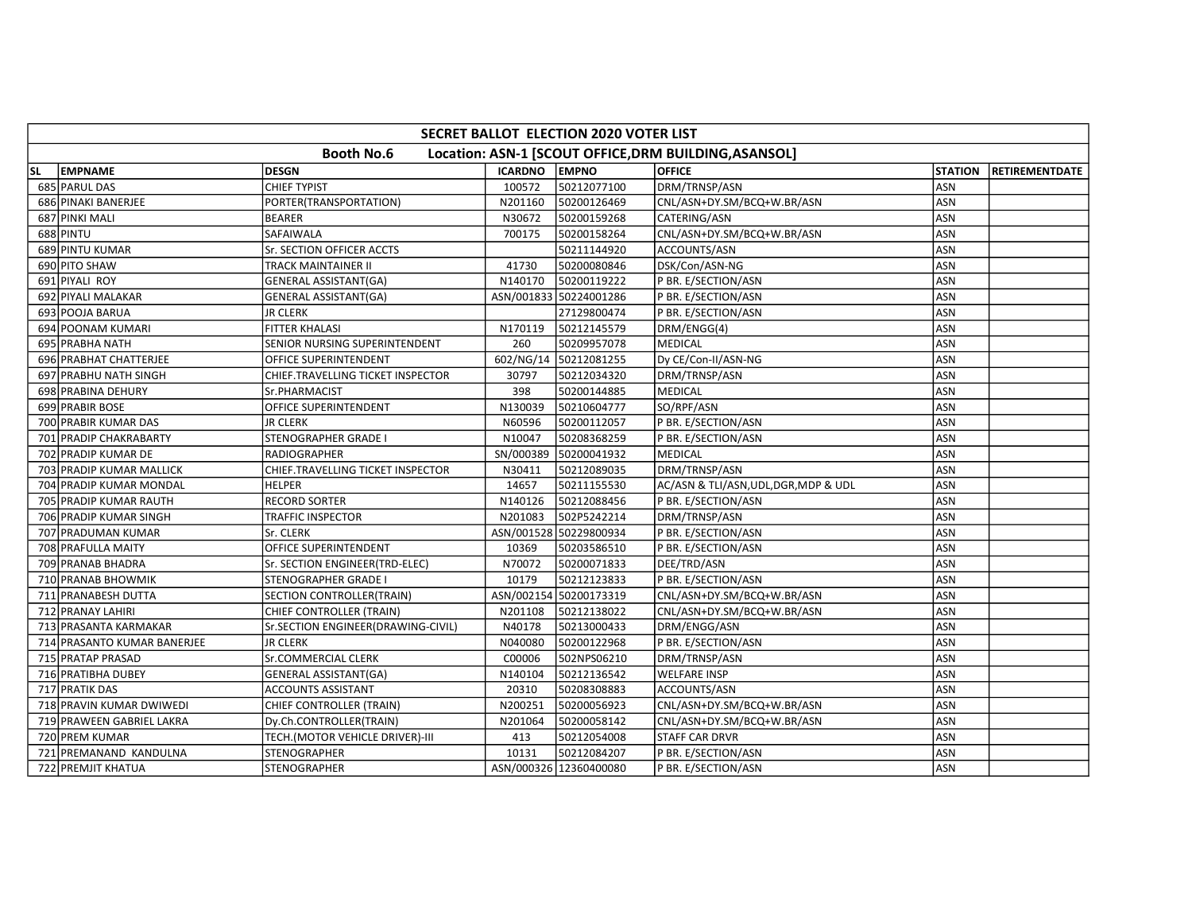| SECRET BALLOT ELECTION 2020 VOTER LIST | | | | | | | |
|---|---|---|---|---|---|---|---|
| Booth No.6 Location: ASN-1 [SCOUT OFFICE,DRM BUILDING,ASANSOL] | | | | | | | |
| **SL** | **EMPNAME** | **DESGN** | **ICARDNO** | **EMPNO** | **OFFICE** | **STATION** | **RETIREMENTDATE** |
| 685 | PARUL DAS | CHIEF TYPIST | 100572 | 50212077100 | DRM/TRNSP/ASN | ASN | |
| 686 | PINAKI BANERJEE | PORTER(TRANSPORTATION) | N201160 | 50200126469 | CNL/ASN+DY.SM/BCQ+W.BR/ASN | ASN | |
| 687 | PINKI MALI | BEARER | N30672 | 50200159268 | CATERING/ASN | ASN | |
| 688 | PINTU | SAFAIWALA | 700175 | 50200158264 | CNL/ASN+DY.SM/BCQ+W.BR/ASN | ASN | |
| 689 | PINTU KUMAR | Sr. SECTION OFFICER ACCTS | | 50211144920 | ACCOUNTS/ASN | ASN | |
| 690 | PITO SHAW | TRACK MAINTAINER II | 41730 | 50200080846 | DSK/Con/ASN-NG | ASN | |
| 691 | PIYALI ROY | GENERAL ASSISTANT(GA) | N140170 | 50200119222 | P BR. E/SECTION/ASN | ASN | |
| 692 | PIYALI MALAKAR | GENERAL ASSISTANT(GA) | ASN/001833 | 50224001286 | P BR. E/SECTION/ASN | ASN | |
| 693 | POOJA BARUA | JR CLERK | | 27129800474 | P BR. E/SECTION/ASN | ASN | |
| 694 | POONAM KUMARI | FITTER KHALASI | N170119 | 50212145579 | DRM/ENGG(4) | ASN | |
| 695 | PRABHA NATH | SENIOR NURSING SUPERINTENDENT | 260 | 50209957078 | MEDICAL | ASN | |
| 696 | PRABHAT CHATTERJEE | OFFICE SUPERINTENDENT | 602/NG/14 | 50212081255 | Dy CE/Con-II/ASN-NG | ASN | |
| 697 | PRABHU NATH SINGH | CHIEF.TRAVELLING TICKET INSPECTOR | 30797 | 50212034320 | DRM/TRNSP/ASN | ASN | |
| 698 | PRABINA DEHURY | Sr.PHARMACIST | 398 | 50200144885 | MEDICAL | ASN | |
| 699 | PRABIR BOSE | OFFICE SUPERINTENDENT | N130039 | 50210604777 | SO/RPF/ASN | ASN | |
| 700 | PRABIR KUMAR DAS | JR CLERK | N60596 | 50200112057 | P BR. E/SECTION/ASN | ASN | |
| 701 | PRADIP CHAKRABARTY | STENOGRAPHER GRADE I | N10047 | 50208368259 | P BR. E/SECTION/ASN | ASN | |
| 702 | PRADIP KUMAR DE | RADIOGRAPHER | SN/000389 | 50200041932 | MEDICAL | ASN | |
| 703 | PRADIP KUMAR MALLICK | CHIEF.TRAVELLING TICKET INSPECTOR | N30411 | 50212089035 | DRM/TRNSP/ASN | ASN | |
| 704 | PRADIP KUMAR MONDAL | HELPER | 14657 | 50211155530 | AC/ASN & TLI/ASN,UDL,DGR,MDP & UDL | ASN | |
| 705 | PRADIP KUMAR RAUTH | RECORD SORTER | N140126 | 50212088456 | P BR. E/SECTION/ASN | ASN | |
| 706 | PRADIP KUMAR SINGH | TRAFFIC INSPECTOR | N201083 | 502P5242214 | DRM/TRNSP/ASN | ASN | |
| 707 | PRADUMAN KUMAR | Sr. CLERK | ASN/001528 | 50229800934 | P BR. E/SECTION/ASN | ASN | |
| 708 | PRAFULLA MAITY | OFFICE SUPERINTENDENT | 10369 | 50203586510 | P BR. E/SECTION/ASN | ASN | |
| 709 | PRANAB BHADRA | Sr. SECTION ENGINEER(TRD-ELEC) | N70072 | 50200071833 | DEE/TRD/ASN | ASN | |
| 710 | PRANAB BHOWMIK | STENOGRAPHER GRADE I | 10179 | 50212123833 | P BR. E/SECTION/ASN | ASN | |
| 711 | PRANABESH DUTTA | SECTION CONTROLLER(TRAIN) | ASN/002154 | 50200173319 | CNL/ASN+DY.SM/BCQ+W.BR/ASN | ASN | |
| 712 | PRANAY LAHIRI | CHIEF CONTROLLER (TRAIN) | N201108 | 50212138022 | CNL/ASN+DY.SM/BCQ+W.BR/ASN | ASN | |
| 713 | PRASANTA KARMAKAR | Sr.SECTION ENGINEER(DRAWING-CIVIL) | N40178 | 50213000433 | DRM/ENGG/ASN | ASN | |
| 714 | PRASANTO KUMAR BANERJEE | JR CLERK | N040080 | 50200122968 | P BR. E/SECTION/ASN | ASN | |
| 715 | PRATAP PRASAD | Sr.COMMERCIAL CLERK | C00006 | 502NPS06210 | DRM/TRNSP/ASN | ASN | |
| 716 | PRATIBHA DUBEY | GENERAL ASSISTANT(GA) | N140104 | 50212136542 | WELFARE INSP | ASN | |
| 717 | PRATIK DAS | ACCOUNTS ASSISTANT | 20310 | 50208308883 | ACCOUNTS/ASN | ASN | |
| 718 | PRAVIN KUMAR DWIWEDI | CHIEF CONTROLLER (TRAIN) | N200251 | 50200056923 | CNL/ASN+DY.SM/BCQ+W.BR/ASN | ASN | |
| 719 | PRAWEEN GABRIEL LAKRA | Dy.Ch.CONTROLLER(TRAIN) | N201064 | 50200058142 | CNL/ASN+DY.SM/BCQ+W.BR/ASN | ASN | |
| 720 | PREM KUMAR | TECH.(MOTOR VEHICLE DRIVER)-III | 413 | 50212054008 | STAFF CAR DRVR | ASN | |
| 721 | PREMANAND KANDULNA | STENOGRAPHER | 10131 | 50212084207 | P BR. E/SECTION/ASN | ASN | |
| 722 | PREMJIT KHATUA | STENOGRAPHER | ASN/000326 | 12360400080 | P BR. E/SECTION/ASN | ASN | |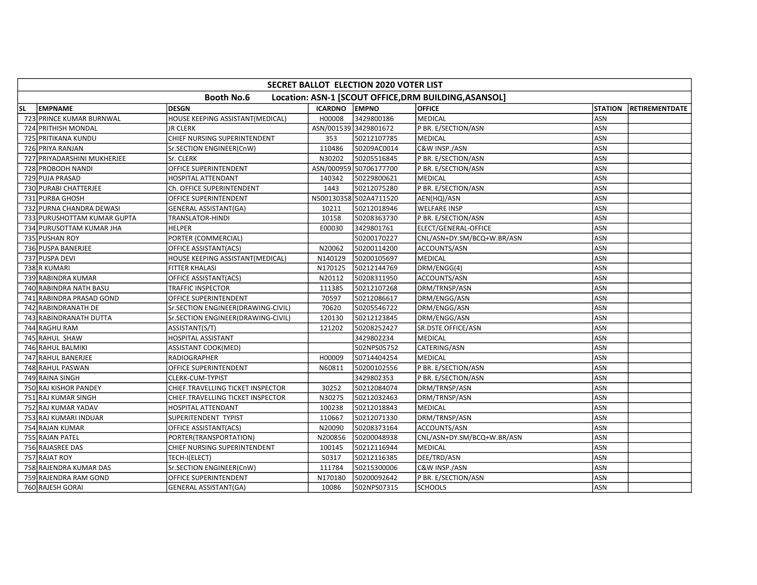| SECRET BALLOT ELECTION 2020 VOTER LIST | | | | | | | |
|---|---|---|---|---|---|---|---|
| Booth No.6 Location: ASN-1 [SCOUT OFFICE,DRM BUILDING,ASANSOL] | | | | | | | |
| SL | EMPNAME | DESGN | ICARDNO | EMPNO | OFFICE | STATION | RETIREMENTDATE |
| 723 | PRINCE KUMAR BURNWAL | HOUSE KEEPING ASSISTANT(MEDICAL) | H00008 | 3429800186 | MEDICAL | ASN | |
| 724 | PRITHISH MONDAL | JR CLERK | ASN/001539 | 3429801672 | P BR. E/SECTION/ASN | ASN | |
| 725 | PRITIKANA KUNDU | CHIEF NURSING SUPERINTENDENT | 353 | 50212107785 | MEDICAL | ASN | |
| 726 | PRIYA RANJAN | Sr.SECTION ENGINEER(CnW) | 110486 | 50209AC0014 | C&W INSP./ASN | ASN | |
| 727 | PRIYADARSHINI MUKHERJEE | Sr. CLERK | N30202 | 50205516845 | P BR. E/SECTION/ASN | ASN | |
| 728 | PROBODH NANDI | OFFICE SUPERINTENDENT | ASN/000959 | 50706177700 | P BR. E/SECTION/ASN | ASN | |
| 729 | PUJA PRASAD | HOSPITAL ATTENDANT | 140342 | 50229800621 | MEDICAL | ASN | |
| 730 | PURABI CHATTERJEE | Ch. OFFICE SUPERINTENDENT | 1443 | 50212075280 | P BR. E/SECTION/ASN | ASN | |
| 731 | PURBA GHOSH | OFFICE SUPERINTENDENT | N500130358 | 502A4711520 | AEN(HQ)/ASN | ASN | |
| 732 | PURNA CHANDRA DEWASI | GENERAL ASSISTANT(GA) | 10211 | 50212018946 | WELFARE INSP | ASN | |
| 733 | PURUSHOTTAM KUMAR GUPTA | TRANSLATOR-HINDI | 10158 | 50208363730 | P BR. E/SECTION/ASN | ASN | |
| 734 | PURUSOTTAM KUMAR JHA | HELPER | E00030 | 3429801761 | ELECT/GENERAL-OFFICE | ASN | |
| 735 | PUSHAN ROY | PORTER (COMMERCIAL) | | 50200170227 | CNL/ASN+DY.SM/BCQ+W.BR/ASN | ASN | |
| 736 | PUSPA BANERJEE | OFFICE ASSISTANT(ACS) | N20062 | 50200114200 | ACCOUNTS/ASN | ASN | |
| 737 | PUSPA DEVI | HOUSE KEEPING ASSISTANT(MEDICAL) | N140129 | 50200105697 | MEDICAL | ASN | |
| 738 | R KUMARI | FITTER KHALASI | N170125 | 50212144769 | DRM/ENGG(4) | ASN | |
| 739 | RABINDRA KUMAR | OFFICE ASSISTANT(ACS) | N20112 | 50208311950 | ACCOUNTS/ASN | ASN | |
| 740 | RABINDRA NATH BASU | TRAFFIC INSPECTOR | 111385 | 50212107268 | DRM/TRNSP/ASN | ASN | |
| 741 | RABINDRA PRASAD GOND | OFFICE SUPERINTENDENT | 70597 | 50212086617 | DRM/ENGG/ASN | ASN | |
| 742 | RABINDRANATH DE | Sr.SECTION ENGINEER(DRAWING-CIVIL) | 70620 | 50205546722 | DRM/ENGG/ASN | ASN | |
| 743 | RABINDRANATH DUTTA | Sr.SECTION ENGINEER(DRAWING-CIVIL) | 120130 | 50212123845 | DRM/ENGG/ASN | ASN | |
| 744 | RAGHU RAM | ASSISTANT(S/T) | 121202 | 50208252427 | SR.DSTE OFFICE/ASN | ASN | |
| 745 | RAHUL SHAW | HOSPITAL ASSISTANT | | 3429802234 | MEDICAL | ASN | |
| 746 | RAHUL BALMIKI | ASSISTANT COOK(MED) | | 502NPS05752 | CATERING/ASN | ASN | |
| 747 | RAHUL BANERJEE | RADIOGRAPHER | H00009 | 50714404254 | MEDICAL | ASN | |
| 748 | RAHUL PASWAN | OFFICE SUPERINTENDENT | N60811 | 50200102556 | P BR. E/SECTION/ASN | ASN | |
| 749 | RAINA SINGH | CLERK-CUM-TYPIST | | 3429802353 | P BR. E/SECTION/ASN | ASN | |
| 750 | RAJ KISHOR PANDEY | CHIEF.TRAVELLING TICKET INSPECTOR | 30252 | 50212084074 | DRM/TRNSP/ASN | ASN | |
| 751 | RAJ KUMAR SINGH | CHIEF.TRAVELLING TICKET INSPECTOR | N30275 | 50212032463 | DRM/TRNSP/ASN | ASN | |
| 752 | RAJ KUMAR YADAV | HOSPITAL ATTENDANT | 100238 | 50212018843 | MEDICAL | ASN | |
| 753 | RAJ KUMARI INDUAR | SUPERITENDENT TYPIST | 110667 | 50212071330 | DRM/TRNSP/ASN | ASN | |
| 754 | RAJAN KUMAR | OFFICE ASSISTANT(ACS) | N20090 | 50208373164 | ACCOUNTS/ASN | ASN | |
| 755 | RAJAN PATEL | PORTER(TRANSPORTATION) | N200856 | 50200048938 | CNL/ASN+DY.SM/BCQ+W.BR/ASN | ASN | |
| 756 | RAJASREE DAS | CHIEF NURSING SUPERINTENDENT | 100145 | 50212116944 | MEDICAL | ASN | |
| 757 | RAJAT ROY | TECH-I(ELECT) | 50317 | 50212116385 | DEE/TRD/ASN | ASN | |
| 758 | RAJENDRA KUMAR DAS | Sr.SECTION ENGINEER(CnW) | 111784 | 50215300006 | C&W INSP./ASN | ASN | |
| 759 | RAJENDRA RAM GOND | OFFICE SUPERINTENDENT | N170180 | 50200092642 | P BR. E/SECTION/ASN | ASN | |
| 760 | RAJESH GORAI | GENERAL ASSISTANT(GA) | 10086 | 502NPS07315 | SCHOOLS | ASN | |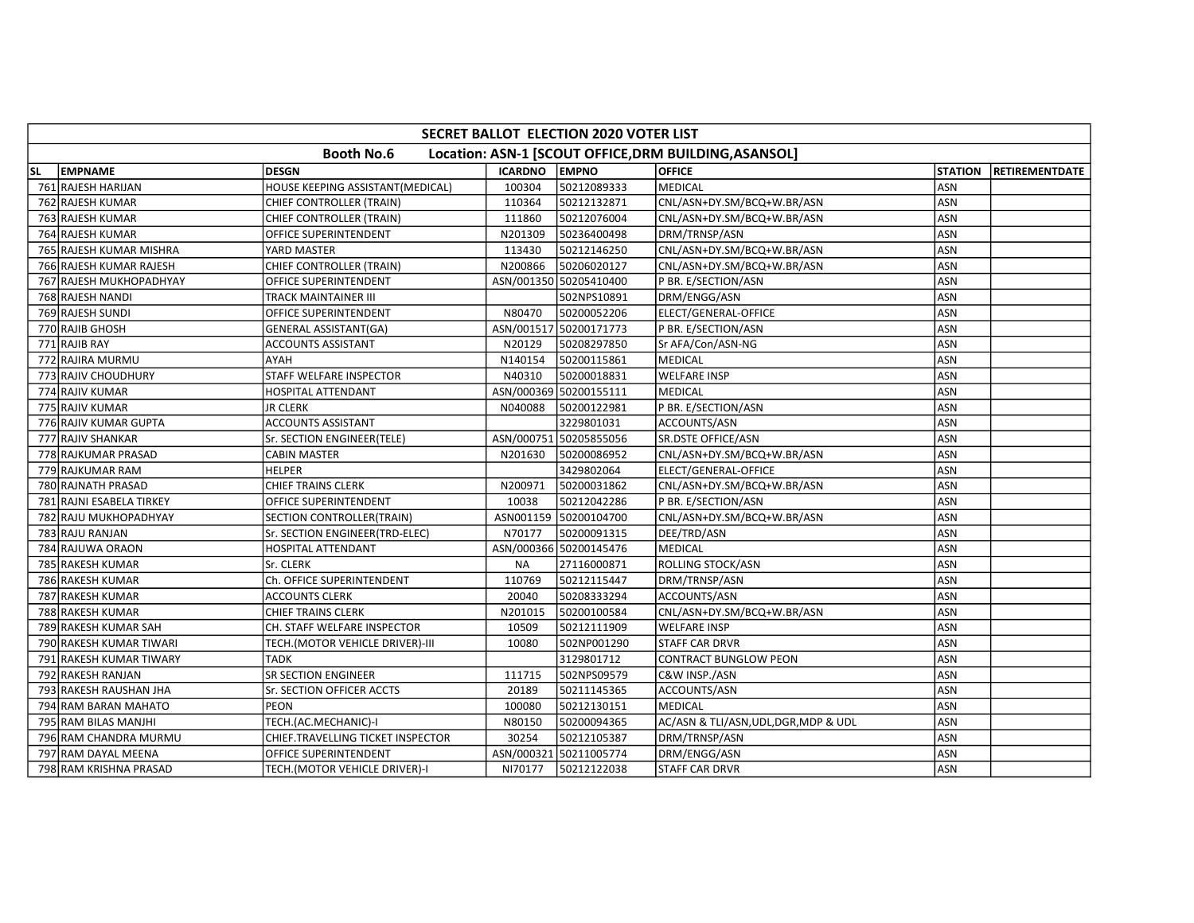| SECRET BALLOT ELECTION 2020 VOTER LIST | | | | | | | |
|---|---|---|---|---|---|---|---|
| Booth No.6 Location: ASN-1 [SCOUT OFFICE,DRM BUILDING,ASANSOL] | | | | | | | |
| SL | EMPNAME | DESGN | ICARDNO | EMPNO | OFFICE | STATION | RETIREMENTDATE |
| 761 | RAJESH HARIJAN | HOUSE KEEPING ASSISTANT(MEDICAL) | 100304 | 50212089333 | MEDICAL | ASN | |
| 762 | RAJESH KUMAR | CHIEF CONTROLLER (TRAIN) | 110364 | 50212132871 | CNL/ASN+DY.SM/BCQ+W.BR/ASN | ASN | |
| 763 | RAJESH KUMAR | CHIEF CONTROLLER (TRAIN) | 111860 | 50212076004 | CNL/ASN+DY.SM/BCQ+W.BR/ASN | ASN | |
| 764 | RAJESH KUMAR | OFFICE SUPERINTENDENT | N201309 | 50236400498 | DRM/TRNSP/ASN | ASN | |
| 765 | RAJESH KUMAR MISHRA | YARD MASTER | 113430 | 50212146250 | CNL/ASN+DY.SM/BCQ+W.BR/ASN | ASN | |
| 766 | RAJESH KUMAR RAJESH | CHIEF CONTROLLER (TRAIN) | N200866 | 50206020127 | CNL/ASN+DY.SM/BCQ+W.BR/ASN | ASN | |
| 767 | RAJESH MUKHOPADHYAY | OFFICE SUPERINTENDENT | ASN/001350 | 50205410400 | P BR. E/SECTION/ASN | ASN | |
| 768 | RAJESH NANDI | TRACK MAINTAINER III | | 502NPS10891 | DRM/ENGG/ASN | ASN | |
| 769 | RAJESH SUNDI | OFFICE SUPERINTENDENT | N80470 | 50200052206 | ELECT/GENERAL-OFFICE | ASN | |
| 770 | RAJIB GHOSH | GENERAL ASSISTANT(GA) | ASN/001517 | 50200171773 | P BR. E/SECTION/ASN | ASN | |
| 771 | RAJIB RAY | ACCOUNTS ASSISTANT | N20129 | 50208297850 | Sr AFA/Con/ASN-NG | ASN | |
| 772 | RAJIRA MURMU | AYAH | N140154 | 50200115861 | MEDICAL | ASN | |
| 773 | RAJIV CHOUDHURY | STAFF WELFARE INSPECTOR | N40310 | 50200018831 | WELFARE INSP | ASN | |
| 774 | RAJIV KUMAR | HOSPITAL ATTENDANT | ASN/000369 | 50200155111 | MEDICAL | ASN | |
| 775 | RAJIV KUMAR | JR CLERK | N040088 | 50200122981 | P BR. E/SECTION/ASN | ASN | |
| 776 | RAJIV KUMAR GUPTA | ACCOUNTS ASSISTANT | | 3229801031 | ACCOUNTS/ASN | ASN | |
| 777 | RAJIV SHANKAR | Sr. SECTION ENGINEER(TELE) | ASN/000751 | 50205855056 | SR.DSTE OFFICE/ASN | ASN | |
| 778 | RAJKUMAR PRASAD | CABIN MASTER | N201630 | 50200086952 | CNL/ASN+DY.SM/BCQ+W.BR/ASN | ASN | |
| 779 | RAJKUMAR RAM | HELPER | | 3429802064 | ELECT/GENERAL-OFFICE | ASN | |
| 780 | RAJNATH PRASAD | CHIEF TRAINS CLERK | N200971 | 50200031862 | CNL/ASN+DY.SM/BCQ+W.BR/ASN | ASN | |
| 781 | RAJNI ESABELA TIRKEY | OFFICE SUPERINTENDENT | 10038 | 50212042286 | P BR. E/SECTION/ASN | ASN | |
| 782 | RAJU MUKHOPADHYAY | SECTION CONTROLLER(TRAIN) | ASN001159 | 50200104700 | CNL/ASN+DY.SM/BCQ+W.BR/ASN | ASN | |
| 783 | RAJU RANJAN | Sr. SECTION ENGINEER(TRD-ELEC) | N70177 | 50200091315 | DEE/TRD/ASN | ASN | |
| 784 | RAJUWA ORAON | HOSPITAL ATTENDANT | ASN/000366 | 50200145476 | MEDICAL | ASN | |
| 785 | RAKESH KUMAR | Sr. CLERK | NA | 27116000871 | ROLLING STOCK/ASN | ASN | |
| 786 | RAKESH KUMAR | Ch. OFFICE SUPERINTENDENT | 110769 | 50212115447 | DRM/TRNSP/ASN | ASN | |
| 787 | RAKESH KUMAR | ACCOUNTS CLERK | 20040 | 50208333294 | ACCOUNTS/ASN | ASN | |
| 788 | RAKESH KUMAR | CHIEF TRAINS CLERK | N201015 | 50200100584 | CNL/ASN+DY.SM/BCQ+W.BR/ASN | ASN | |
| 789 | RAKESH KUMAR SAH | CH. STAFF WELFARE INSPECTOR | 10509 | 50212111909 | WELFARE INSP | ASN | |
| 790 | RAKESH KUMAR TIWARI | TECH.(MOTOR VEHICLE DRIVER)-III | 10080 | 502NP001290 | STAFF CAR DRVR | ASN | |
| 791 | RAKESH KUMAR TIWARY | TADK | | 3129801712 | CONTRACT BUNGLOW PEON | ASN | |
| 792 | RAKESH RANJAN | SR SECTION ENGINEER | 111715 | 502NPS09579 | C&W INSP./ASN | ASN | |
| 793 | RAKESH RAUSHAN JHA | Sr. SECTION OFFICER ACCTS | 20189 | 50211145365 | ACCOUNTS/ASN | ASN | |
| 794 | RAM BARAN MAHATO | PEON | 100080 | 50212130151 | MEDICAL | ASN | |
| 795 | RAM BILAS MANJHI | TECH.(AC.MECHANIC)-I | N80150 | 50200094365 | AC/ASN & TLI/ASN,UDL,DGR,MDP & UDL | ASN | |
| 796 | RAM CHANDRA MURMU | CHIEF.TRAVELLING TICKET INSPECTOR | 30254 | 50212105387 | DRM/TRNSP/ASN | ASN | |
| 797 | RAM DAYAL MEENA | OFFICE SUPERINTENDENT | ASN/000321 | 50211005774 | DRM/ENGG/ASN | ASN | |
| 798 | RAM KRISHNA PRASAD | TECH.(MOTOR VEHICLE DRIVER)-I | NI70177 | 50212122038 | STAFF CAR DRVR | ASN | |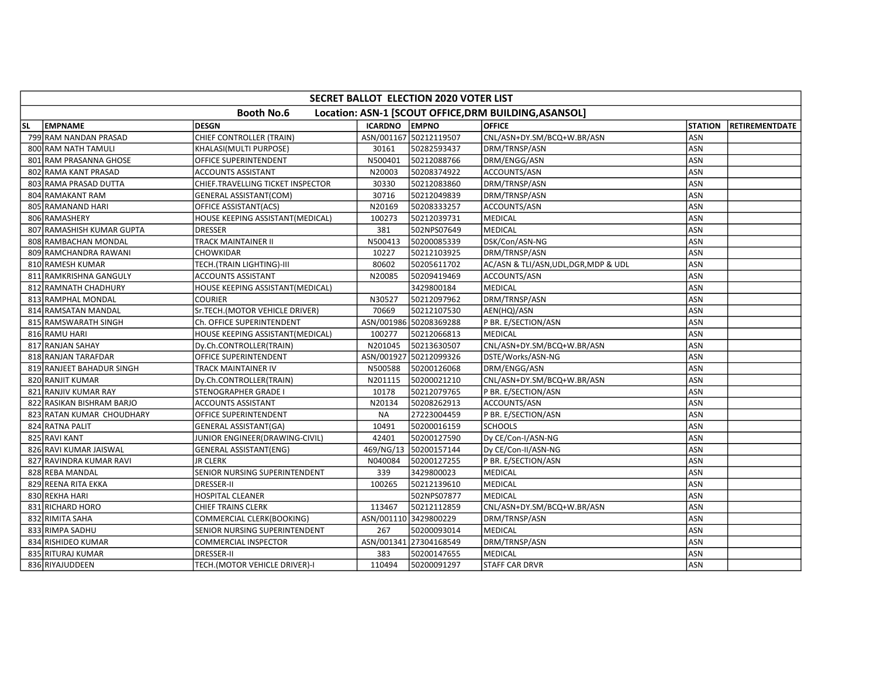| SECRET BALLOT ELECTION 2020 VOTER LIST | | | | | | | |
|---|---|---|---|---|---|---|---|
| Booth No.6 Location: ASN-1 [SCOUT OFFICE,DRM BUILDING,ASANSOL] | | | | | | | |
| SL | EMPNAME | DESGN | ICARDNO | EMPNO | OFFICE | STATION | RETIREMENTDATE |
| 799 | RAM NANDAN PRASAD | CHIEF CONTROLLER (TRAIN) | ASN/001167 | 50212119507 | CNL/ASN+DY.SM/BCQ+W.BR/ASN | ASN | |
| 800 | RAM NATH TAMULI | KHALASI(MULTI PURPOSE) | 30161 | 50282593437 | DRM/TRNSP/ASN | ASN | |
| 801 | RAM PRASANNA GHOSE | OFFICE SUPERINTENDENT | N500401 | 50212088766 | DRM/ENGG/ASN | ASN | |
| 802 | RAMA KANT PRASAD | ACCOUNTS ASSISTANT | N20003 | 50208374922 | ACCOUNTS/ASN | ASN | |
| 803 | RAMA PRASAD DUTTA | CHIEF.TRAVELLING TICKET INSPECTOR | 30330 | 50212083860 | DRM/TRNSP/ASN | ASN | |
| 804 | RAMAKANT RAM | GENERAL ASSISTANT(COM) | 30716 | 50212049839 | DRM/TRNSP/ASN | ASN | |
| 805 | RAMANAND HARI | OFFICE ASSISTANT(ACS) | N20169 | 50208333257 | ACCOUNTS/ASN | ASN | |
| 806 | RAMASHERY | HOUSE KEEPING ASSISTANT(MEDICAL) | 100273 | 50212039731 | MEDICAL | ASN | |
| 807 | RAMASHISH KUMAR GUPTA | DRESSER | 381 | 502NPS07649 | MEDICAL | ASN | |
| 808 | RAMBACHAN MONDAL | TRACK MAINTAINER II | N500413 | 50200085339 | DSK/Con/ASN-NG | ASN | |
| 809 | RAMCHANDRA RAWANI | CHOWKIDAR | 10227 | 50212103925 | DRM/TRNSP/ASN | ASN | |
| 810 | RAMESH KUMAR | TECH.(TRAIN LIGHTING)-III | 80602 | 50205611702 | AC/ASN & TLI/ASN,UDL,DGR,MDP & UDL | ASN | |
| 811 | RAMKRISHNA GANGULY | ACCOUNTS ASSISTANT | N20085 | 50209419469 | ACCOUNTS/ASN | ASN | |
| 812 | RAMNATH CHADHURY | HOUSE KEEPING ASSISTANT(MEDICAL) | | 3429800184 | MEDICAL | ASN | |
| 813 | RAMPHAL MONDAL | COURIER | N30527 | 50212097962 | DRM/TRNSP/ASN | ASN | |
| 814 | RAMSATAN MANDAL | Sr.TECH.(MOTOR VEHICLE DRIVER) | 70669 | 50212107530 | AEN(HQ)/ASN | ASN | |
| 815 | RAMSWARATH SINGH | Ch. OFFICE SUPERINTENDENT | ASN/001986 | 50208369288 | P BR. E/SECTION/ASN | ASN | |
| 816 | RAMU HARI | HOUSE KEEPING ASSISTANT(MEDICAL) | 100277 | 50212066813 | MEDICAL | ASN | |
| 817 | RANJAN SAHAY | Dy.Ch.CONTROLLER(TRAIN) | N201045 | 50213630507 | CNL/ASN+DY.SM/BCQ+W.BR/ASN | ASN | |
| 818 | RANJAN TARAFDAR | OFFICE SUPERINTENDENT | ASN/001927 | 50212099326 | DSTE/Works/ASN-NG | ASN | |
| 819 | RANJEET BAHADUR SINGH | TRACK MAINTAINER IV | N500588 | 50200126068 | DRM/ENGG/ASN | ASN | |
| 820 | RANJIT KUMAR | Dy.Ch.CONTROLLER(TRAIN) | N201115 | 50200021210 | CNL/ASN+DY.SM/BCQ+W.BR/ASN | ASN | |
| 821 | RANJIV KUMAR RAY | STENOGRAPHER GRADE I | 10178 | 50212079765 | P BR. E/SECTION/ASN | ASN | |
| 822 | RASIKAN BISHRAM BARJO | ACCOUNTS ASSISTANT | N20134 | 50208262913 | ACCOUNTS/ASN | ASN | |
| 823 | RATAN KUMAR CHOUDHARY | OFFICE SUPERINTENDENT | NA | 27223004459 | P BR. E/SECTION/ASN | ASN | |
| 824 | RATNA PALIT | GENERAL ASSISTANT(GA) | 10491 | 50200016159 | SCHOOLS | ASN | |
| 825 | RAVI KANT | JUNIOR ENGINEER(DRAWING-CIVIL) | 42401 | 50200127590 | Dy CE/Con-I/ASN-NG | ASN | |
| 826 | RAVI KUMAR JAISWAL | GENERAL ASSISTANT(ENG) | 469/NG/13 | 50200157144 | Dy CE/Con-II/ASN-NG | ASN | |
| 827 | RAVINDRA KUMAR RAVI | JR CLERK | N040084 | 50200127255 | P BR. E/SECTION/ASN | ASN | |
| 828 | REBA MANDAL | SENIOR NURSING SUPERINTENDENT | 339 | 3429800023 | MEDICAL | ASN | |
| 829 | REENA RITA EKKA | DRESSER-II | 100265 | 50212139610 | MEDICAL | ASN | |
| 830 | REKHA HARI | HOSPITAL CLEANER | | 502NPS07877 | MEDICAL | ASN | |
| 831 | RICHARD HORO | CHIEF TRAINS CLERK | 113467 | 50212112859 | CNL/ASN+DY.SM/BCQ+W.BR/ASN | ASN | |
| 832 | RIMITA SAHA | COMMERCIAL CLERK(BOOKING) | ASN/001110 | 3429800229 | DRM/TRNSP/ASN | ASN | |
| 833 | RIMPA SADHU | SENIOR NURSING SUPERINTENDENT | 267 | 50200093014 | MEDICAL | ASN | |
| 834 | RISHIDEO KUMAR | COMMERCIAL INSPECTOR | ASN/001341 | 27304168549 | DRM/TRNSP/ASN | ASN | |
| 835 | RITURAJ KUMAR | DRESSER-II | 383 | 50200147655 | MEDICAL | ASN | |
| 836 | RIYAJUDDEEN | TECH.(MOTOR VEHICLE DRIVER)-I | 110494 | 50200091297 | STAFF CAR DRVR | ASN | |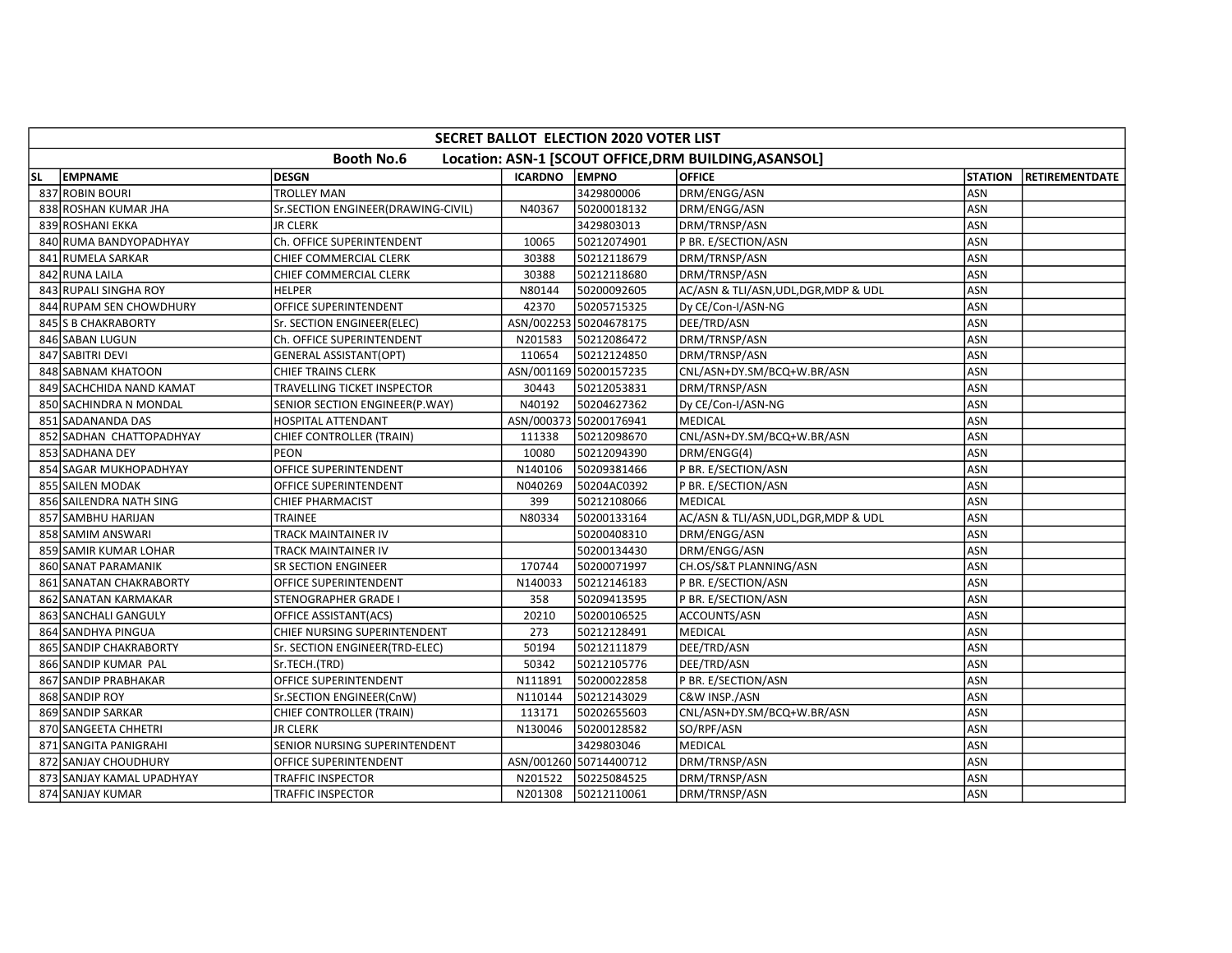| SECRET BALLOT ELECTION 2020 VOTER LIST | | | | | | | |
|---|---|---|---|---|---|---|---|
| Booth No.6 Location: ASN-1 [SCOUT OFFICE,DRM BUILDING,ASANSOL] | | | | | | | |
| SL | EMPNAME | DESGN | ICARDNO | EMPNO | OFFICE | STATION | RETIREMENTDATE |
| 837 | ROBIN BOURI | TROLLEY MAN | | 3429800006 | DRM/ENGG/ASN | ASN | |
| 838 | ROSHAN KUMAR JHA | Sr.SECTION ENGINEER(DRAWING-CIVIL) | N40367 | 50200018132 | DRM/ENGG/ASN | ASN | |
| 839 | ROSHANI EKKA | JR CLERK | | 3429803013 | DRM/TRNSP/ASN | ASN | |
| 840 | RUMA BANDYOPADHYAY | Ch. OFFICE SUPERINTENDENT | 10065 | 50212074901 | P BR. E/SECTION/ASN | ASN | |
| 841 | RUMELA SARKAR | CHIEF COMMERCIAL CLERK | 30388 | 50212118679 | DRM/TRNSP/ASN | ASN | |
| 842 | RUNA LAILA | CHIEF COMMERCIAL CLERK | 30388 | 50212118680 | DRM/TRNSP/ASN | ASN | |
| 843 | RUPALI SINGHA ROY | HELPER | N80144 | 50200092605 | AC/ASN & TLI/ASN,UDL,DGR,MDP & UDL | ASN | |
| 844 | RUPAM SEN CHOWDHURY | OFFICE SUPERINTENDENT | 42370 | 50205715325 | Dy CE/Con-I/ASN-NG | ASN | |
| 845 | S B CHAKRABORTY | Sr. SECTION ENGINEER(ELEC) | ASN/002253 | 50204678175 | DEE/TRD/ASN | ASN | |
| 846 | SABAN LUGUN | Ch. OFFICE SUPERINTENDENT | N201583 | 50212086472 | DRM/TRNSP/ASN | ASN | |
| 847 | SABITRI DEVI | GENERAL ASSISTANT(OPT) | 110654 | 50212124850 | DRM/TRNSP/ASN | ASN | |
| 848 | SABNAM KHATOON | CHIEF TRAINS CLERK | ASN/001169 | 50200157235 | CNL/ASN+DY.SM/BCQ+W.BR/ASN | ASN | |
| 849 | SACHCHIDA NAND KAMAT | TRAVELLING TICKET INSPECTOR | 30443 | 50212053831 | DRM/TRNSP/ASN | ASN | |
| 850 | SACHINDRA N MONDAL | SENIOR SECTION ENGINEER(P.WAY) | N40192 | 50204627362 | Dy CE/Con-I/ASN-NG | ASN | |
| 851 | SADANANDA DAS | HOSPITAL ATTENDANT | ASN/000373 | 50200176941 | MEDICAL | ASN | |
| 852 | SADHAN CHATTOPADHYAY | CHIEF CONTROLLER (TRAIN) | 111338 | 50212098670 | CNL/ASN+DY.SM/BCQ+W.BR/ASN | ASN | |
| 853 | SADHANA DEY | PEON | 10080 | 50212094390 | DRM/ENGG(4) | ASN | |
| 854 | SAGAR MUKHOPADHYAY | OFFICE SUPERINTENDENT | N140106 | 50209381466 | P BR. E/SECTION/ASN | ASN | |
| 855 | SAILEN MODAK | OFFICE SUPERINTENDENT | N040269 | 50204AC0392 | P BR. E/SECTION/ASN | ASN | |
| 856 | SAILENDRA NATH SING | CHIEF PHARMACIST | 399 | 50212108066 | MEDICAL | ASN | |
| 857 | SAMBHU HARIJAN | TRAINEE | N80334 | 50200133164 | AC/ASN & TLI/ASN,UDL,DGR,MDP & UDL | ASN | |
| 858 | SAMIM ANSWARI | TRACK MAINTAINER IV | | 50200408310 | DRM/ENGG/ASN | ASN | |
| 859 | SAMIR KUMAR LOHAR | TRACK MAINTAINER IV | | 50200134430 | DRM/ENGG/ASN | ASN | |
| 860 | SANAT PARAMANIK | SR SECTION ENGINEER | 170744 | 50200071997 | CH.OS/S&T PLANNING/ASN | ASN | |
| 861 | SANATAN CHAKRABORTY | OFFICE SUPERINTENDENT | N140033 | 50212146183 | P BR. E/SECTION/ASN | ASN | |
| 862 | SANATAN KARMAKAR | STENOGRAPHER GRADE I | 358 | 50209413595 | P BR. E/SECTION/ASN | ASN | |
| 863 | SANCHALI GANGULY | OFFICE ASSISTANT(ACS) | 20210 | 50200106525 | ACCOUNTS/ASN | ASN | |
| 864 | SANDHYA PINGUA | CHIEF NURSING SUPERINTENDENT | 273 | 50212128491 | MEDICAL | ASN | |
| 865 | SANDIP CHAKRABORTY | Sr. SECTION ENGINEER(TRD-ELEC) | 50194 | 50212111879 | DEE/TRD/ASN | ASN | |
| 866 | SANDIP KUMAR PAL | Sr.TECH.(TRD) | 50342 | 50212105776 | DEE/TRD/ASN | ASN | |
| 867 | SANDIP PRABHAKAR | OFFICE SUPERINTENDENT | N111891 | 50200022858 | P BR. E/SECTION/ASN | ASN | |
| 868 | SANDIP ROY | Sr.SECTION ENGINEER(CnW) | N110144 | 50212143029 | C&W INSP./ASN | ASN | |
| 869 | SANDIP SARKAR | CHIEF CONTROLLER (TRAIN) | 113171 | 50202655603 | CNL/ASN+DY.SM/BCQ+W.BR/ASN | ASN | |
| 870 | SANGEETA CHHETRI | JR CLERK | N130046 | 50200128582 | SO/RPF/ASN | ASN | |
| 871 | SANGITA PANIGRAHI | SENIOR NURSING SUPERINTENDENT | | 3429803046 | MEDICAL | ASN | |
| 872 | SANJAY CHOUDHURY | OFFICE SUPERINTENDENT | ASN/001260 | 50714400712 | DRM/TRNSP/ASN | ASN | |
| 873 | SANJAY KAMAL UPADHYAY | TRAFFIC INSPECTOR | N201522 | 50225084525 | DRM/TRNSP/ASN | ASN | |
| 874 | SANJAY KUMAR | TRAFFIC INSPECTOR | N201308 | 50212110061 | DRM/TRNSP/ASN | ASN | |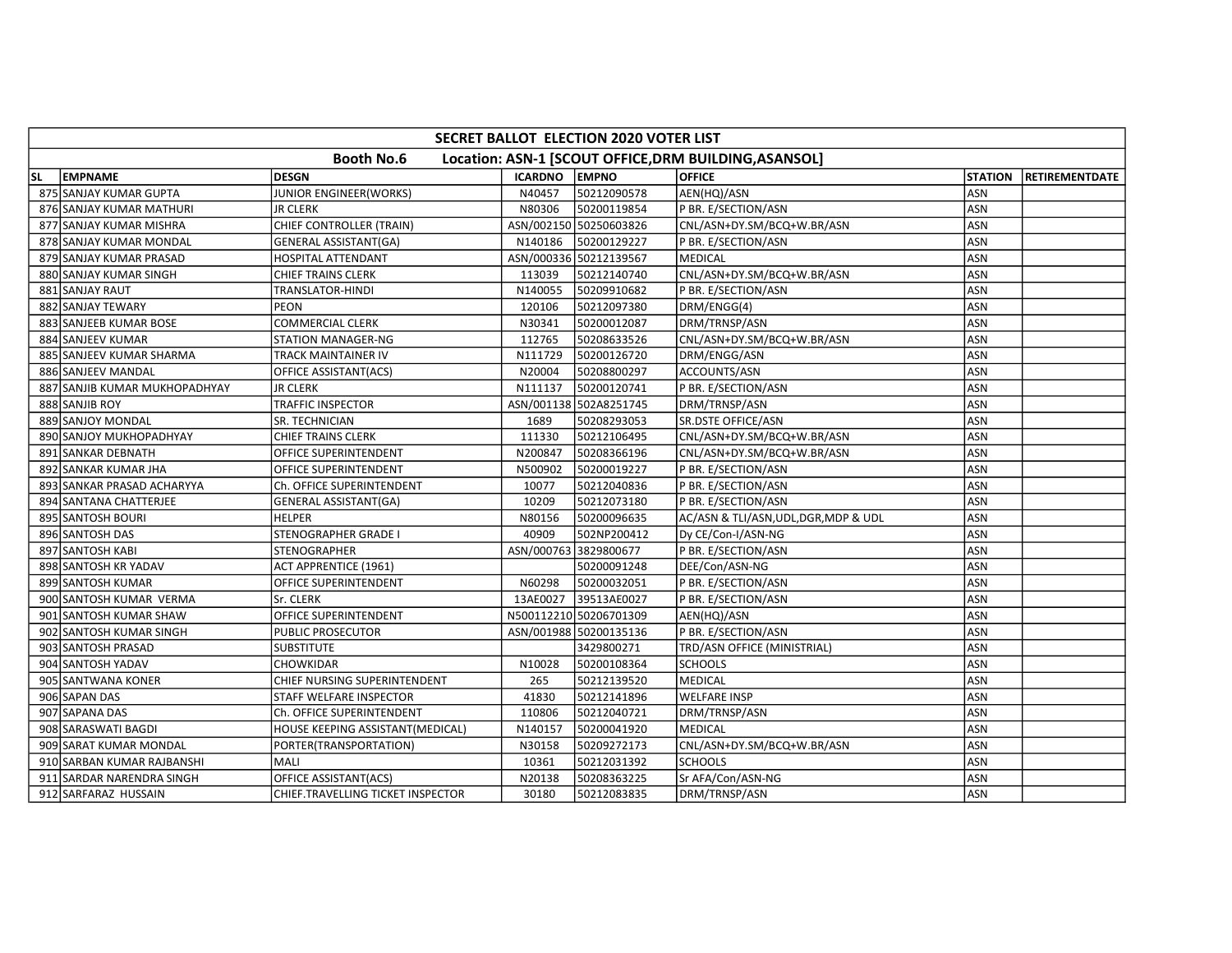| SECRET BALLOT ELECTION 2020 VOTER LIST | | | | | | | |
|---|---|---|---|---|---|---|---|
| Booth No.6 Location: ASN-1 [SCOUT OFFICE,DRM BUILDING,ASANSOL] | | | | | | | |
| SL | EMPNAME | DESGN | ICARDNO | EMPNO | OFFICE | STATION | RETIREMENTDATE |
| 875 | SANJAY KUMAR GUPTA | JUNIOR ENGINEER(WORKS) | N40457 | 50212090578 | AEN(HQ)/ASN | ASN | |
| 876 | SANJAY KUMAR MATHURI | JR CLERK | N80306 | 50200119854 | P BR. E/SECTION/ASN | ASN | |
| 877 | SANJAY KUMAR MISHRA | CHIEF CONTROLLER (TRAIN) | ASN/002150 | 50250603826 | CNL/ASN+DY.SM/BCQ+W.BR/ASN | ASN | |
| 878 | SANJAY KUMAR MONDAL | GENERAL ASSISTANT(GA) | N140186 | 50200129227 | P BR. E/SECTION/ASN | ASN | |
| 879 | SANJAY KUMAR PRASAD | HOSPITAL ATTENDANT | ASN/000336 | 50212139567 | MEDICAL | ASN | |
| 880 | SANJAY KUMAR SINGH | CHIEF TRAINS CLERK | 113039 | 50212140740 | CNL/ASN+DY.SM/BCQ+W.BR/ASN | ASN | |
| 881 | SANJAY RAUT | TRANSLATOR-HINDI | N140055 | 50209910682 | P BR. E/SECTION/ASN | ASN | |
| 882 | SANJAY TEWARY | PEON | 120106 | 50212097380 | DRM/ENGG(4) | ASN | |
| 883 | SANJEEB KUMAR BOSE | COMMERCIAL CLERK | N30341 | 50200012087 | DRM/TRNSP/ASN | ASN | |
| 884 | SANJEEV KUMAR | STATION MANAGER-NG | 112765 | 50208633526 | CNL/ASN+DY.SM/BCQ+W.BR/ASN | ASN | |
| 885 | SANJEEV KUMAR SHARMA | TRACK MAINTAINER IV | N111729 | 50200126720 | DRM/ENGG/ASN | ASN | |
| 886 | SANJEEV MANDAL | OFFICE ASSISTANT(ACS) | N20004 | 50208800297 | ACCOUNTS/ASN | ASN | |
| 887 | SANJIB KUMAR MUKHOPADHYAY | JR CLERK | N111137 | 50200120741 | P BR. E/SECTION/ASN | ASN | |
| 888 | SANJIB ROY | TRAFFIC INSPECTOR | ASN/001138 | 502A8251745 | DRM/TRNSP/ASN | ASN | |
| 889 | SANJOY MONDAL | SR. TECHNICIAN | 1689 | 50208293053 | SR.DSTE OFFICE/ASN | ASN | |
| 890 | SANJOY MUKHOPADHYAY | CHIEF TRAINS CLERK | 111330 | 50212106495 | CNL/ASN+DY.SM/BCQ+W.BR/ASN | ASN | |
| 891 | SANKAR DEBNATH | OFFICE SUPERINTENDENT | N200847 | 50208366196 | CNL/ASN+DY.SM/BCQ+W.BR/ASN | ASN | |
| 892 | SANKAR KUMAR JHA | OFFICE SUPERINTENDENT | N500902 | 50200019227 | P BR. E/SECTION/ASN | ASN | |
| 893 | SANKAR PRASAD ACHARYYA | Ch. OFFICE SUPERINTENDENT | 10077 | 50212040836 | P BR. E/SECTION/ASN | ASN | |
| 894 | SANTANA CHATTERJEE | GENERAL ASSISTANT(GA) | 10209 | 50212073180 | P BR. E/SECTION/ASN | ASN | |
| 895 | SANTOSH BOURI | HELPER | N80156 | 50200096635 | AC/ASN & TLI/ASN,UDL,DGR,MDP & UDL | ASN | |
| 896 | SANTOSH DAS | STENOGRAPHER GRADE I | 40909 | 502NP200412 | Dy CE/Con-I/ASN-NG | ASN | |
| 897 | SANTOSH KABI | STENOGRAPHER | ASN/000763 | 3829800677 | P BR. E/SECTION/ASN | ASN | |
| 898 | SANTOSH KR YADAV | ACT APPRENTICE (1961) | | 50200091248 | DEE/Con/ASN-NG | ASN | |
| 899 | SANTOSH KUMAR | OFFICE SUPERINTENDENT | N60298 | 50200032051 | P BR. E/SECTION/ASN | ASN | |
| 900 | SANTOSH KUMAR VERMA | Sr. CLERK | 13AE0027 | 39513AE0027 | P BR. E/SECTION/ASN | ASN | |
| 901 | SANTOSH KUMAR SHAW | OFFICE SUPERINTENDENT | N500112210 | 50206701309 | AEN(HQ)/ASN | ASN | |
| 902 | SANTOSH KUMAR SINGH | PUBLIC PROSECUTOR | ASN/001988 | 50200135136 | P BR. E/SECTION/ASN | ASN | |
| 903 | SANTOSH PRASAD | SUBSTITUTE | | 3429800271 | TRD/ASN OFFICE (MINISTRIAL) | ASN | |
| 904 | SANTOSH YADAV | CHOWKIDAR | N10028 | 50200108364 | SCHOOLS | ASN | |
| 905 | SANTWANA KONER | CHIEF NURSING SUPERINTENDENT | 265 | 50212139520 | MEDICAL | ASN | |
| 906 | SAPAN DAS | STAFF WELFARE INSPECTOR | 41830 | 50212141896 | WELFARE INSP | ASN | |
| 907 | SAPANA DAS | Ch. OFFICE SUPERINTENDENT | 110806 | 50212040721 | DRM/TRNSP/ASN | ASN | |
| 908 | SARASWATI BAGDI | HOUSE KEEPING ASSISTANT(MEDICAL) | N140157 | 50200041920 | MEDICAL | ASN | |
| 909 | SARAT KUMAR MONDAL | PORTER(TRANSPORTATION) | N30158 | 50209272173 | CNL/ASN+DY.SM/BCQ+W.BR/ASN | ASN | |
| 910 | SARBAN KUMAR RAJBANSHI | MALI | 10361 | 50212031392 | SCHOOLS | ASN | |
| 911 | SARDAR NARENDRA SINGH | OFFICE ASSISTANT(ACS) | N20138 | 50208363225 | Sr AFA/Con/ASN-NG | ASN | |
| 912 | SARFARAZ HUSSAIN | CHIEF.TRAVELLING TICKET INSPECTOR | 30180 | 50212083835 | DRM/TRNSP/ASN | ASN | |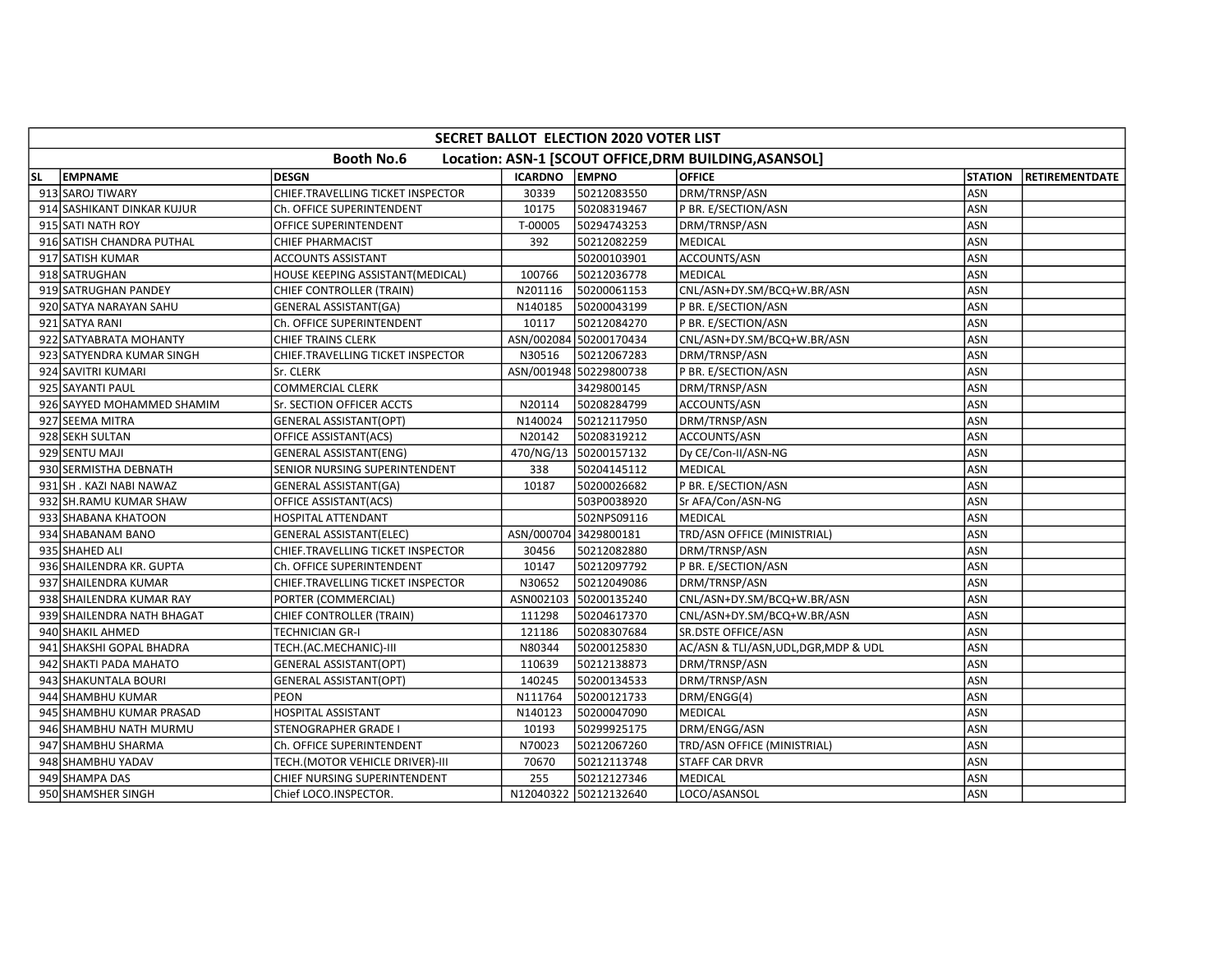| SECRET BALLOT ELECTION 2020 VOTER LIST | | | | | | | |
|---|---|---|---|---|---|---|---|
| Booth No.6 Location: ASN-1 [SCOUT OFFICE,DRM BUILDING,ASANSOL] | | | | | | | |
| SL | EMPNAME | DESGN | ICARDNO | EMPNO | OFFICE | STATION | RETIREMENTDATE |
| 913 | SAROJ TIWARY | CHIEF.TRAVELLING TICKET INSPECTOR | 30339 | 50212083550 | DRM/TRNSP/ASN | ASN | |
| 914 | SASHIKANT DINKAR KUJUR | Ch. OFFICE SUPERINTENDENT | 10175 | 50208319467 | P BR. E/SECTION/ASN | ASN | |
| 915 | SATI NATH ROY | OFFICE SUPERINTENDENT | T-00005 | 50294743253 | DRM/TRNSP/ASN | ASN | |
| 916 | SATISH CHANDRA PUTHAL | CHIEF PHARMACIST | 392 | 50212082259 | MEDICAL | ASN | |
| 917 | SATISH KUMAR | ACCOUNTS ASSISTANT | | 50200103901 | ACCOUNTS/ASN | ASN | |
| 918 | SATRUGHAN | HOUSE KEEPING ASSISTANT(MEDICAL) | 100766 | 50212036778 | MEDICAL | ASN | |
| 919 | SATRUGHAN PANDEY | CHIEF CONTROLLER (TRAIN) | N201116 | 50200061153 | CNL/ASN+DY.SM/BCQ+W.BR/ASN | ASN | |
| 920 | SATYA NARAYAN SAHU | GENERAL ASSISTANT(GA) | N140185 | 50200043199 | P BR. E/SECTION/ASN | ASN | |
| 921 | SATYA RANI | Ch. OFFICE SUPERINTENDENT | 10117 | 50212084270 | P BR. E/SECTION/ASN | ASN | |
| 922 | SATYABRATA MOHANTY | CHIEF TRAINS CLERK | ASN/002084 | 50200170434 | CNL/ASN+DY.SM/BCQ+W.BR/ASN | ASN | |
| 923 | SATYENDRA KUMAR SINGH | CHIEF.TRAVELLING TICKET INSPECTOR | N30516 | 50212067283 | DRM/TRNSP/ASN | ASN | |
| 924 | SAVITRI KUMARI | Sr. CLERK | ASN/001948 | 50229800738 | P BR. E/SECTION/ASN | ASN | |
| 925 | SAYANTI PAUL | COMMERCIAL CLERK | | 3429800145 | DRM/TRNSP/ASN | ASN | |
| 926 | SAYYED MOHAMMED SHAMIM | Sr. SECTION OFFICER ACCTS | N20114 | 50208284799 | ACCOUNTS/ASN | ASN | |
| 927 | SEEMA MITRA | GENERAL ASSISTANT(OPT) | N140024 | 50212117950 | DRM/TRNSP/ASN | ASN | |
| 928 | SEKH SULTAN | OFFICE ASSISTANT(ACS) | N20142 | 50208319212 | ACCOUNTS/ASN | ASN | |
| 929 | SENTU MAJI | GENERAL ASSISTANT(ENG) | 470/NG/13 | 50200157132 | Dy CE/Con-II/ASN-NG | ASN | |
| 930 | SERMISTHA DEBNATH | SENIOR NURSING SUPERINTENDENT | 338 | 50204145112 | MEDICAL | ASN | |
| 931 | SH . KAZI NABI NAWAZ | GENERAL ASSISTANT(GA) | 10187 | 50200026682 | P BR. E/SECTION/ASN | ASN | |
| 932 | SH.RAMU KUMAR SHAW | OFFICE ASSISTANT(ACS) | | 503P0038920 | Sr AFA/Con/ASN-NG | ASN | |
| 933 | SHABANA KHATOON | HOSPITAL ATTENDANT | | 502NPS09116 | MEDICAL | ASN | |
| 934 | SHABANAM BANO | GENERAL ASSISTANT(ELEC) | ASN/000704 | 3429800181 | TRD/ASN OFFICE (MINISTRIAL) | ASN | |
| 935 | SHAHED ALI | CHIEF.TRAVELLING TICKET INSPECTOR | 30456 | 50212082880 | DRM/TRNSP/ASN | ASN | |
| 936 | SHAILENDRA KR. GUPTA | Ch. OFFICE SUPERINTENDENT | 10147 | 50212097792 | P BR. E/SECTION/ASN | ASN | |
| 937 | SHAILENDRA KUMAR | CHIEF.TRAVELLING TICKET INSPECTOR | N30652 | 50212049086 | DRM/TRNSP/ASN | ASN | |
| 938 | SHAILENDRA KUMAR RAY | PORTER (COMMERCIAL) | ASN002103 | 50200135240 | CNL/ASN+DY.SM/BCQ+W.BR/ASN | ASN | |
| 939 | SHAILENDRA NATH BHAGAT | CHIEF CONTROLLER (TRAIN) | 111298 | 50204617370 | CNL/ASN+DY.SM/BCQ+W.BR/ASN | ASN | |
| 940 | SHAKIL AHMED | TECHNICIAN GR-I | 121186 | 50208307684 | SR.DSTE OFFICE/ASN | ASN | |
| 941 | SHAKSHI GOPAL BHADRA | TECH.(AC.MECHANIC)-III | N80344 | 50200125830 | AC/ASN & TLI/ASN,UDL,DGR,MDP & UDL | ASN | |
| 942 | SHAKTI PADA MAHATO | GENERAL ASSISTANT(OPT) | 110639 | 50212138873 | DRM/TRNSP/ASN | ASN | |
| 943 | SHAKUNTALA BOURI | GENERAL ASSISTANT(OPT) | 140245 | 50200134533 | DRM/TRNSP/ASN | ASN | |
| 944 | SHAMBHU KUMAR | PEON | N111764 | 50200121733 | DRM/ENGG(4) | ASN | |
| 945 | SHAMBHU KUMAR PRASAD | HOSPITAL ASSISTANT | N140123 | 50200047090 | MEDICAL | ASN | |
| 946 | SHAMBHU NATH MURMU | STENOGRAPHER GRADE I | 10193 | 50299925175 | DRM/ENGG/ASN | ASN | |
| 947 | SHAMBHU SHARMA | Ch. OFFICE SUPERINTENDENT | N70023 | 50212067260 | TRD/ASN OFFICE (MINISTRIAL) | ASN | |
| 948 | SHAMBHU YADAV | TECH.(MOTOR VEHICLE DRIVER)-III | 70670 | 50212113748 | STAFF CAR DRVR | ASN | |
| 949 | SHAMPA DAS | CHIEF NURSING SUPERINTENDENT | 255 | 50212127346 | MEDICAL | ASN | |
| 950 | SHAMSHER SINGH | Chief LOCO.INSPECTOR. | N12040322 | 50212132640 | LOCO/ASANSOL | ASN | |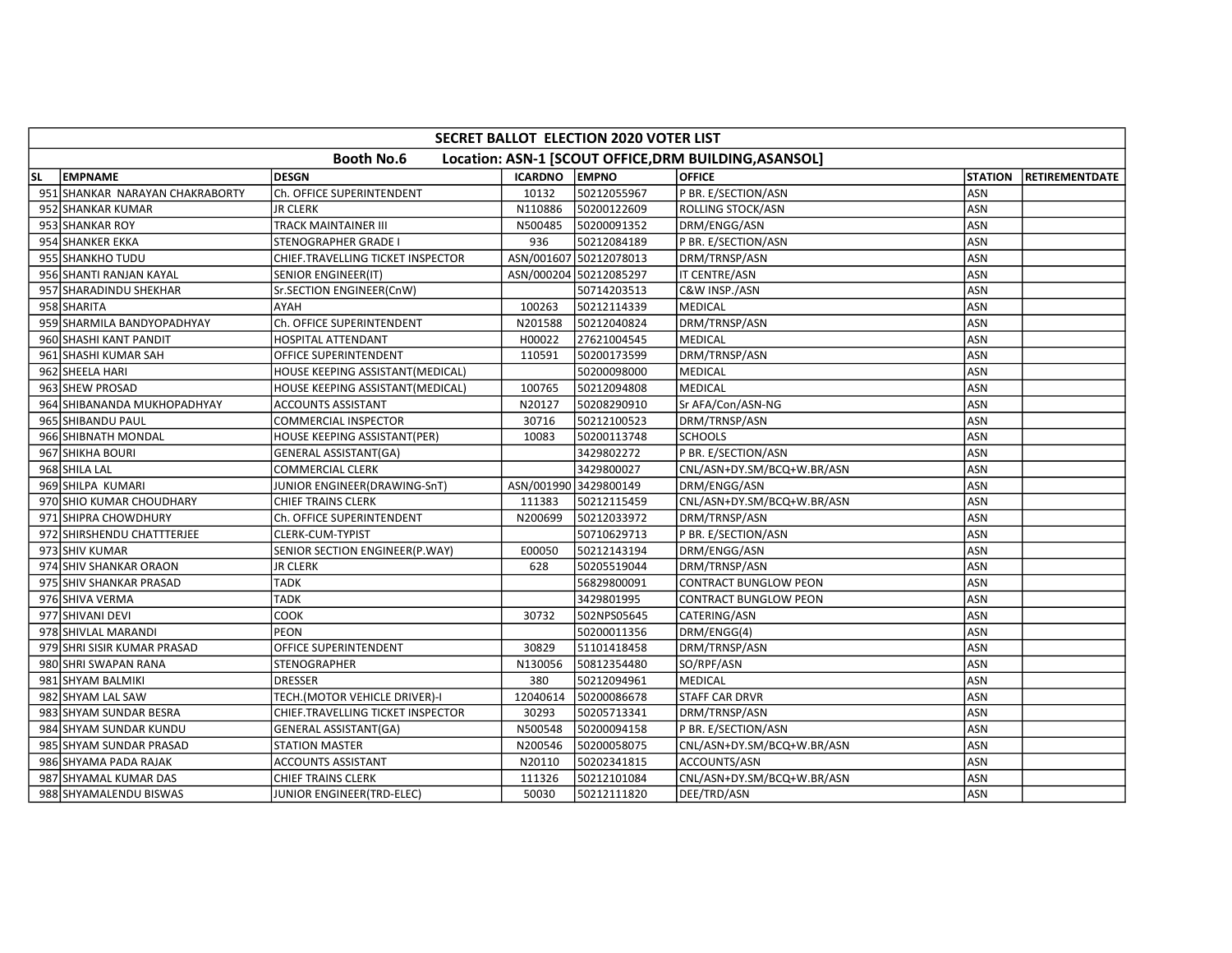| SECRET BALLOT ELECTION 2020 VOTER LIST | | | | | | | |
|---|---|---|---|---|---|---|---|
| Booth No.6 Location: ASN-1 [SCOUT OFFICE,DRM BUILDING,ASANSOL] | | | | | | | |
| SL | EMPNAME | DESGN | ICARDNO | EMPNO | OFFICE | STATION | RETIREMENTDATE |
| 951 | SHANKAR NARAYAN CHAKRABORTY | Ch. OFFICE SUPERINTENDENT | 10132 | 50212055967 | P BR. E/SECTION/ASN | ASN | |
| 952 | SHANKAR KUMAR | JR CLERK | N110886 | 50200122609 | ROLLING STOCK/ASN | ASN | |
| 953 | SHANKAR ROY | TRACK MAINTAINER III | N500485 | 50200091352 | DRM/ENGG/ASN | ASN | |
| 954 | SHANKER EKKA | STENOGRAPHER GRADE I | 936 | 50212084189 | P BR. E/SECTION/ASN | ASN | |
| 955 | SHANKHO TUDU | CHIEF.TRAVELLING TICKET INSPECTOR | ASN/001607 | 50212078013 | DRM/TRNSP/ASN | ASN | |
| 956 | SHANTI RANJAN KAYAL | SENIOR ENGINEER(IT) | ASN/000204 | 50212085297 | IT CENTRE/ASN | ASN | |
| 957 | SHARADINDU SHEKHAR | Sr.SECTION ENGINEER(CnW) | | 50714203513 | C&W INSP./ASN | ASN | |
| 958 | SHARITA | AYAH | 100263 | 50212114339 | MEDICAL | ASN | |
| 959 | SHARMILA BANDYOPADHYAY | Ch. OFFICE SUPERINTENDENT | N201588 | 50212040824 | DRM/TRNSP/ASN | ASN | |
| 960 | SHASHI KANT PANDIT | HOSPITAL ATTENDANT | H00022 | 27621004545 | MEDICAL | ASN | |
| 961 | SHASHI KUMAR SAH | OFFICE SUPERINTENDENT | 110591 | 50200173599 | DRM/TRNSP/ASN | ASN | |
| 962 | SHEELA HARI | HOUSE KEEPING ASSISTANT(MEDICAL) | | 50200098000 | MEDICAL | ASN | |
| 963 | SHEW PROSAD | HOUSE KEEPING ASSISTANT(MEDICAL) | 100765 | 50212094808 | MEDICAL | ASN | |
| 964 | SHIBANANDA MUKHOPADHYAY | ACCOUNTS ASSISTANT | N20127 | 50208290910 | Sr AFA/Con/ASN-NG | ASN | |
| 965 | SHIBANDU PAUL | COMMERCIAL INSPECTOR | 30716 | 50212100523 | DRM/TRNSP/ASN | ASN | |
| 966 | SHIBNATH MONDAL | HOUSE KEEPING ASSISTANT(PER) | 10083 | 50200113748 | SCHOOLS | ASN | |
| 967 | SHIKHA BOURI | GENERAL ASSISTANT(GA) | | 3429802272 | P BR. E/SECTION/ASN | ASN | |
| 968 | SHILA LAL | COMMERCIAL CLERK | | 3429800027 | CNL/ASN+DY.SM/BCQ+W.BR/ASN | ASN | |
| 969 | SHILPA KUMARI | JUNIOR ENGINEER(DRAWING-SnT) | ASN/001990 | 3429800149 | DRM/ENGG/ASN | ASN | |
| 970 | SHIO KUMAR CHOUDHARY | CHIEF TRAINS CLERK | 111383 | 50212115459 | CNL/ASN+DY.SM/BCQ+W.BR/ASN | ASN | |
| 971 | SHIPRA CHOWDHURY | Ch. OFFICE SUPERINTENDENT | N200699 | 50212033972 | DRM/TRNSP/ASN | ASN | |
| 972 | SHIRSHENDU CHATTTERJEE | CLERK-CUM-TYPIST | | 50710629713 | P BR. E/SECTION/ASN | ASN | |
| 973 | SHIV KUMAR | SENIOR SECTION ENGINEER(P.WAY) | E00050 | 50212143194 | DRM/ENGG/ASN | ASN | |
| 974 | SHIV SHANKAR ORAON | JR CLERK | 628 | 50205519044 | DRM/TRNSP/ASN | ASN | |
| 975 | SHIV SHANKAR PRASAD | TADK | | 56829800091 | CONTRACT BUNGLOW PEON | ASN | |
| 976 | SHIVA VERMA | TADK | | 3429801995 | CONTRACT BUNGLOW PEON | ASN | |
| 977 | SHIVANI DEVI | COOK | 30732 | 502NPS05645 | CATERING/ASN | ASN | |
| 978 | SHIVLAL MARANDI | PEON | | 50200011356 | DRM/ENGG(4) | ASN | |
| 979 | SHRI SISIR KUMAR PRASAD | OFFICE SUPERINTENDENT | 30829 | 51101418458 | DRM/TRNSP/ASN | ASN | |
| 980 | SHRI SWAPAN RANA | STENOGRAPHER | N130056 | 50812354480 | SO/RPF/ASN | ASN | |
| 981 | SHYAM BALMIKI | DRESSER | 380 | 50212094961 | MEDICAL | ASN | |
| 982 | SHYAM LAL SAW | TECH.(MOTOR VEHICLE DRIVER)-I | 12040614 | 50200086678 | STAFF CAR DRVR | ASN | |
| 983 | SHYAM SUNDAR BESRA | CHIEF.TRAVELLING TICKET INSPECTOR | 30293 | 50205713341 | DRM/TRNSP/ASN | ASN | |
| 984 | SHYAM SUNDAR KUNDU | GENERAL ASSISTANT(GA) | N500548 | 50200094158 | P BR. E/SECTION/ASN | ASN | |
| 985 | SHYAM SUNDAR PRASAD | STATION MASTER | N200546 | 50200058075 | CNL/ASN+DY.SM/BCQ+W.BR/ASN | ASN | |
| 986 | SHYAMA PADA RAJAK | ACCOUNTS ASSISTANT | N20110 | 50202341815 | ACCOUNTS/ASN | ASN | |
| 987 | SHYAMAL KUMAR DAS | CHIEF TRAINS CLERK | 111326 | 50212101084 | CNL/ASN+DY.SM/BCQ+W.BR/ASN | ASN | |
| 988 | SHYAMALENDU BISWAS | JUNIOR ENGINEER(TRD-ELEC) | 50030 | 50212111820 | DEE/TRD/ASN | ASN | |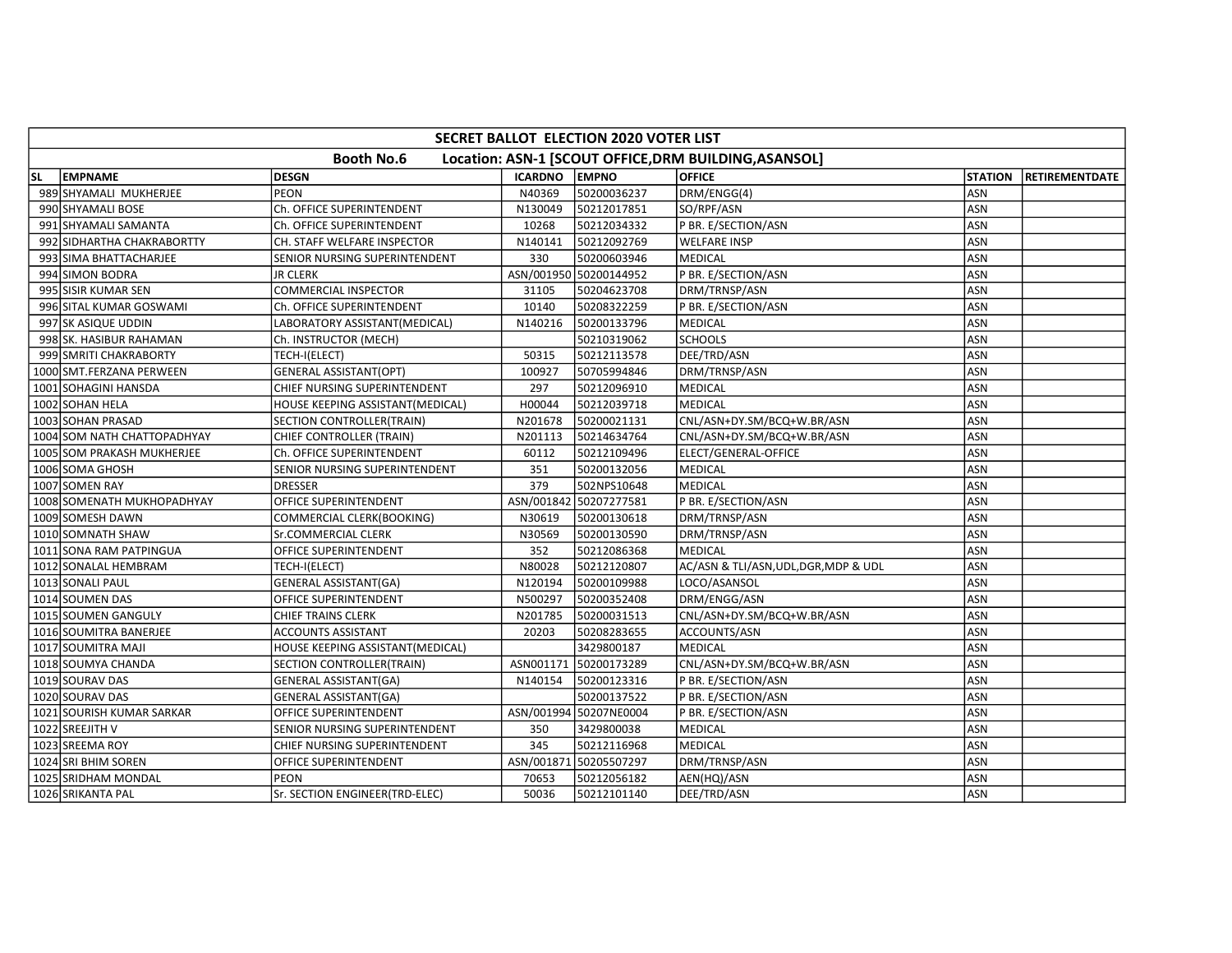| SECRET BALLOT ELECTION 2020 VOTER LIST | | | | | | | |
|---|---|---|---|---|---|---|---|
| Booth No.6 Location: ASN-1 [SCOUT OFFICE,DRM BUILDING,ASANSOL] | | | | | | | |
| SL | EMPNAME | DESGN | ICARDNO | EMPNO | OFFICE | STATION | RETIREMENTDATE |
| 989 | SHYAMALI MUKHERJEE | PEON | N40369 | 50200036237 | DRM/ENGG(4) | ASN | |
| 990 | SHYAMALI BOSE | Ch. OFFICE SUPERINTENDENT | N130049 | 50212017851 | SO/RPF/ASN | ASN | |
| 991 | SHYAMALI SAMANTA | Ch. OFFICE SUPERINTENDENT | 10268 | 50212034332 | P BR. E/SECTION/ASN | ASN | |
| 992 | SIDHARTHA CHAKRABORTTY | CH. STAFF WELFARE INSPECTOR | N140141 | 50212092769 | WELFARE INSP | ASN | |
| 993 | SIMA BHATTACHARJEE | SENIOR NURSING SUPERINTENDENT | 330 | 50200603946 | MEDICAL | ASN | |
| 994 | SIMON BODRA | JR CLERK | ASN/001950 | 50200144952 | P BR. E/SECTION/ASN | ASN | |
| 995 | SISIR KUMAR SEN | COMMERCIAL INSPECTOR | 31105 | 50204623708 | DRM/TRNSP/ASN | ASN | |
| 996 | SITAL KUMAR GOSWAMI | Ch. OFFICE SUPERINTENDENT | 10140 | 50208322259 | P BR. E/SECTION/ASN | ASN | |
| 997 | SK ASIQUE UDDIN | LABORATORY ASSISTANT(MEDICAL) | N140216 | 50200133796 | MEDICAL | ASN | |
| 998 | SK. HASIBUR RAHAMAN | Ch. INSTRUCTOR (MECH) | | 50210319062 | SCHOOLS | ASN | |
| 999 | SMRITI CHAKRABORTY | TECH-I(ELECT) | 50315 | 50212113578 | DEE/TRD/ASN | ASN | |
| 1000 | SMT.FERZANA PERWEEN | GENERAL ASSISTANT(OPT) | 100927 | 50705994846 | DRM/TRNSP/ASN | ASN | |
| 1001 | SOHAGINI HANSDA | CHIEF NURSING SUPERINTENDENT | 297 | 50212096910 | MEDICAL | ASN | |
| 1002 | SOHAN HELA | HOUSE KEEPING ASSISTANT(MEDICAL) | H00044 | 50212039718 | MEDICAL | ASN | |
| 1003 | SOHAN PRASAD | SECTION CONTROLLER(TRAIN) | N201678 | 50200021131 | CNL/ASN+DY.SM/BCQ+W.BR/ASN | ASN | |
| 1004 | SOM NATH CHATTOPADHYAY | CHIEF CONTROLLER (TRAIN) | N201113 | 50214634764 | CNL/ASN+DY.SM/BCQ+W.BR/ASN | ASN | |
| 1005 | SOM PRAKASH MUKHERJEE | Ch. OFFICE SUPERINTENDENT | 60112 | 50212109496 | ELECT/GENERAL-OFFICE | ASN | |
| 1006 | SOMA GHOSH | SENIOR NURSING SUPERINTENDENT | 351 | 50200132056 | MEDICAL | ASN | |
| 1007 | SOMEN RAY | DRESSER | 379 | 502NPS10648 | MEDICAL | ASN | |
| 1008 | SOMENATH MUKHOPADHYAY | OFFICE SUPERINTENDENT | ASN/001842 | 50207277581 | P BR. E/SECTION/ASN | ASN | |
| 1009 | SOMESH DAWN | COMMERCIAL CLERK(BOOKING) | N30619 | 50200130618 | DRM/TRNSP/ASN | ASN | |
| 1010 | SOMNATH SHAW | Sr.COMMERCIAL CLERK | N30569 | 50200130590 | DRM/TRNSP/ASN | ASN | |
| 1011 | SONA RAM PATPINGUA | OFFICE SUPERINTENDENT | 352 | 50212086368 | MEDICAL | ASN | |
| 1012 | SONALAL HEMBRAM | TECH-I(ELECT) | N80028 | 50212120807 | AC/ASN & TLI/ASN,UDL,DGR,MDP & UDL | ASN | |
| 1013 | SONALI PAUL | GENERAL ASSISTANT(GA) | N120194 | 50200109988 | LOCO/ASANSOL | ASN | |
| 1014 | SOUMEN DAS | OFFICE SUPERINTENDENT | N500297 | 50200352408 | DRM/ENGG/ASN | ASN | |
| 1015 | SOUMEN GANGULY | CHIEF TRAINS CLERK | N201785 | 50200031513 | CNL/ASN+DY.SM/BCQ+W.BR/ASN | ASN | |
| 1016 | SOUMITRA BANERJEE | ACCOUNTS ASSISTANT | 20203 | 50208283655 | ACCOUNTS/ASN | ASN | |
| 1017 | SOUMITRA MAJI | HOUSE KEEPING ASSISTANT(MEDICAL) | | 3429800187 | MEDICAL | ASN | |
| 1018 | SOUMYA CHANDA | SECTION CONTROLLER(TRAIN) | ASN001171 | 50200173289 | CNL/ASN+DY.SM/BCQ+W.BR/ASN | ASN | |
| 1019 | SOURAV DAS | GENERAL ASSISTANT(GA) | N140154 | 50200123316 | P BR. E/SECTION/ASN | ASN | |
| 1020 | SOURAV DAS | GENERAL ASSISTANT(GA) | | 50200137522 | P BR. E/SECTION/ASN | ASN | |
| 1021 | SOURISH KUMAR SARKAR | OFFICE SUPERINTENDENT | ASN/001994 | 50207NE0004 | P BR. E/SECTION/ASN | ASN | |
| 1022 | SREEJITH V | SENIOR NURSING SUPERINTENDENT | 350 | 3429800038 | MEDICAL | ASN | |
| 1023 | SREEMA ROY | CHIEF NURSING SUPERINTENDENT | 345 | 50212116968 | MEDICAL | ASN | |
| 1024 | SRI BHIM SOREN | OFFICE SUPERINTENDENT | ASN/001871 | 50205507297 | DRM/TRNSP/ASN | ASN | |
| 1025 | SRIDHAM MONDAL | PEON | 70653 | 50212056182 | AEN(HQ)/ASN | ASN | |
| 1026 | SRIKANTA PAL | Sr. SECTION ENGINEER(TRD-ELEC) | 50036 | 50212101140 | DEE/TRD/ASN | ASN | |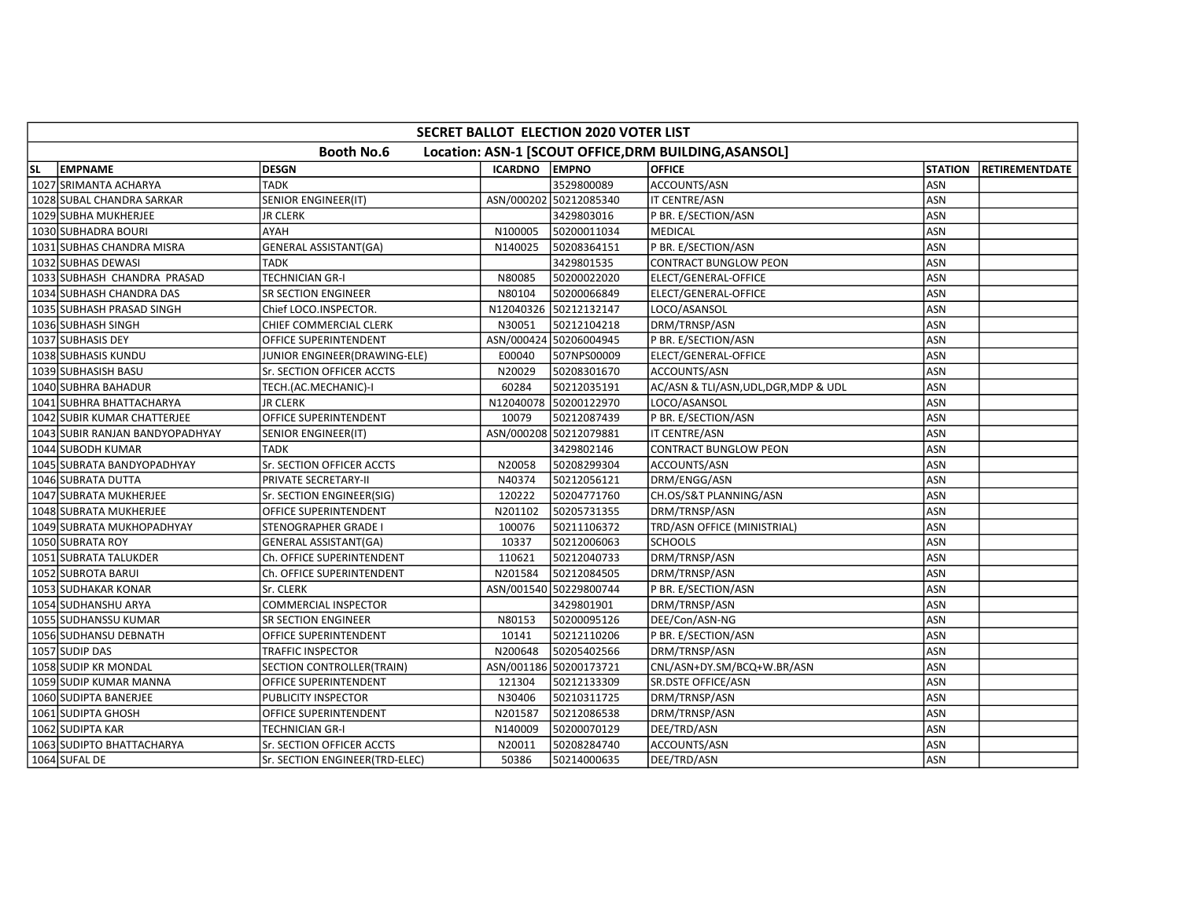| SECRET BALLOT ELECTION 2020 VOTER LIST | | | | | | | |
|---|---|---|---|---|---|---|---|
| Booth No.6 Location: ASN-1 [SCOUT OFFICE,DRM BUILDING,ASANSOL] | | | | | | | |
| SL | EMPNAME | DESGN | ICARDNO | EMPNO | OFFICE | STATION | RETIREMENTDATE |
| 1027 | SRIMANTA ACHARYA | TADK | | 3529800089 | ACCOUNTS/ASN | ASN | |
| 1028 | SUBAL CHANDRA SARKAR | SENIOR ENGINEER(IT) | ASN/000202 | 50212085340 | IT CENTRE/ASN | ASN | |
| 1029 | SUBHA MUKHERJEE | JR CLERK | | 3429803016 | P BR. E/SECTION/ASN | ASN | |
| 1030 | SUBHADRA BOURI | AYAH | N100005 | 50200011034 | MEDICAL | ASN | |
| 1031 | SUBHAS CHANDRA MISRA | GENERAL ASSISTANT(GA) | N140025 | 50208364151 | P BR. E/SECTION/ASN | ASN | |
| 1032 | SUBHAS DEWASI | TADK | | 3429801535 | CONTRACT BUNGLOW PEON | ASN | |
| 1033 | SUBHASH CHANDRA PRASAD | TECHNICIAN GR-I | N80085 | 50200022020 | ELECT/GENERAL-OFFICE | ASN | |
| 1034 | SUBHASH CHANDRA DAS | SR SECTION ENGINEER | N80104 | 50200066849 | ELECT/GENERAL-OFFICE | ASN | |
| 1035 | SUBHASH PRASAD SINGH | Chief LOCO.INSPECTOR. | N12040326 | 50212132147 | LOCO/ASANSOL | ASN | |
| 1036 | SUBHASH SINGH | CHIEF COMMERCIAL CLERK | N30051 | 50212104218 | DRM/TRNSP/ASN | ASN | |
| 1037 | SUBHASIS DEY | OFFICE SUPERINTENDENT | ASN/000424 | 50206004945 | P BR. E/SECTION/ASN | ASN | |
| 1038 | SUBHASIS KUNDU | JUNIOR ENGINEER(DRAWING-ELE) | E00040 | 507NPS00009 | ELECT/GENERAL-OFFICE | ASN | |
| 1039 | SUBHASISH BASU | Sr. SECTION OFFICER ACCTS | N20029 | 50208301670 | ACCOUNTS/ASN | ASN | |
| 1040 | SUBHRA BAHADUR | TECH.(AC.MECHANIC)-I | 60284 | 50212035191 | AC/ASN & TLI/ASN,UDL,DGR,MDP & UDL | ASN | |
| 1041 | SUBHRA BHATTACHARYA | JR CLERK | N12040078 | 50200122970 | LOCO/ASANSOL | ASN | |
| 1042 | SUBIR KUMAR CHATTERJEE | OFFICE SUPERINTENDENT | 10079 | 50212087439 | P BR. E/SECTION/ASN | ASN | |
| 1043 | SUBIR RANJAN BANDYOPADHYAY | SENIOR ENGINEER(IT) | ASN/000208 | 50212079881 | IT CENTRE/ASN | ASN | |
| 1044 | SUBODH KUMAR | TADK | | 3429802146 | CONTRACT BUNGLOW PEON | ASN | |
| 1045 | SUBRATA BANDYOPADHYAY | Sr. SECTION OFFICER ACCTS | N20058 | 50208299304 | ACCOUNTS/ASN | ASN | |
| 1046 | SUBRATA DUTTA | PRIVATE SECRETARY-II | N40374 | 50212056121 | DRM/ENGG/ASN | ASN | |
| 1047 | SUBRATA MUKHERJEE | Sr. SECTION ENGINEER(SIG) | 120222 | 50204771760 | CH.OS/S&T PLANNING/ASN | ASN | |
| 1048 | SUBRATA MUKHERJEE | OFFICE SUPERINTENDENT | N201102 | 50205731355 | DRM/TRNSP/ASN | ASN | |
| 1049 | SUBRATA MUKHOPADHYAY | STENOGRAPHER GRADE I | 100076 | 50211106372 | TRD/ASN OFFICE (MINISTRIAL) | ASN | |
| 1050 | SUBRATA ROY | GENERAL ASSISTANT(GA) | 10337 | 50212006063 | SCHOOLS | ASN | |
| 1051 | SUBRATA TALUKDER | Ch. OFFICE SUPERINTENDENT | 110621 | 50212040733 | DRM/TRNSP/ASN | ASN | |
| 1052 | SUBROTA BARUI | Ch. OFFICE SUPERINTENDENT | N201584 | 50212084505 | DRM/TRNSP/ASN | ASN | |
| 1053 | SUDHAKAR KONAR | Sr. CLERK | ASN/001540 | 50229800744 | P BR. E/SECTION/ASN | ASN | |
| 1054 | SUDHANSHU ARYA | COMMERCIAL INSPECTOR | | 3429801901 | DRM/TRNSP/ASN | ASN | |
| 1055 | SUDHANSSU KUMAR | SR SECTION ENGINEER | N80153 | 50200095126 | DEE/Con/ASN-NG | ASN | |
| 1056 | SUDHANSU DEBNATH | OFFICE SUPERINTENDENT | 10141 | 50212110206 | P BR. E/SECTION/ASN | ASN | |
| 1057 | SUDIP DAS | TRAFFIC INSPECTOR | N200648 | 50205402566 | DRM/TRNSP/ASN | ASN | |
| 1058 | SUDIP KR MONDAL | SECTION CONTROLLER(TRAIN) | ASN/001186 | 50200173721 | CNL/ASN+DY.SM/BCQ+W.BR/ASN | ASN | |
| 1059 | SUDIP KUMAR MANNA | OFFICE SUPERINTENDENT | 121304 | 50212133309 | SR.DSTE OFFICE/ASN | ASN | |
| 1060 | SUDIPTA BANERJEE | PUBLICITY INSPECTOR | N30406 | 50210311725 | DRM/TRNSP/ASN | ASN | |
| 1061 | SUDIPTA GHOSH | OFFICE SUPERINTENDENT | N201587 | 50212086538 | DRM/TRNSP/ASN | ASN | |
| 1062 | SUDIPTA KAR | TECHNICIAN GR-I | N140009 | 50200070129 | DEE/TRD/ASN | ASN | |
| 1063 | SUDIPTO BHATTACHARYA | Sr. SECTION OFFICER ACCTS | N20011 | 50208284740 | ACCOUNTS/ASN | ASN | |
| 1064 | SUFAL DE | Sr. SECTION ENGINEER(TRD-ELEC) | 50386 | 50214000635 | DEE/TRD/ASN | ASN | |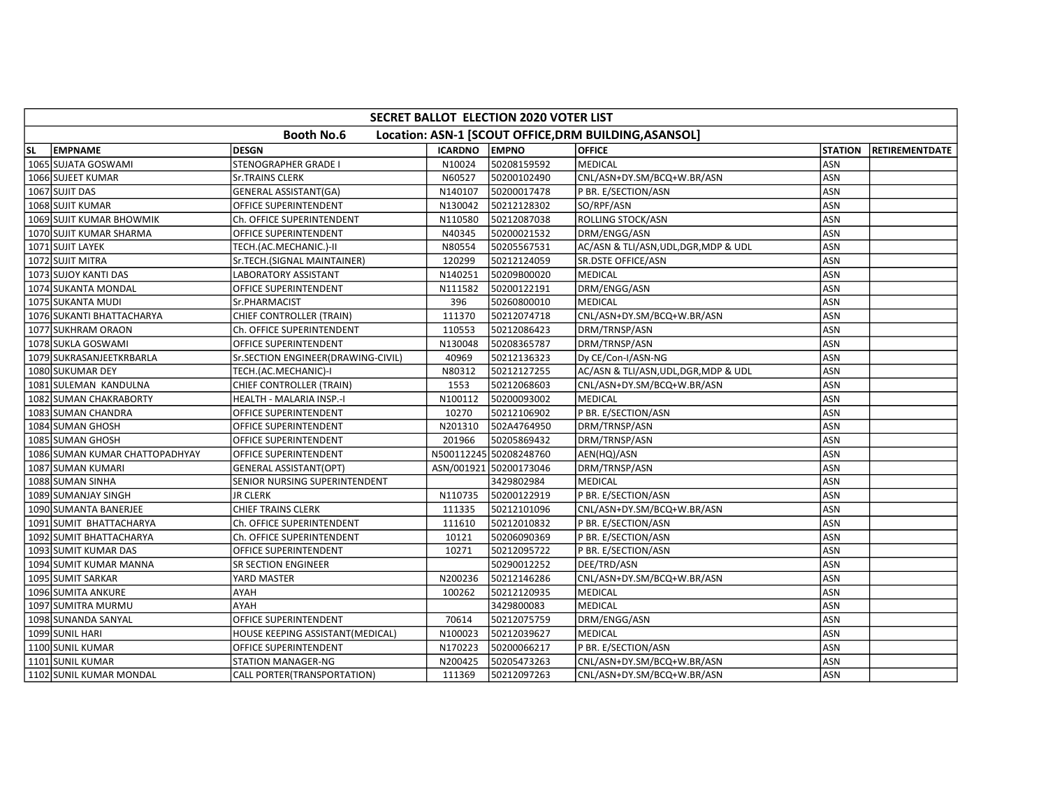| SECRET BALLOT ELECTION 2020 VOTER LIST | | | | | | | |
|---|---|---|---|---|---|---|---|
| Booth No.6 Location: ASN-1 [SCOUT OFFICE,DRM BUILDING,ASANSOL] | | | | | | | |
| SL | EMPNAME | DESGN | ICARDNO | EMPNO | OFFICE | STATION | RETIREMENTDATE |
| 1065 | SUJATA GOSWAMI | STENOGRAPHER GRADE I | N10024 | 50208159592 | MEDICAL | ASN | |
| 1066 | SUJEET KUMAR | Sr.TRAINS CLERK | N60527 | 50200102490 | CNL/ASN+DY.SM/BCQ+W.BR/ASN | ASN | |
| 1067 | SUJIT DAS | GENERAL ASSISTANT(GA) | N140107 | 50200017478 | P BR. E/SECTION/ASN | ASN | |
| 1068 | SUJIT KUMAR | OFFICE SUPERINTENDENT | N130042 | 50212128302 | SO/RPF/ASN | ASN | |
| 1069 | SUJIT KUMAR BHOWMIK | Ch. OFFICE SUPERINTENDENT | N110580 | 50212087038 | ROLLING STOCK/ASN | ASN | |
| 1070 | SUJIT KUMAR SHARMA | OFFICE SUPERINTENDENT | N40345 | 50200021532 | DRM/ENGG/ASN | ASN | |
| 1071 | SUJIT LAYEK | TECH.(AC.MECHANIC.)-II | N80554 | 50205567531 | AC/ASN & TLI/ASN,UDL,DGR,MDP & UDL | ASN | |
| 1072 | SUJIT MITRA | Sr.TECH.(SIGNAL MAINTAINER) | 120299 | 50212124059 | SR.DSTE OFFICE/ASN | ASN | |
| 1073 | SUJOY KANTI DAS | LABORATORY ASSISTANT | N140251 | 50209B00020 | MEDICAL | ASN | |
| 1074 | SUKANTA MONDAL | OFFICE SUPERINTENDENT | N111582 | 50200122191 | DRM/ENGG/ASN | ASN | |
| 1075 | SUKANTA MUDI | Sr.PHARMACIST | 396 | 50260800010 | MEDICAL | ASN | |
| 1076 | SUKANTI BHATTACHARYA | CHIEF CONTROLLER (TRAIN) | 111370 | 50212074718 | CNL/ASN+DY.SM/BCQ+W.BR/ASN | ASN | |
| 1077 | SUKHRAM ORAON | Ch. OFFICE SUPERINTENDENT | 110553 | 50212086423 | DRM/TRNSP/ASN | ASN | |
| 1078 | SUKLA GOSWAMI | OFFICE SUPERINTENDENT | N130048 | 50208365787 | DRM/TRNSP/ASN | ASN | |
| 1079 | SUKRASANJEETKRBARLA | Sr.SECTION ENGINEER(DRAWING-CIVIL) | 40969 | 50212136323 | Dy CE/Con-I/ASN-NG | ASN | |
| 1080 | SUKUMAR DEY | TECH.(AC.MECHANIC)-I | N80312 | 50212127255 | AC/ASN & TLI/ASN,UDL,DGR,MDP & UDL | ASN | |
| 1081 | SULEMAN KANDULNA | CHIEF CONTROLLER (TRAIN) | 1553 | 50212068603 | CNL/ASN+DY.SM/BCQ+W.BR/ASN | ASN | |
| 1082 | SUMAN CHAKRABORTY | HEALTH - MALARIA INSP.-I | N100112 | 50200093002 | MEDICAL | ASN | |
| 1083 | SUMAN CHANDRA | OFFICE SUPERINTENDENT | 10270 | 50212106902 | P BR. E/SECTION/ASN | ASN | |
| 1084 | SUMAN GHOSH | OFFICE SUPERINTENDENT | N201310 | 502A4764950 | DRM/TRNSP/ASN | ASN | |
| 1085 | SUMAN GHOSH | OFFICE SUPERINTENDENT | 201966 | 50205869432 | DRM/TRNSP/ASN | ASN | |
| 1086 | SUMAN KUMAR CHATTOPADHYAY | OFFICE SUPERINTENDENT | N500112245 | 50208248760 | AEN(HQ)/ASN | ASN | |
| 1087 | SUMAN KUMARI | GENERAL ASSISTANT(OPT) | ASN/001921 | 50200173046 | DRM/TRNSP/ASN | ASN | |
| 1088 | SUMAN SINHA | SENIOR NURSING SUPERINTENDENT | | 3429802984 | MEDICAL | ASN | |
| 1089 | SUMANJAY SINGH | JR CLERK | N110735 | 50200122919 | P BR. E/SECTION/ASN | ASN | |
| 1090 | SUMANTA BANERJEE | CHIEF TRAINS CLERK | 111335 | 50212101096 | CNL/ASN+DY.SM/BCQ+W.BR/ASN | ASN | |
| 1091 | SUMIT BHATTACHARYA | Ch. OFFICE SUPERINTENDENT | 111610 | 50212010832 | P BR. E/SECTION/ASN | ASN | |
| 1092 | SUMIT BHATTACHARYA | Ch. OFFICE SUPERINTENDENT | 10121 | 50206090369 | P BR. E/SECTION/ASN | ASN | |
| 1093 | SUMIT KUMAR DAS | OFFICE SUPERINTENDENT | 10271 | 50212095722 | P BR. E/SECTION/ASN | ASN | |
| 1094 | SUMIT KUMAR MANNA | SR SECTION ENGINEER | | 50290012252 | DEE/TRD/ASN | ASN | |
| 1095 | SUMIT SARKAR | YARD MASTER | N200236 | 50212146286 | CNL/ASN+DY.SM/BCQ+W.BR/ASN | ASN | |
| 1096 | SUMITA ANKURE | AYAH | 100262 | 50212120935 | MEDICAL | ASN | |
| 1097 | SUMITRA MURMU | AYAH | | 3429800083 | MEDICAL | ASN | |
| 1098 | SUNANDA SANYAL | OFFICE SUPERINTENDENT | 70614 | 50212075759 | DRM/ENGG/ASN | ASN | |
| 1099 | SUNIL HARI | HOUSE KEEPING ASSISTANT(MEDICAL) | N100023 | 50212039627 | MEDICAL | ASN | |
| 1100 | SUNIL KUMAR | OFFICE SUPERINTENDENT | N170223 | 50200066217 | P BR. E/SECTION/ASN | ASN | |
| 1101 | SUNIL KUMAR | STATION MANAGER-NG | N200425 | 50205473263 | CNL/ASN+DY.SM/BCQ+W.BR/ASN | ASN | |
| 1102 | SUNIL KUMAR MONDAL | CALL PORTER(TRANSPORTATION) | 111369 | 50212097263 | CNL/ASN+DY.SM/BCQ+W.BR/ASN | ASN | |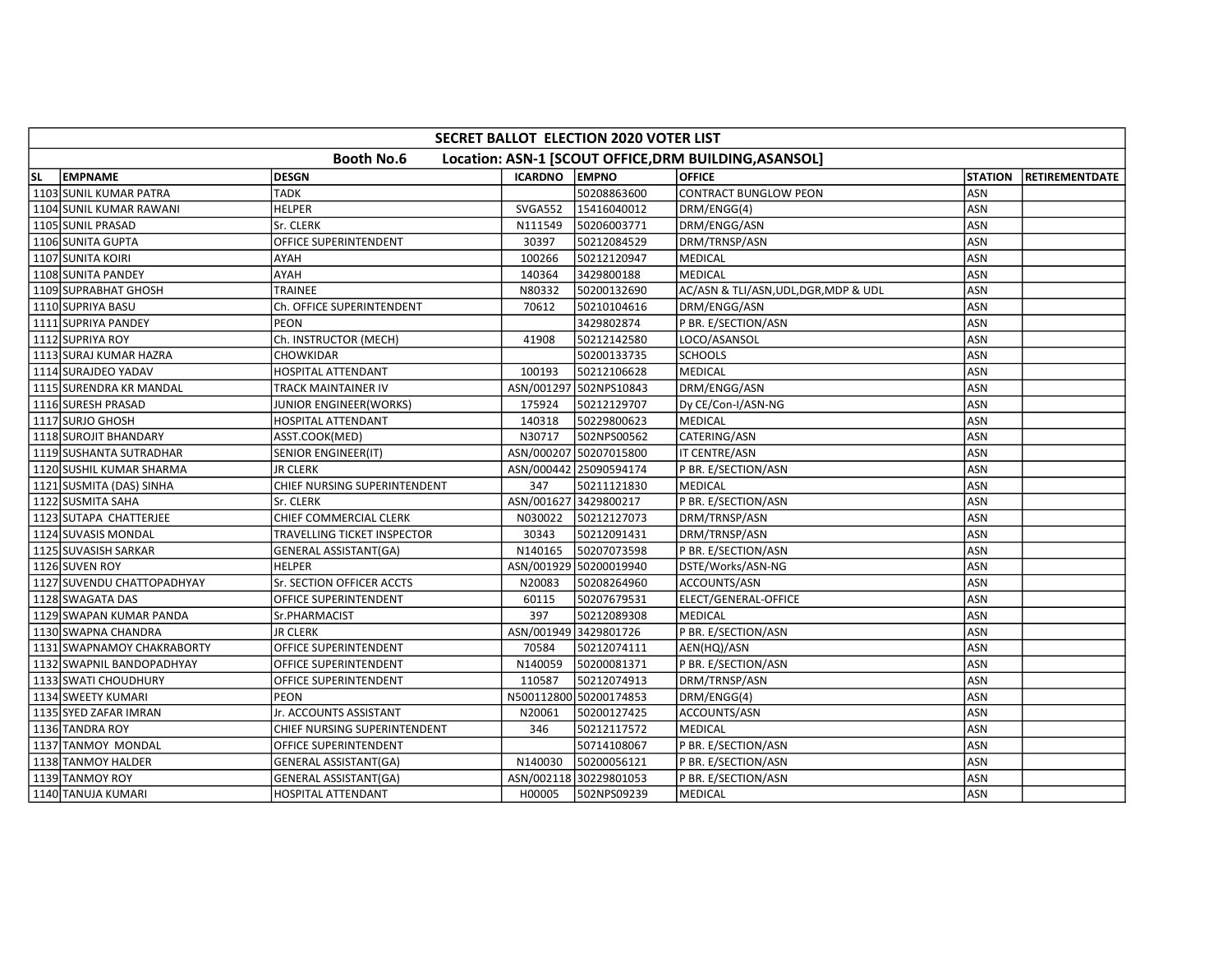| SECRET BALLOT ELECTION 2020 VOTER LIST | | | | | | | |
|---|---|---|---|---|---|---|---|
| Booth No.6 Location: ASN-1 [SCOUT OFFICE,DRM BUILDING,ASANSOL] | | | | | | | |
| SL | EMPNAME | DESGN | ICARDNO | EMPNO | OFFICE | STATION | RETIREMENTDATE |
| 1103 | SUNIL KUMAR PATRA | TADK | | 50208863600 | CONTRACT BUNGLOW PEON | ASN | |
| 1104 | SUNIL KUMAR RAWANI | HELPER | SVGA552 | 15416040012 | DRM/ENGG(4) | ASN | |
| 1105 | SUNIL PRASAD | Sr. CLERK | N111549 | 50206003771 | DRM/ENGG/ASN | ASN | |
| 1106 | SUNITA GUPTA | OFFICE SUPERINTENDENT | 30397 | 50212084529 | DRM/TRNSP/ASN | ASN | |
| 1107 | SUNITA KOIRI | AYAH | 100266 | 50212120947 | MEDICAL | ASN | |
| 1108 | SUNITA PANDEY | AYAH | 140364 | 3429800188 | MEDICAL | ASN | |
| 1109 | SUPRABHAT GHOSH | TRAINEE | N80332 | 50200132690 | AC/ASN & TLI/ASN,UDL,DGR,MDP & UDL | ASN | |
| 1110 | SUPRIYA BASU | Ch. OFFICE SUPERINTENDENT | 70612 | 50210104616 | DRM/ENGG/ASN | ASN | |
| 1111 | SUPRIYA PANDEY | PEON | | 3429802874 | P BR. E/SECTION/ASN | ASN | |
| 1112 | SUPRIYA ROY | Ch. INSTRUCTOR (MECH) | 41908 | 50212142580 | LOCO/ASANSOL | ASN | |
| 1113 | SURAJ KUMAR HAZRA | CHOWKIDAR | | 50200133735 | SCHOOLS | ASN | |
| 1114 | SURAJDEO YADAV | HOSPITAL ATTENDANT | 100193 | 50212106628 | MEDICAL | ASN | |
| 1115 | SURENDRA KR MANDAL | TRACK MAINTAINER IV | ASN/001297 | 502NPS10843 | DRM/ENGG/ASN | ASN | |
| 1116 | SURESH PRASAD | JUNIOR ENGINEER(WORKS) | 175924 | 50212129707 | Dy CE/Con-I/ASN-NG | ASN | |
| 1117 | SURJO GHOSH | HOSPITAL ATTENDANT | 140318 | 50229800623 | MEDICAL | ASN | |
| 1118 | SUROJIT BHANDARY | ASST.COOK(MED) | N30717 | 502NPS00562 | CATERING/ASN | ASN | |
| 1119 | SUSHANTA SUTRADHAR | SENIOR ENGINEER(IT) | ASN/000207 | 50207015800 | IT CENTRE/ASN | ASN | |
| 1120 | SUSHIL KUMAR SHARMA | JR CLERK | ASN/000442 | 25090594174 | P BR. E/SECTION/ASN | ASN | |
| 1121 | SUSMITA (DAS) SINHA | CHIEF NURSING SUPERINTENDENT | 347 | 50211121830 | MEDICAL | ASN | |
| 1122 | SUSMITA SAHA | Sr. CLERK | ASN/001627 | 3429800217 | P BR. E/SECTION/ASN | ASN | |
| 1123 | SUTAPA CHATTERJEE | CHIEF COMMERCIAL CLERK | N030022 | 50212127073 | DRM/TRNSP/ASN | ASN | |
| 1124 | SUVASIS MONDAL | TRAVELLING TICKET INSPECTOR | 30343 | 50212091431 | DRM/TRNSP/ASN | ASN | |
| 1125 | SUVASISH SARKAR | GENERAL ASSISTANT(GA) | N140165 | 50207073598 | P BR. E/SECTION/ASN | ASN | |
| 1126 | SUVEN ROY | HELPER | ASN/001929 | 50200019940 | DSTE/Works/ASN-NG | ASN | |
| 1127 | SUVENDU CHATTOPADHYAY | Sr. SECTION OFFICER ACCTS | N20083 | 50208264960 | ACCOUNTS/ASN | ASN | |
| 1128 | SWAGATA DAS | OFFICE SUPERINTENDENT | 60115 | 50207679531 | ELECT/GENERAL-OFFICE | ASN | |
| 1129 | SWAPAN KUMAR PANDA | Sr.PHARMACIST | 397 | 50212089308 | MEDICAL | ASN | |
| 1130 | SWAPNA CHANDRA | JR CLERK | ASN/001949 | 3429801726 | P BR. E/SECTION/ASN | ASN | |
| 1131 | SWAPNAMOY CHAKRABORTY | OFFICE SUPERINTENDENT | 70584 | 50212074111 | AEN(HQ)/ASN | ASN | |
| 1132 | SWAPNIL BANDOPADHYAY | OFFICE SUPERINTENDENT | N140059 | 50200081371 | P BR. E/SECTION/ASN | ASN | |
| 1133 | SWATI CHOUDHURY | OFFICE SUPERINTENDENT | 110587 | 50212074913 | DRM/TRNSP/ASN | ASN | |
| 1134 | SWEETY KUMARI | PEON | N500112800 | 50200174853 | DRM/ENGG(4) | ASN | |
| 1135 | SYED ZAFAR IMRAN | Jr. ACCOUNTS ASSISTANT | N20061 | 50200127425 | ACCOUNTS/ASN | ASN | |
| 1136 | TANDRA ROY | CHIEF NURSING SUPERINTENDENT | 346 | 50212117572 | MEDICAL | ASN | |
| 1137 | TANMOY MONDAL | OFFICE SUPERINTENDENT | | 50714108067 | P BR. E/SECTION/ASN | ASN | |
| 1138 | TANMOY HALDER | GENERAL ASSISTANT(GA) | N140030 | 50200056121 | P BR. E/SECTION/ASN | ASN | |
| 1139 | TANMOY ROY | GENERAL ASSISTANT(GA) | ASN/002118 | 30229801053 | P BR. E/SECTION/ASN | ASN | |
| 1140 | TANUJA KUMARI | HOSPITAL ATTENDANT | H00005 | 502NPS09239 | MEDICAL | ASN | |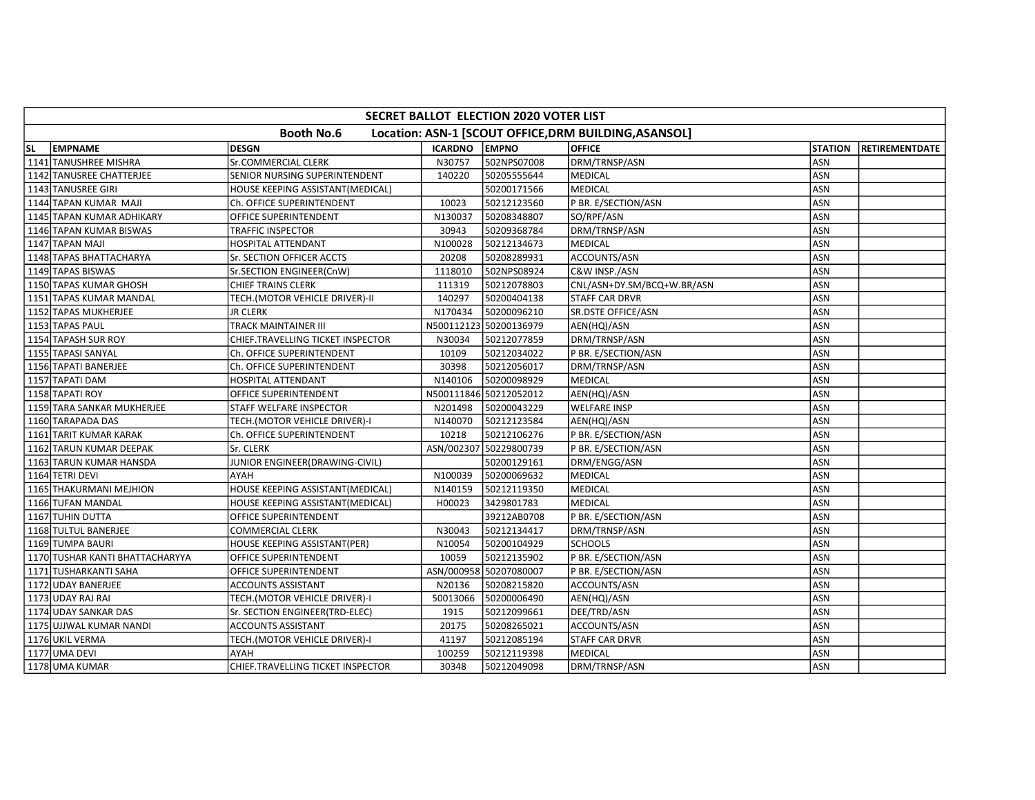| SECRET BALLOT ELECTION 2020 VOTER LIST | | | | | | | |
|---|---|---|---|---|---|---|---|
| Booth No.6 Location: ASN-1 [SCOUT OFFICE,DRM BUILDING,ASANSOL] | | | | | | | |
| **SL** | **EMPNAME** | **DESGN** | **ICARDNO** | **EMPNO** | **OFFICE** | **STATION** | **RETIREMENTDATE** |
| 1141 | TANUSHREE MISHRA | Sr.COMMERCIAL CLERK | N30757 | 502NPS07008 | DRM/TRNSP/ASN | ASN | |
| 1142 | TANUSREE CHATTERJEE | SENIOR NURSING SUPERINTENDENT | 140220 | 50205555644 | MEDICAL | ASN | |
| 1143 | TANUSREE GIRI | HOUSE KEEPING ASSISTANT(MEDICAL) | | 50200171566 | MEDICAL | ASN | |
| 1144 | TAPAN KUMAR MAJI | Ch. OFFICE SUPERINTENDENT | 10023 | 50212123560 | P BR. E/SECTION/ASN | ASN | |
| 1145 | TAPAN KUMAR ADHIKARY | OFFICE SUPERINTENDENT | N130037 | 50208348807 | SO/RPF/ASN | ASN | |
| 1146 | TAPAN KUMAR BISWAS | TRAFFIC INSPECTOR | 30943 | 50209368784 | DRM/TRNSP/ASN | ASN | |
| 1147 | TAPAN MAJI | HOSPITAL ATTENDANT | N100028 | 50212134673 | MEDICAL | ASN | |
| 1148 | TAPAS BHATTACHARYA | Sr. SECTION OFFICER ACCTS | 20208 | 50208289931 | ACCOUNTS/ASN | ASN | |
| 1149 | TAPAS BISWAS | Sr.SECTION ENGINEER(CnW) | 1118010 | 502NPS08924 | C&W INSP./ASN | ASN | |
| 1150 | TAPAS KUMAR GHOSH | CHIEF TRAINS CLERK | 111319 | 50212078803 | CNL/ASN+DY.SM/BCQ+W.BR/ASN | ASN | |
| 1151 | TAPAS KUMAR MANDAL | TECH.(MOTOR VEHICLE DRIVER)-II | 140297 | 50200404138 | STAFF CAR DRVR | ASN | |
| 1152 | TAPAS MUKHERJEE | JR CLERK | N170434 | 50200096210 | SR.DSTE OFFICE/ASN | ASN | |
| 1153 | TAPAS PAUL | TRACK MAINTAINER III | N500112123 | 50200136979 | AEN(HQ)/ASN | ASN | |
| 1154 | TAPASH SUR ROY | CHIEF.TRAVELLING TICKET INSPECTOR | N30034 | 50212077859 | DRM/TRNSP/ASN | ASN | |
| 1155 | TAPASI SANYAL | Ch. OFFICE SUPERINTENDENT | 10109 | 50212034022 | P BR. E/SECTION/ASN | ASN | |
| 1156 | TAPATI BANERJEE | Ch. OFFICE SUPERINTENDENT | 30398 | 50212056017 | DRM/TRNSP/ASN | ASN | |
| 1157 | TAPATI DAM | HOSPITAL ATTENDANT | N140106 | 50200098929 | MEDICAL | ASN | |
| 1158 | TAPATI ROY | OFFICE SUPERINTENDENT | N500111846 | 50212052012 | AEN(HQ)/ASN | ASN | |
| 1159 | TARA SANKAR MUKHERJEE | STAFF WELFARE INSPECTOR | N201498 | 50200043229 | WELFARE INSP | ASN | |
| 1160 | TARAPADA DAS | TECH.(MOTOR VEHICLE DRIVER)-I | N140070 | 50212123584 | AEN(HQ)/ASN | ASN | |
| 1161 | TARIT KUMAR KARAK | Ch. OFFICE SUPERINTENDENT | 10218 | 50212106276 | P BR. E/SECTION/ASN | ASN | |
| 1162 | TARUN KUMAR DEEPAK | Sr. CLERK | ASN/002307 | 50229800739 | P BR. E/SECTION/ASN | ASN | |
| 1163 | TARUN KUMAR HANSDA | JUNIOR ENGINEER(DRAWING-CIVIL) | | 50200129161 | DRM/ENGG/ASN | ASN | |
| 1164 | TETRI DEVI | AYAH | N100039 | 50200069632 | MEDICAL | ASN | |
| 1165 | THAKURMANI MEJHION | HOUSE KEEPING ASSISTANT(MEDICAL) | N140159 | 50212119350 | MEDICAL | ASN | |
| 1166 | TUFAN MANDAL | HOUSE KEEPING ASSISTANT(MEDICAL) | H00023 | 3429801783 | MEDICAL | ASN | |
| 1167 | TUHIN DUTTA | OFFICE SUPERINTENDENT | | 39212AB0708 | P BR. E/SECTION/ASN | ASN | |
| 1168 | TULTUL BANERJEE | COMMERCIAL CLERK | N30043 | 50212134417 | DRM/TRNSP/ASN | ASN | |
| 1169 | TUMPA BAURI | HOUSE KEEPING ASSISTANT(PER) | N10054 | 50200104929 | SCHOOLS | ASN | |
| 1170 | TUSHAR KANTI BHATTACHARYYA | OFFICE SUPERINTENDENT | 10059 | 50212135902 | P BR. E/SECTION/ASN | ASN | |
| 1171 | TUSHARKANTI SAHA | OFFICE SUPERINTENDENT | ASN/000958 | 50207080007 | P BR. E/SECTION/ASN | ASN | |
| 1172 | UDAY BANERJEE | ACCOUNTS ASSISTANT | N20136 | 50208215820 | ACCOUNTS/ASN | ASN | |
| 1173 | UDAY RAJ RAI | TECH.(MOTOR VEHICLE DRIVER)-I | 50013066 | 50200006490 | AEN(HQ)/ASN | ASN | |
| 1174 | UDAY SANKAR DAS | Sr. SECTION ENGINEER(TRD-ELEC) | 1915 | 50212099661 | DEE/TRD/ASN | ASN | |
| 1175 | UJJWAL KUMAR NANDI | ACCOUNTS ASSISTANT | 20175 | 50208265021 | ACCOUNTS/ASN | ASN | |
| 1176 | UKIL VERMA | TECH.(MOTOR VEHICLE DRIVER)-I | 41197 | 50212085194 | STAFF CAR DRVR | ASN | |
| 1177 | UMA DEVI | AYAH | 100259 | 50212119398 | MEDICAL | ASN | |
| 1178 | UMA KUMAR | CHIEF.TRAVELLING TICKET INSPECTOR | 30348 | 50212049098 | DRM/TRNSP/ASN | ASN | |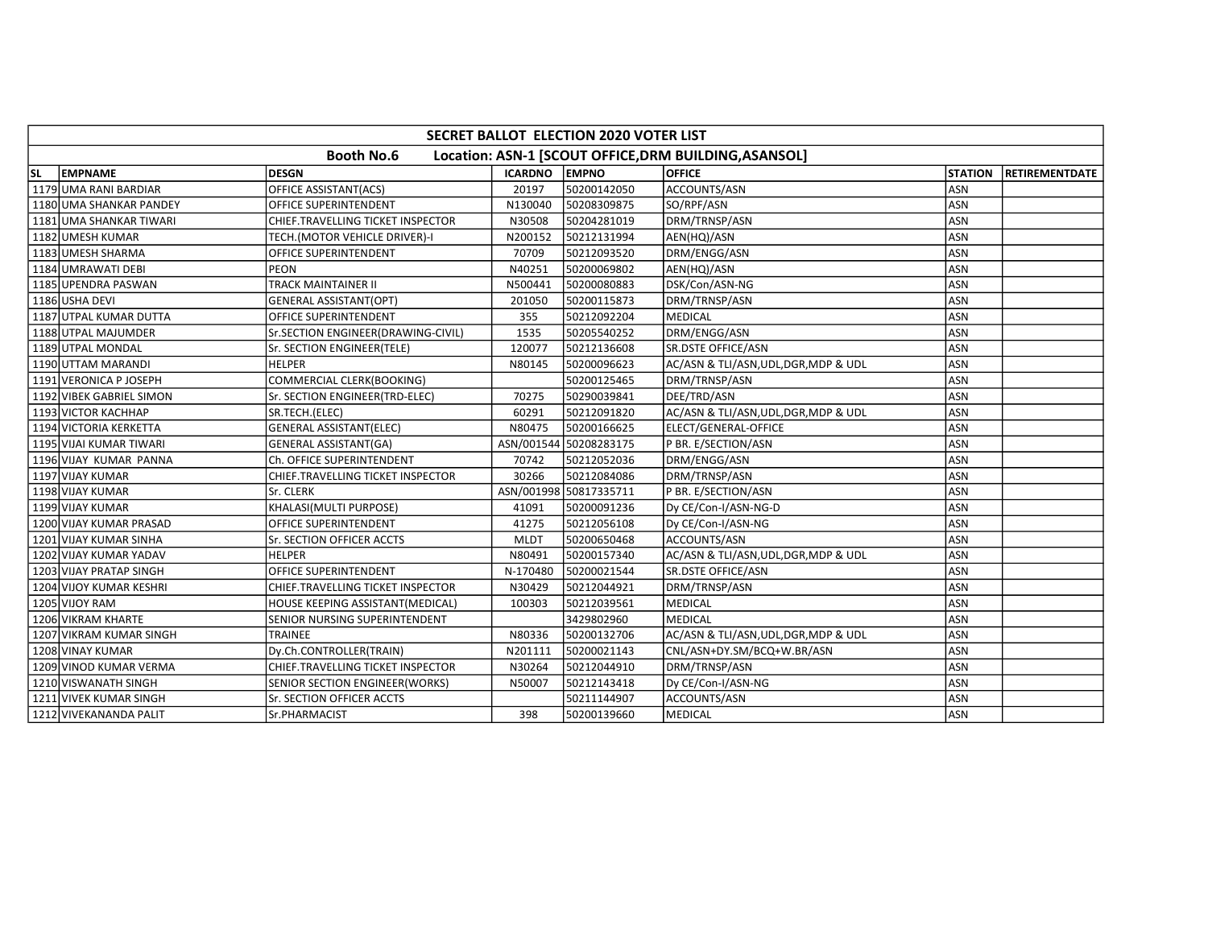| SECRET BALLOT ELECTION 2020 VOTER LIST | | | | | | | |
|---|---|---|---|---|---|---|---|
| Booth No.6 Location: ASN-1 [SCOUT OFFICE,DRM BUILDING,ASANSOL] | | | | | | | |
| SL | EMPNAME | DESGN | ICARDNO | EMPNO | OFFICE | STATION | RETIREMENTDATE |
| 1179 | UMA RANI BARDIAR | OFFICE ASSISTANT(ACS) | 20197 | 50200142050 | ACCOUNTS/ASN | ASN | |
| 1180 | UMA SHANKAR PANDEY | OFFICE SUPERINTENDENT | N130040 | 50208309875 | SO/RPF/ASN | ASN | |
| 1181 | UMA SHANKAR TIWARI | CHIEF.TRAVELLING TICKET INSPECTOR | N30508 | 50204281019 | DRM/TRNSP/ASN | ASN | |
| 1182 | UMESH KUMAR | TECH.(MOTOR VEHICLE DRIVER)-I | N200152 | 50212131994 | AEN(HQ)/ASN | ASN | |
| 1183 | UMESH SHARMA | OFFICE SUPERINTENDENT | 70709 | 50212093520 | DRM/ENGG/ASN | ASN | |
| 1184 | UMRAWATI DEBI | PEON | N40251 | 50200069802 | AEN(HQ)/ASN | ASN | |
| 1185 | UPENDRA PASWAN | TRACK MAINTAINER II | N500441 | 50200080883 | DSK/Con/ASN-NG | ASN | |
| 1186 | USHA DEVI | GENERAL ASSISTANT(OPT) | 201050 | 50200115873 | DRM/TRNSP/ASN | ASN | |
| 1187 | UTPAL KUMAR DUTTA | OFFICE SUPERINTENDENT | 355 | 50212092204 | MEDICAL | ASN | |
| 1188 | UTPAL MAJUMDER | Sr.SECTION ENGINEER(DRAWING-CIVIL) | 1535 | 50205540252 | DRM/ENGG/ASN | ASN | |
| 1189 | UTPAL MONDAL | Sr. SECTION ENGINEER(TELE) | 120077 | 50212136608 | SR.DSTE OFFICE/ASN | ASN | |
| 1190 | UTTAM MARANDI | HELPER | N80145 | 50200096623 | AC/ASN & TLI/ASN,UDL,DGR,MDP & UDL | ASN | |
| 1191 | VERONICA P JOSEPH | COMMERCIAL CLERK(BOOKING) | | 50200125465 | DRM/TRNSP/ASN | ASN | |
| 1192 | VIBEK GABRIEL SIMON | Sr. SECTION ENGINEER(TRD-ELEC) | 70275 | 50290039841 | DEE/TRD/ASN | ASN | |
| 1193 | VICTOR KACHHAP | SR.TECH.(ELEC) | 60291 | 50212091820 | AC/ASN & TLI/ASN,UDL,DGR,MDP & UDL | ASN | |
| 1194 | VICTORIA KERKETTA | GENERAL ASSISTANT(ELEC) | N80475 | 50200166625 | ELECT/GENERAL-OFFICE | ASN | |
| 1195 | VIJAI KUMAR TIWARI | GENERAL ASSISTANT(GA) | ASN/001544 | 50208283175 | P BR. E/SECTION/ASN | ASN | |
| 1196 | VIJAY KUMAR PANNA | Ch. OFFICE SUPERINTENDENT | 70742 | 50212052036 | DRM/ENGG/ASN | ASN | |
| 1197 | VIJAY KUMAR | CHIEF.TRAVELLING TICKET INSPECTOR | 30266 | 50212084086 | DRM/TRNSP/ASN | ASN | |
| 1198 | VIJAY KUMAR | Sr. CLERK | ASN/001998 | 50817335711 | P BR. E/SECTION/ASN | ASN | |
| 1199 | VIJAY KUMAR | KHALASI(MULTI PURPOSE) | 41091 | 50200091236 | Dy CE/Con-I/ASN-NG-D | ASN | |
| 1200 | VIJAY KUMAR PRASAD | OFFICE SUPERINTENDENT | 41275 | 50212056108 | Dy CE/Con-I/ASN-NG | ASN | |
| 1201 | VIJAY KUMAR SINHA | Sr. SECTION OFFICER ACCTS | MLDT | 50200650468 | ACCOUNTS/ASN | ASN | |
| 1202 | VIJAY KUMAR YADAV | HELPER | N80491 | 50200157340 | AC/ASN & TLI/ASN,UDL,DGR,MDP & UDL | ASN | |
| 1203 | VIJAY PRATAP SINGH | OFFICE SUPERINTENDENT | N-170480 | 50200021544 | SR.DSTE OFFICE/ASN | ASN | |
| 1204 | VIJOY KUMAR KESHRI | CHIEF.TRAVELLING TICKET INSPECTOR | N30429 | 50212044921 | DRM/TRNSP/ASN | ASN | |
| 1205 | VIJOY RAM | HOUSE KEEPING ASSISTANT(MEDICAL) | 100303 | 50212039561 | MEDICAL | ASN | |
| 1206 | VIKRAM KHARTE | SENIOR NURSING SUPERINTENDENT | | 3429802960 | MEDICAL | ASN | |
| 1207 | VIKRAM KUMAR SINGH | TRAINEE | N80336 | 50200132706 | AC/ASN & TLI/ASN,UDL,DGR,MDP & UDL | ASN | |
| 1208 | VINAY KUMAR | Dy.Ch.CONTROLLER(TRAIN) | N201111 | 50200021143 | CNL/ASN+DY.SM/BCQ+W.BR/ASN | ASN | |
| 1209 | VINOD KUMAR VERMA | CHIEF.TRAVELLING TICKET INSPECTOR | N30264 | 50212044910 | DRM/TRNSP/ASN | ASN | |
| 1210 | VISWANATH SINGH | SENIOR SECTION ENGINEER(WORKS) | N50007 | 50212143418 | Dy CE/Con-I/ASN-NG | ASN | |
| 1211 | VIVEK KUMAR SINGH | Sr. SECTION OFFICER ACCTS | | 50211144907 | ACCOUNTS/ASN | ASN | |
| 1212 | VIVEKANANDA PALIT | Sr.PHARMACIST | 398 | 50200139660 | MEDICAL | ASN | |